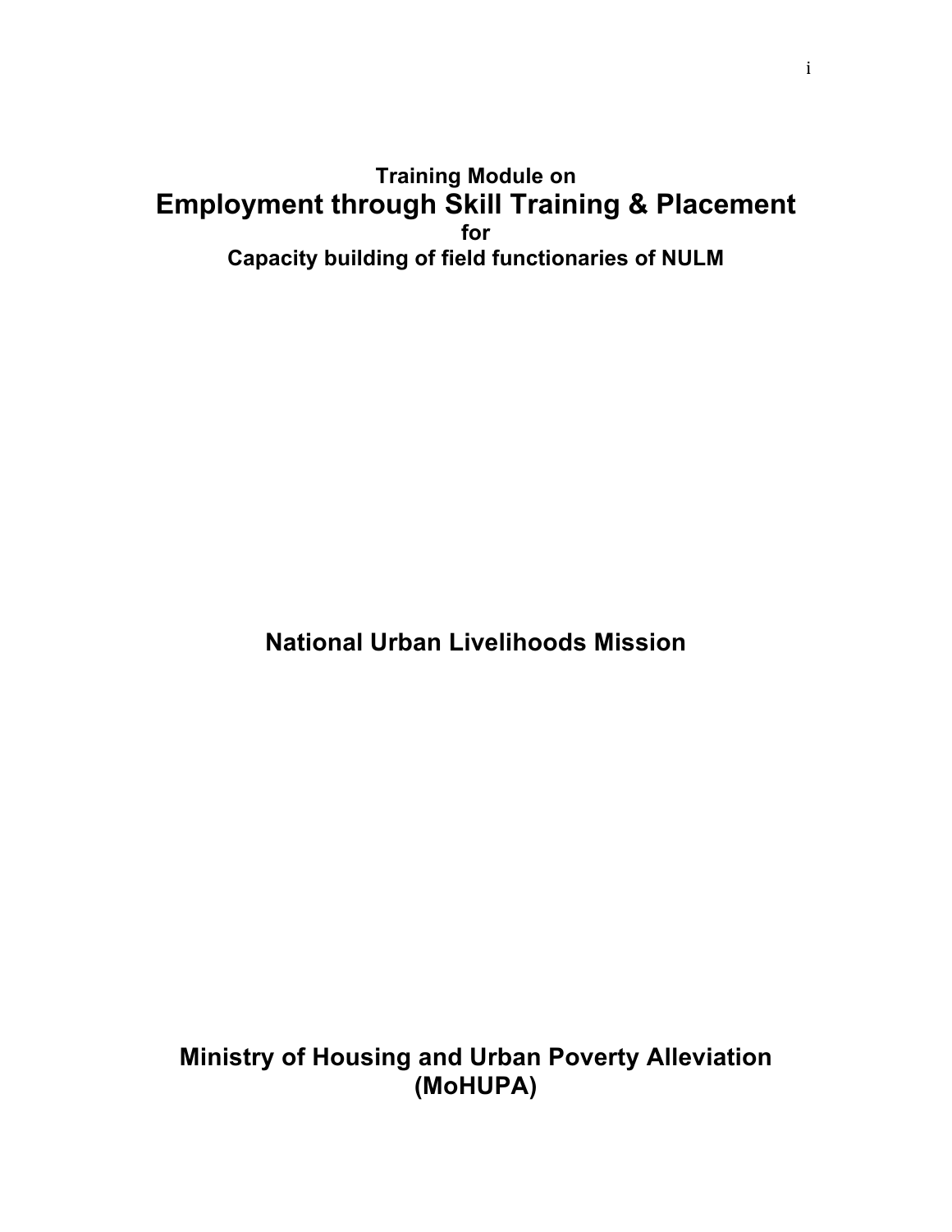**Training Module on**

# Employment through Skill Training & Placement

**for**

**Capacity building of field functionaries of NULM**

## National Urban Livelihoods Mission

## Ministry of Housing and Urban Poverty Alleviation (MoHUPA)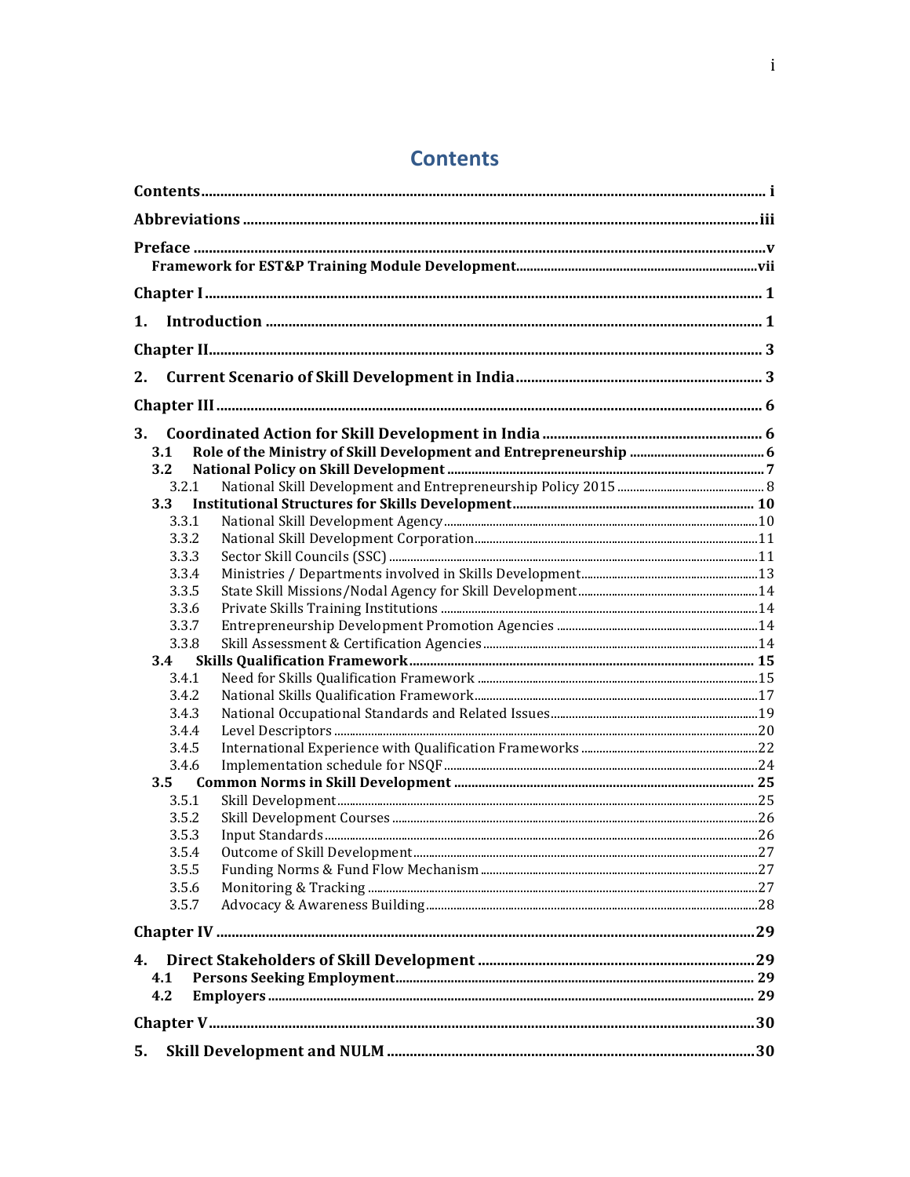# Contents

Contents ........................................................ i

Abbreviations ........................................................ iii

Preface ........................................................ v

Framework for EST&P Training Module Development ........................................................ vii

Chapter I ........................................................ 1

1. Introduction ........................................................ 1

Chapter II ........................................................ 3

2. Current Scenario of Skill Development in India ........................................................ 3

Chapter III ........................................................ 6

3. Coordinated Action for Skill Development in India ........................................................ 6

- 3.1 Role of the Ministry of Skill Development and Entrepreneurship ........................................................ 6
- 3.2 National Policy on Skill Development ........................................................ 7
  - 3.2.1 National Skill Development and Entrepreneurship Policy 2015 ........................................................ 8
- 3.3 Institutional Structures for Skills Development ........................................................ 10
  - 3.3.1 National Skill Development Agency ........................................................ 10
  - 3.3.2 National Skill Development Corporation ........................................................ 11
  - 3.3.3 Sector Skill Councils (SSC) ........................................................ 11
  - 3.3.4 Ministries / Departments involved in Skills Development ........................................................ 13
  - 3.3.5 State Skill Missions/Nodal Agency for Skill Development ........................................................ 14
  - 3.3.6 Private Skills Training Institutions ........................................................ 14
  - 3.3.7 Entrepreneurship Development Promotion Agencies ........................................................ 14
  - 3.3.8 Skill Assessment & Certification Agencies ........................................................ 14
- 3.4 Skills Qualification Framework ........................................................ 15
  - 3.4.1 Need for Skills Qualification Framework ........................................................ 15
  - 3.4.2 National Skills Qualification Framework ........................................................ 17
  - 3.4.3 National Occupational Standards and Related Issues ........................................................ 19
  - 3.4.4 Level Descriptors ........................................................ 20
  - 3.4.5 International Experience with Qualification Frameworks ........................................................ 22
  - 3.4.6 Implementation schedule for NSQF ........................................................ 24
- 3.5 Common Norms in Skill Development ........................................................ 25
  - 3.5.1 Skill Development ........................................................ 25
  - 3.5.2 Skill Development Courses ........................................................ 26
  - 3.5.3 Input Standards ........................................................ 26
  - 3.5.4 Outcome of Skill Development ........................................................ 27
  - 3.5.5 Funding Norms & Fund Flow Mechanism ........................................................ 27
  - 3.5.6 Monitoring & Tracking ........................................................ 27
  - 3.5.7 Advocacy & Awareness Building ........................................................ 28

Chapter IV ........................................................ 29

4. Direct Stakeholders of Skill Development ........................................................ 29

- 4.1 Persons Seeking Employment ........................................................ 29
- 4.2 Employers ........................................................ 29

Chapter V ........................................................ 30

5. Skill Development and NULM ........................................................ 30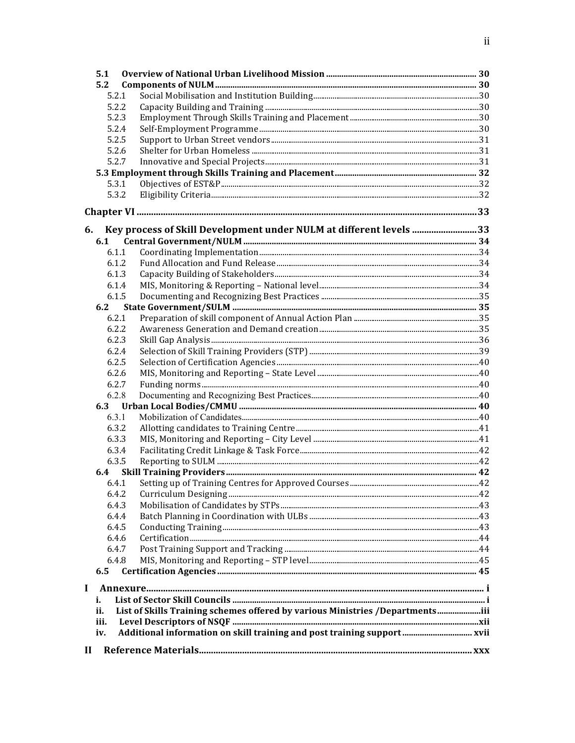- **5.1 Overview of National Urban Livelihood Mission** ..... 30
- **5.2 Components of NULM** ..... 30
  - 5.2.1 Social Mobilisation and Institution Building ..... 30
  - 5.2.2 Capacity Building and Training ..... 30
  - 5.2.3 Employment Through Skills Training and Placement ..... 30
  - 5.2.4 Self-Employment Programme ..... 30
  - 5.2.5 Support to Urban Street vendors ..... 31
  - 5.2.6 Shelter for Urban Homeless ..... 31
  - 5.2.7 Innovative and Special Projects ..... 31
- **5.3 Employment through Skills Training and Placement** ..... 32
  - 5.3.1 Objectives of EST&P ..... 32
  - 5.3.2 Eligibility Criteria ..... 32

**Chapter VI** ..... 33

**6. Key process of Skill Development under NULM at different levels** ..... 33

- **6.1 Central Government/NULM** ..... 34
  - 6.1.1 Coordinating Implementation ..... 34
  - 6.1.2 Fund Allocation and Fund Release ..... 34
  - 6.1.3 Capacity Building of Stakeholders ..... 34
  - 6.1.4 MIS, Monitoring & Reporting – National level ..... 34
  - 6.1.5 Documenting and Recognizing Best Practices ..... 35
- **6.2 State Government/SULM** ..... 35
  - 6.2.1 Preparation of skill component of Annual Action Plan ..... 35
  - 6.2.2 Awareness Generation and Demand creation ..... 35
  - 6.2.3 Skill Gap Analysis ..... 36
  - 6.2.4 Selection of Skill Training Providers (STP) ..... 39
  - 6.2.5 Selection of Certification Agencies ..... 40
  - 6.2.6 MIS, Monitoring and Reporting – State Level ..... 40
  - 6.2.7 Funding norms ..... 40
  - 6.2.8 Documenting and Recognizing Best Practices ..... 40
- **6.3 Urban Local Bodies/CMMU** ..... 40
  - 6.3.1 Mobilization of Candidates ..... 40
  - 6.3.2 Allotting candidates to Training Centre ..... 41
  - 6.3.3 MIS, Monitoring and Reporting – City Level ..... 41
  - 6.3.4 Facilitating Credit Linkage & Task Force ..... 42
  - 6.3.5 Reporting to SULM ..... 42
- **6.4 Skill Training Providers** ..... 42
  - 6.4.1 Setting up of Training Centres for Approved Courses ..... 42
  - 6.4.2 Curriculum Designing ..... 42
  - 6.4.3 Mobilisation of Candidates by STPs ..... 43
  - 6.4.4 Batch Planning in Coordination with ULBs ..... 43
  - 6.4.5 Conducting Training ..... 43
  - 6.4.6 Certification ..... 44
  - 6.4.7 Post Training Support and Tracking ..... 44
  - 6.4.8 MIS, Monitoring and Reporting – STP level ..... 45
- **6.5 Certification Agencies** ..... 45

**I Annexure** ..... i

- **i. List of Sector Skill Councils** ..... i
- **ii. List of Skills Training schemes offered by various Ministries /Departments** ..... iii
- **iii. Level Descriptors of NSQF** ..... xii
- **iv. Additional information on skill training and post training support** ..... xvii

**II Reference Materials** ..... xxx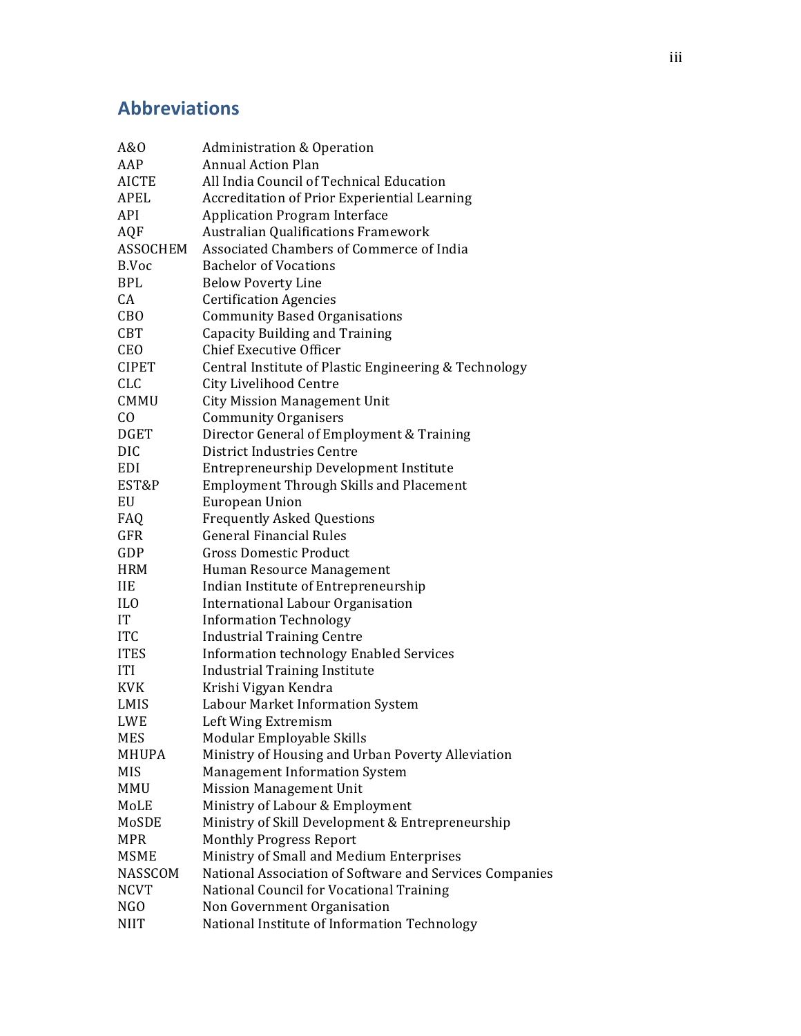## Abbreviations

| | |
|---|---|
| A&O | Administration & Operation |
| AAP | Annual Action Plan |
| AICTE | All India Council of Technical Education |
| APEL | Accreditation of Prior Experiential Learning |
| API | Application Program Interface |
| AQF | Australian Qualifications Framework |
| ASSOCHEM | Associated Chambers of Commerce of India |
| B.Voc | Bachelor of Vocations |
| BPL | Below Poverty Line |
| CA | Certification Agencies |
| CBO | Community Based Organisations |
| CBT | Capacity Building and Training |
| CEO | Chief Executive Officer |
| CIPET | Central Institute of Plastic Engineering & Technology |
| CLC | City Livelihood Centre |
| CMMU | City Mission Management Unit |
| CO | Community Organisers |
| DGET | Director General of Employment & Training |
| DIC | District Industries Centre |
| EDI | Entrepreneurship Development Institute |
| EST&P | Employment Through Skills and Placement |
| EU | European Union |
| FAQ | Frequently Asked Questions |
| GFR | General Financial Rules |
| GDP | Gross Domestic Product |
| HRM | Human Resource Management |
| IIE | Indian Institute of Entrepreneurship |
| ILO | International Labour Organisation |
| IT | Information Technology |
| ITC | Industrial Training Centre |
| ITES | Information technology Enabled Services |
| ITI | Industrial Training Institute |
| KVK | Krishi Vigyan Kendra |
| LMIS | Labour Market Information System |
| LWE | Left Wing Extremism |
| MES | Modular Employable Skills |
| MHUPA | Ministry of Housing and Urban Poverty Alleviation |
| MIS | Management Information System |
| MMU | Mission Management Unit |
| MoLE | Ministry of Labour & Employment |
| MoSDE | Ministry of Skill Development & Entrepreneurship |
| MPR | Monthly Progress Report |
| MSME | Ministry of Small and Medium Enterprises |
| NASSCOM | National Association of Software and Services Companies |
| NCVT | National Council for Vocational Training |
| NGO | Non Government Organisation |
| NIIT | National Institute of Information Technology |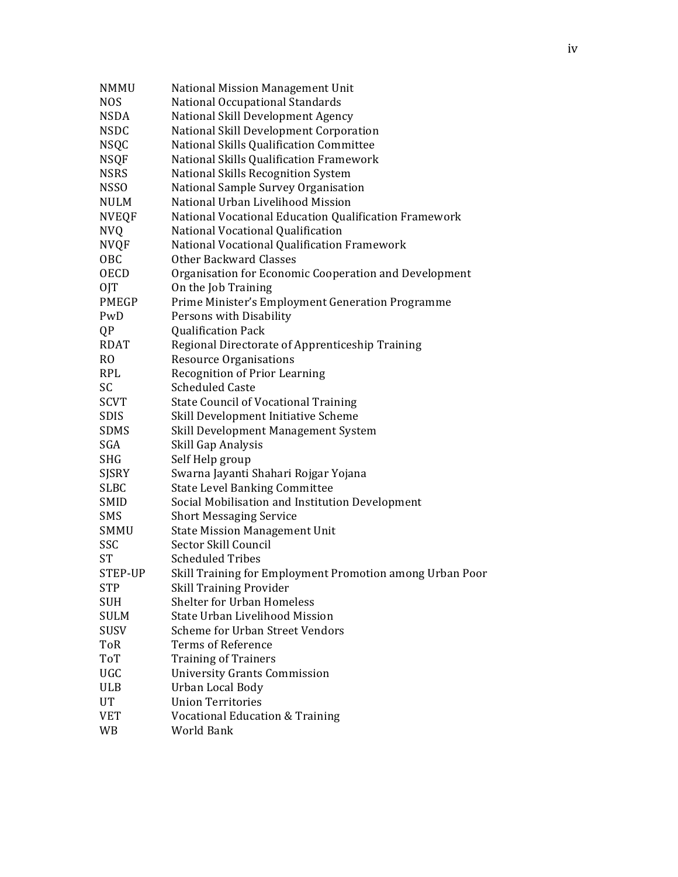| | |
|---|---|
| NMMU | National Mission Management Unit |
| NOS | National Occupational Standards |
| NSDA | National Skill Development Agency |
| NSDC | National Skill Development Corporation |
| NSQC | National Skills Qualification Committee |
| NSQF | National Skills Qualification Framework |
| NSRS | National Skills Recognition System |
| NSSO | National Sample Survey Organisation |
| NULM | National Urban Livelihood Mission |
| NVEQF | National Vocational Education Qualification Framework |
| NVQ | National Vocational Qualification |
| NVQF | National Vocational Qualification Framework |
| OBC | Other Backward Classes |
| OECD | Organisation for Economic Cooperation and Development |
| OJT | On the Job Training |
| PMEGP | Prime Minister's Employment Generation Programme |
| PwD | Persons with Disability |
| QP | Qualification Pack |
| RDAT | Regional Directorate of Apprenticeship Training |
| RO | Resource Organisations |
| RPL | Recognition of Prior Learning |
| SC | Scheduled Caste |
| SCVT | State Council of Vocational Training |
| SDIS | Skill Development Initiative Scheme |
| SDMS | Skill Development Management System |
| SGA | Skill Gap Analysis |
| SHG | Self Help group |
| SJSRY | Swarna Jayanti Shahari Rojgar Yojana |
| SLBC | State Level Banking Committee |
| SMID | Social Mobilisation and Institution Development |
| SMS | Short Messaging Service |
| SMMU | State Mission Management Unit |
| SSC | Sector Skill Council |
| ST | Scheduled Tribes |
| STEP-UP | Skill Training for Employment Promotion among Urban Poor |
| STP | Skill Training Provider |
| SUH | Shelter for Urban Homeless |
| SULM | State Urban Livelihood Mission |
| SUSV | Scheme for Urban Street Vendors |
| ToR | Terms of Reference |
| ToT | Training of Trainers |
| UGC | University Grants Commission |
| ULB | Urban Local Body |
| UT | Union Territories |
| VET | Vocational Education & Training |
| WB | World Bank |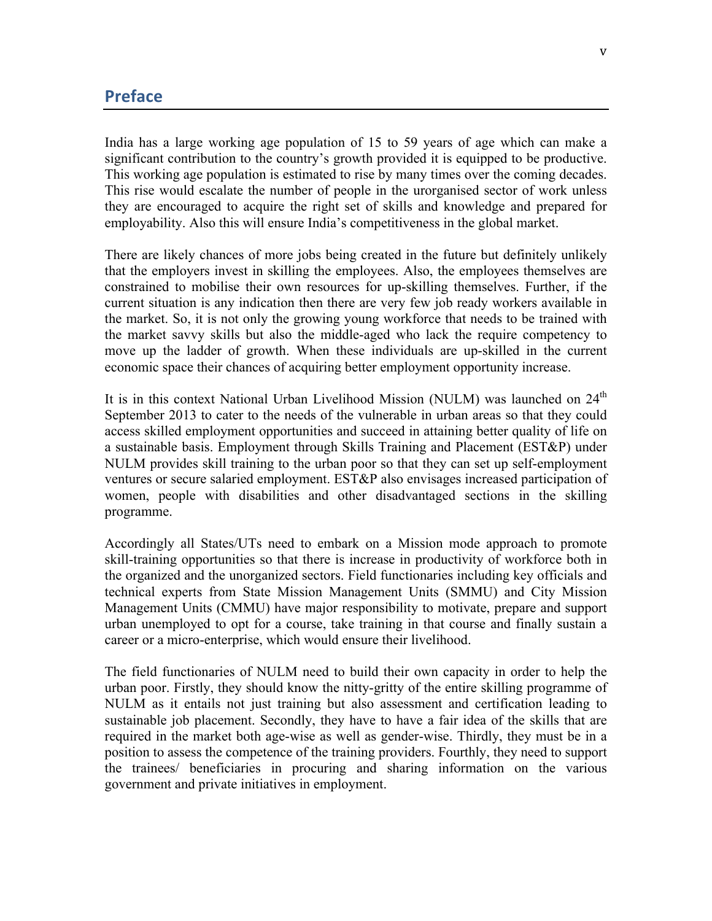## Preface

India has a large working age population of 15 to 59 years of age which can make a significant contribution to the country's growth provided it is equipped to be productive. This working age population is estimated to rise by many times over the coming decades. This rise would escalate the number of people in the urorganised sector of work unless they are encouraged to acquire the right set of skills and knowledge and prepared for employability. Also this will ensure India's competitiveness in the global market.

There are likely chances of more jobs being created in the future but definitely unlikely that the employers invest in skilling the employees. Also, the employees themselves are constrained to mobilise their own resources for up-skilling themselves. Further, if the current situation is any indication then there are very few job ready workers available in the market. So, it is not only the growing young workforce that needs to be trained with the market savvy skills but also the middle-aged who lack the require competency to move up the ladder of growth. When these individuals are up-skilled in the current economic space their chances of acquiring better employment opportunity increase.

It is in this context National Urban Livelihood Mission (NULM) was launched on 24th September 2013 to cater to the needs of the vulnerable in urban areas so that they could access skilled employment opportunities and succeed in attaining better quality of life on a sustainable basis. Employment through Skills Training and Placement (EST&P) under NULM provides skill training to the urban poor so that they can set up self-employment ventures or secure salaried employment. EST&P also envisages increased participation of women, people with disabilities and other disadvantaged sections in the skilling programme.

Accordingly all States/UTs need to embark on a Mission mode approach to promote skill-training opportunities so that there is increase in productivity of workforce both in the organized and the unorganized sectors. Field functionaries including key officials and technical experts from State Mission Management Units (SMMU) and City Mission Management Units (CMMU) have major responsibility to motivate, prepare and support urban unemployed to opt for a course, take training in that course and finally sustain a career or a micro-enterprise, which would ensure their livelihood.

The field functionaries of NULM need to build their own capacity in order to help the urban poor. Firstly, they should know the nitty-gritty of the entire skilling programme of NULM as it entails not just training but also assessment and certification leading to sustainable job placement. Secondly, they have to have a fair idea of the skills that are required in the market both age-wise as well as gender-wise. Thirdly, they must be in a position to assess the competence of the training providers. Fourthly, they need to support the trainees/ beneficiaries in procuring and sharing information on the various government and private initiatives in employment.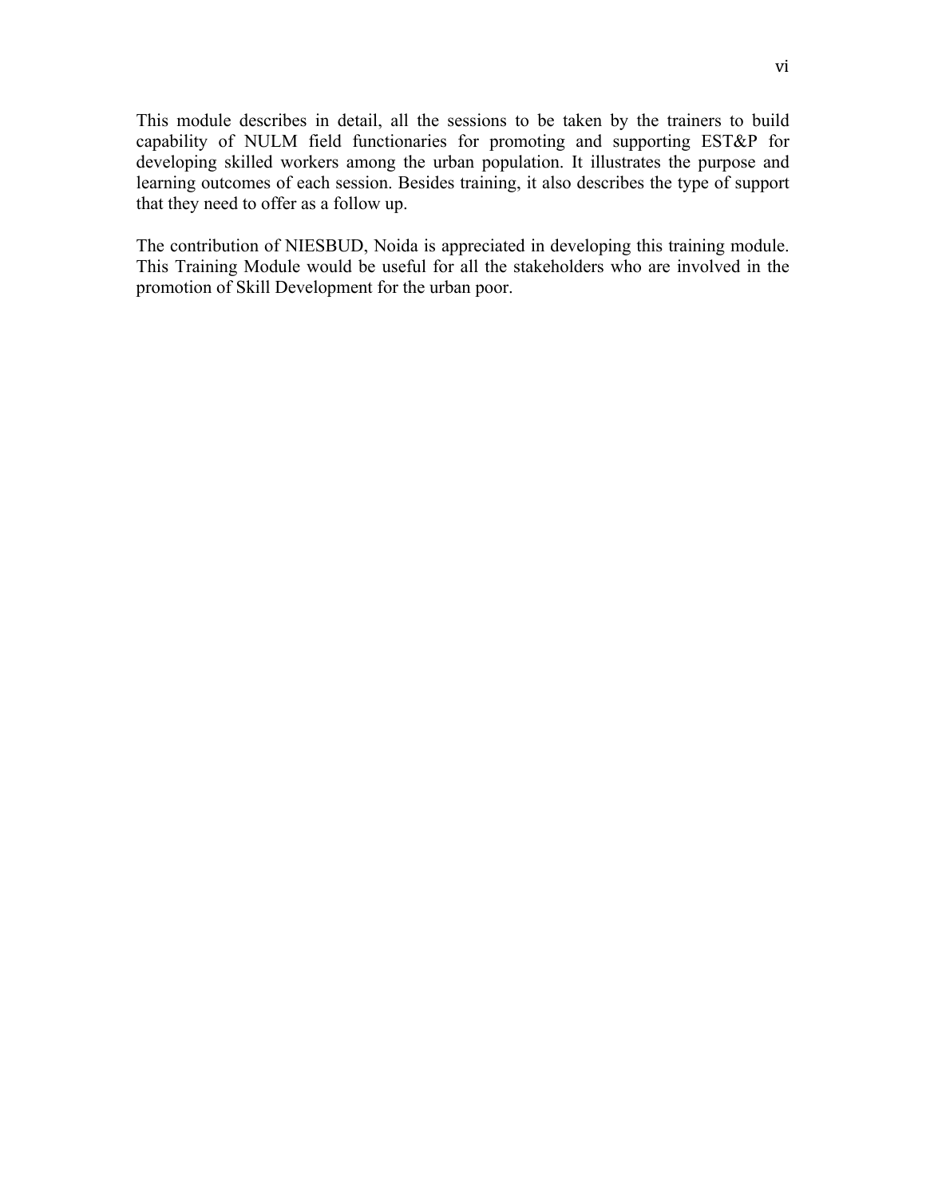This module describes in detail, all the sessions to be taken by the trainers to build capability of NULM field functionaries for promoting and supporting EST&P for developing skilled workers among the urban population. It illustrates the purpose and learning outcomes of each session. Besides training, it also describes the type of support that they need to offer as a follow up.

The contribution of NIESBUD, Noida is appreciated in developing this training module. This Training Module would be useful for all the stakeholders who are involved in the promotion of Skill Development for the urban poor.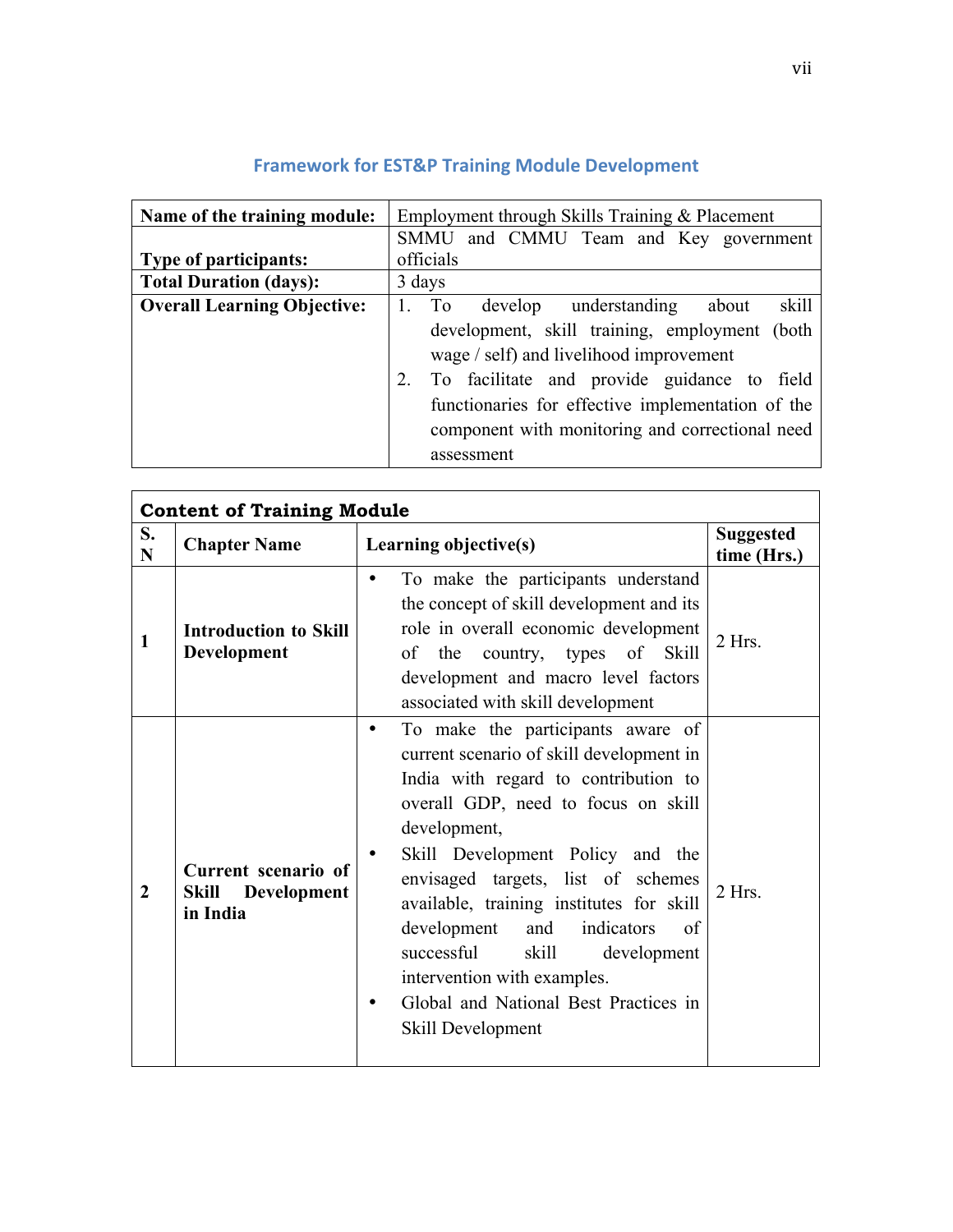## Framework for EST&P Training Module Development

| **Name of the training module:** | Employment through Skills Training & Placement |
|---|---|
| **Type of participants:** | SMMU and CMMU Team and Key government officials |
| **Total Duration (days):** | 3 days |
| **Overall Learning Objective:** | 1. To develop understanding about skill development, skill training, employment (both wage / self) and livelihood improvement<br>2. To facilitate and provide guidance to field functionaries for effective implementation of the component with monitoring and correctional need assessment |

| **Content of Training Module** | | | |
|---|---|---|---|
| **S. N** | **Chapter Name** | **Learning objective(s)** | **Suggested time (Hrs.)** |
| **1** | **Introduction to Skill Development** | • To make the participants understand the concept of skill development and its role in overall economic development of the country, types of Skill development and macro level factors associated with skill development | 2 Hrs. |
| **2** | **Current scenario of Skill Development in India** | • To make the participants aware of current scenario of skill development in India with regard to contribution to overall GDP, need to focus on skill development,<br>• Skill Development Policy and the envisaged targets, list of schemes available, training institutes for skill development and indicators of successful skill development intervention with examples.<br>• Global and National Best Practices in Skill Development | 2 Hrs. |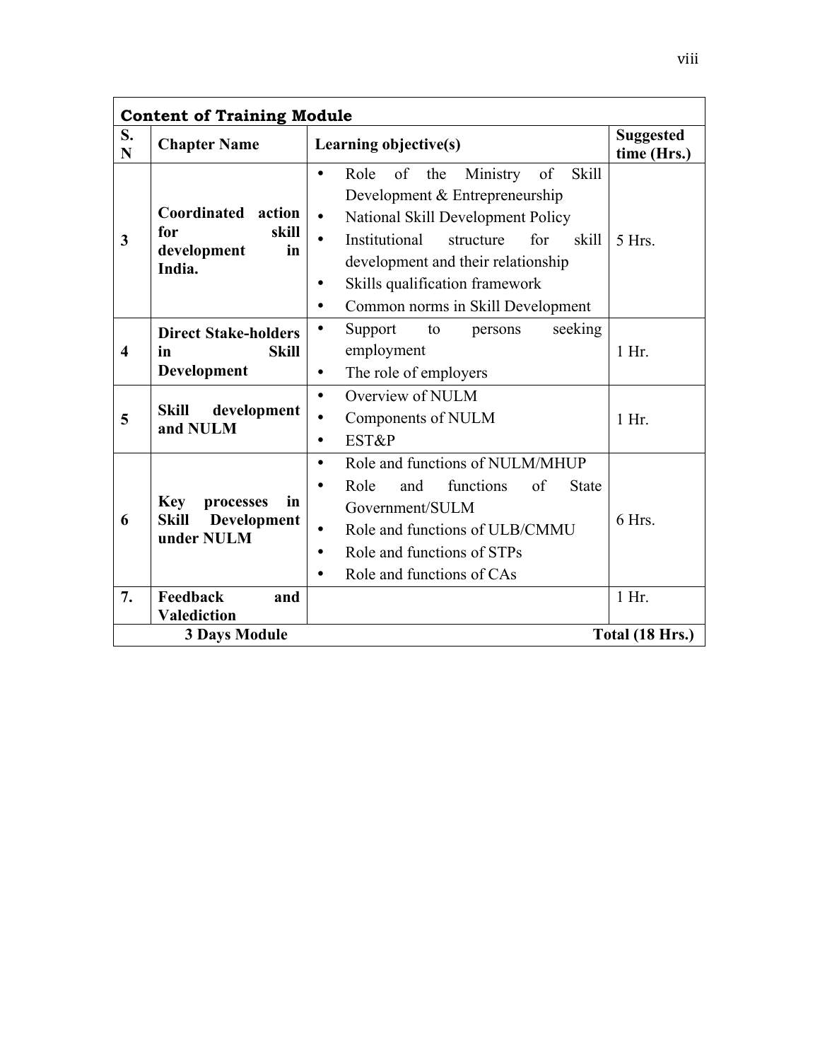| **Content of Training Module** | | | |
|---|---|---|---|
| **S. N** | **Chapter Name** | **Learning objective(s)** | **Suggested time (Hrs.)** |
| **3** | **Coordinated action for skill development in India.** | • Role of the Ministry of Skill Development & Entrepreneurship<br>• National Skill Development Policy<br>• Institutional structure for skill development and their relationship<br>• Skills qualification framework<br>• Common norms in Skill Development | 5 Hrs. |
| **4** | **Direct Stake-holders in Skill Development** | • Support to persons seeking employment<br>• The role of employers | 1 Hr. |
| **5** | **Skill development and NULM** | • Overview of NULM<br>• Components of NULM<br>• EST&P | 1 Hr. |
| **6** | **Key processes in Skill Development under NULM** | • Role and functions of NULM/MHUP<br>• Role and functions of State Government/SULM<br>• Role and functions of ULB/CMMU<br>• Role and functions of STPs<br>• Role and functions of CAs | 6 Hrs. |
| **7.** | **Feedback and Valediction** | | 1 Hr. |
| | **3 Days Module** | | **Total (18 Hrs.)** |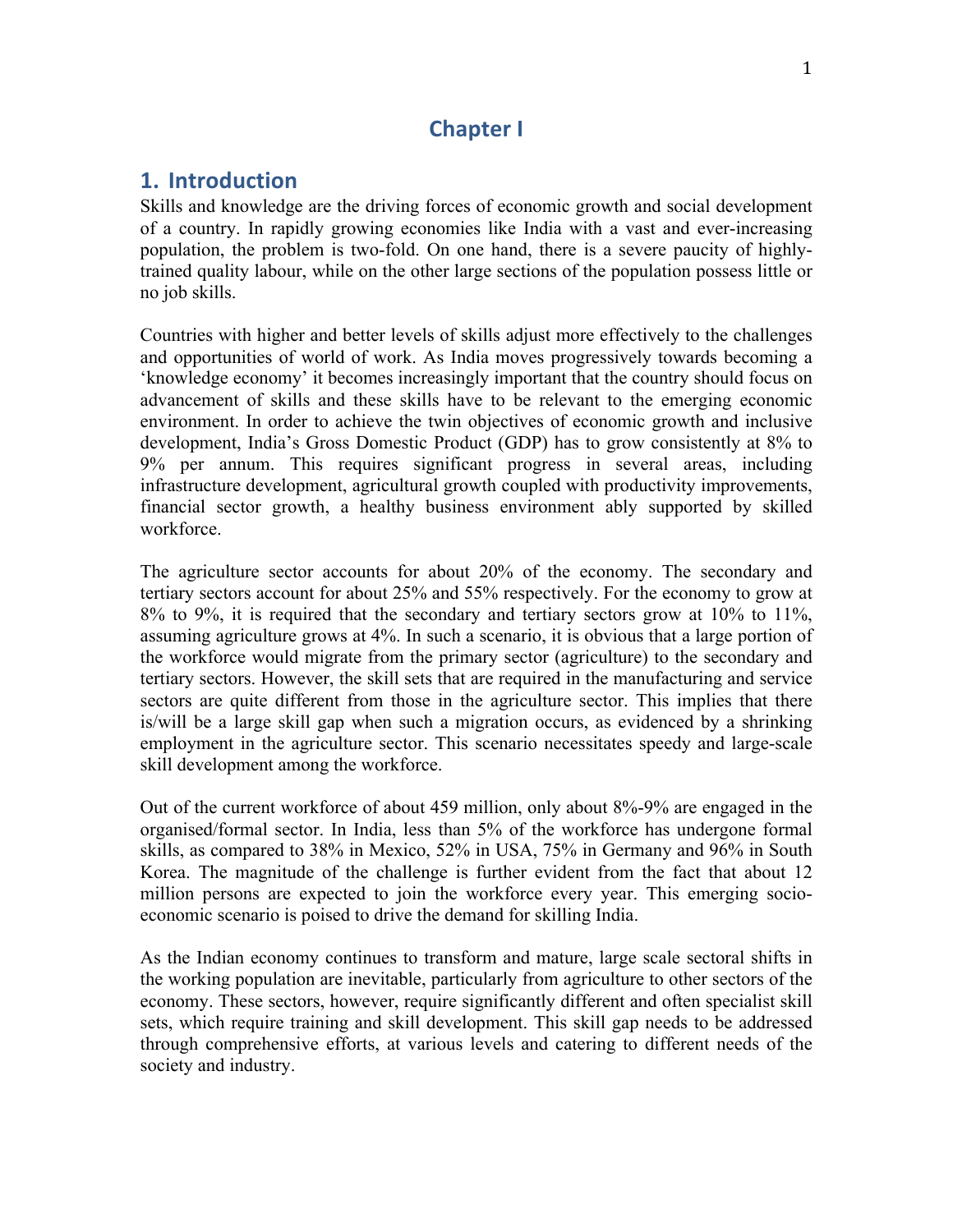# Chapter I

## 1. Introduction

Skills and knowledge are the driving forces of economic growth and social development of a country. In rapidly growing economies like India with a vast and ever-increasing population, the problem is two-fold. On one hand, there is a severe paucity of highly-trained quality labour, while on the other large sections of the population possess little or no job skills.

Countries with higher and better levels of skills adjust more effectively to the challenges and opportunities of world of work. As India moves progressively towards becoming a 'knowledge economy' it becomes increasingly important that the country should focus on advancement of skills and these skills have to be relevant to the emerging economic environment. In order to achieve the twin objectives of economic growth and inclusive development, India's Gross Domestic Product (GDP) has to grow consistently at 8% to 9% per annum. This requires significant progress in several areas, including infrastructure development, agricultural growth coupled with productivity improvements, financial sector growth, a healthy business environment ably supported by skilled workforce.

The agriculture sector accounts for about 20% of the economy. The secondary and tertiary sectors account for about 25% and 55% respectively. For the economy to grow at 8% to 9%, it is required that the secondary and tertiary sectors grow at 10% to 11%, assuming agriculture grows at 4%. In such a scenario, it is obvious that a large portion of the workforce would migrate from the primary sector (agriculture) to the secondary and tertiary sectors. However, the skill sets that are required in the manufacturing and service sectors are quite different from those in the agriculture sector. This implies that there is/will be a large skill gap when such a migration occurs, as evidenced by a shrinking employment in the agriculture sector. This scenario necessitates speedy and large-scale skill development among the workforce.

Out of the current workforce of about 459 million, only about 8%-9% are engaged in the organised/formal sector. In India, less than 5% of the workforce has undergone formal skills, as compared to 38% in Mexico, 52% in USA, 75% in Germany and 96% in South Korea. The magnitude of the challenge is further evident from the fact that about 12 million persons are expected to join the workforce every year. This emerging socio-economic scenario is poised to drive the demand for skilling India.

As the Indian economy continues to transform and mature, large scale sectoral shifts in the working population are inevitable, particularly from agriculture to other sectors of the economy. These sectors, however, require significantly different and often specialist skill sets, which require training and skill development. This skill gap needs to be addressed through comprehensive efforts, at various levels and catering to different needs of the society and industry.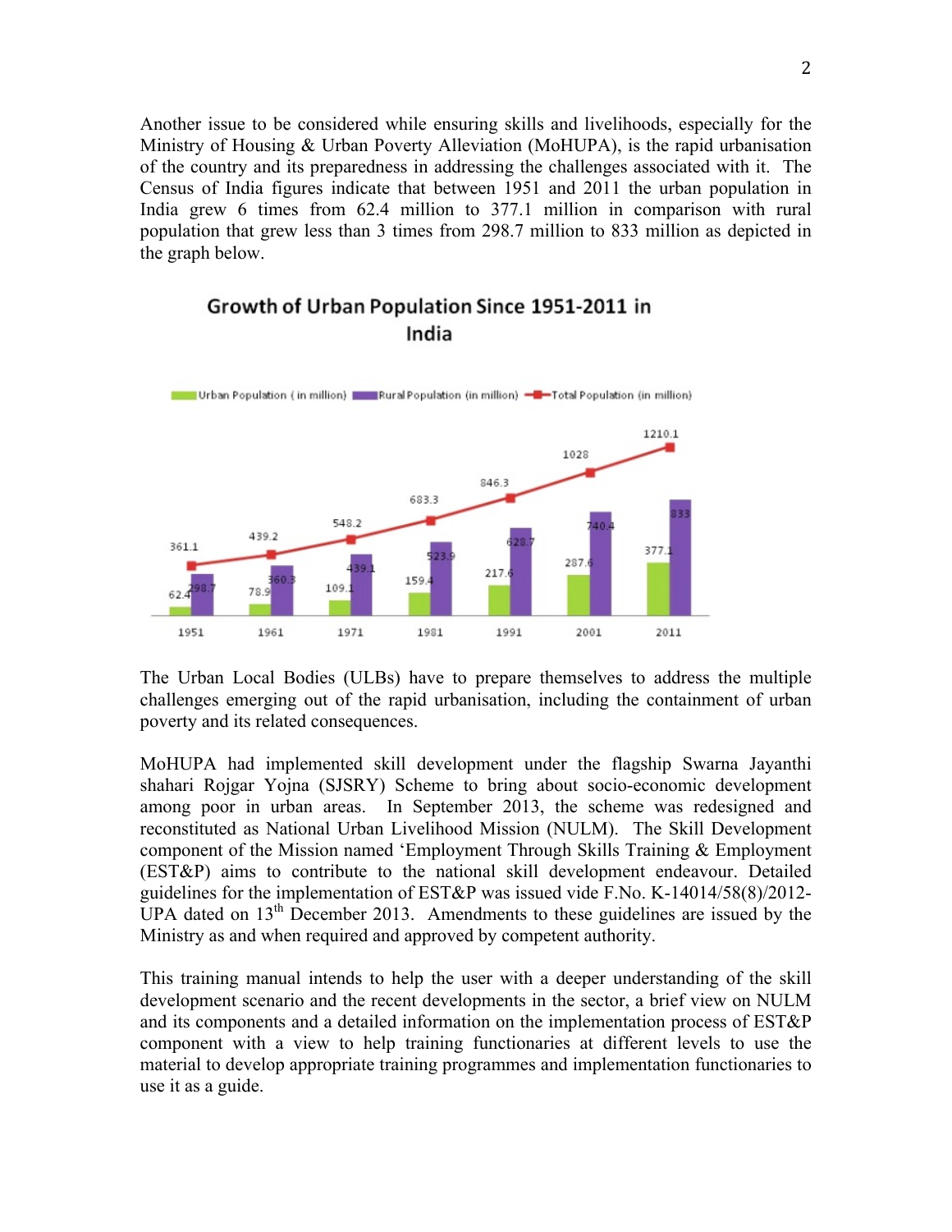Another issue to be considered while ensuring skills and livelihoods, especially for the Ministry of Housing & Urban Poverty Alleviation (MoHUPA), is the rapid urbanisation of the country and its preparedness in addressing the challenges associated with it. The Census of India figures indicate that between 1951 and 2011 the urban population in India grew 6 times from 62.4 million to 377.1 million in comparison with rural population that grew less than 3 times from 298.7 million to 833 million as depicted in the graph below.

**Growth of Urban Population Since 1951-2011 in India**

| Year | Urban Population (in million) | Rural Population (in million) | Total Population (in million) |
|---|---|---|---|
| 1951 | 62.4 | 298.7 | 361.1 |
| 1961 | 78.9 | 360.3 | 439.2 |
| 1971 | 109.1 | 439.1 | 548.2 |
| 1981 | 159.4 | 523.9 | 683.3 |
| 1991 | 217.6 | 628.7 | 846.3 |
| 2001 | 287.6 | 740.4 | 1028 |
| 2011 | 377.1 | 833 | 1210.1 |

The Urban Local Bodies (ULBs) have to prepare themselves to address the multiple challenges emerging out of the rapid urbanisation, including the containment of urban poverty and its related consequences.

MoHUPA had implemented skill development under the flagship Swarna Jayanthi shahari Rojgar Yojna (SJSRY) Scheme to bring about socio-economic development among poor in urban areas. In September 2013, the scheme was redesigned and reconstituted as National Urban Livelihood Mission (NULM). The Skill Development component of the Mission named 'Employment Through Skills Training & Employment (EST&P) aims to contribute to the national skill development endeavour. Detailed guidelines for the implementation of EST&P was issued vide F.No. K-14014/58(8)/2012-UPA dated on 13th December 2013. Amendments to these guidelines are issued by the Ministry as and when required and approved by competent authority.

This training manual intends to help the user with a deeper understanding of the skill development scenario and the recent developments in the sector, a brief view on NULM and its components and a detailed information on the implementation process of EST&P component with a view to help training functionaries at different levels to use the material to develop appropriate training programmes and implementation functionaries to use it as a guide.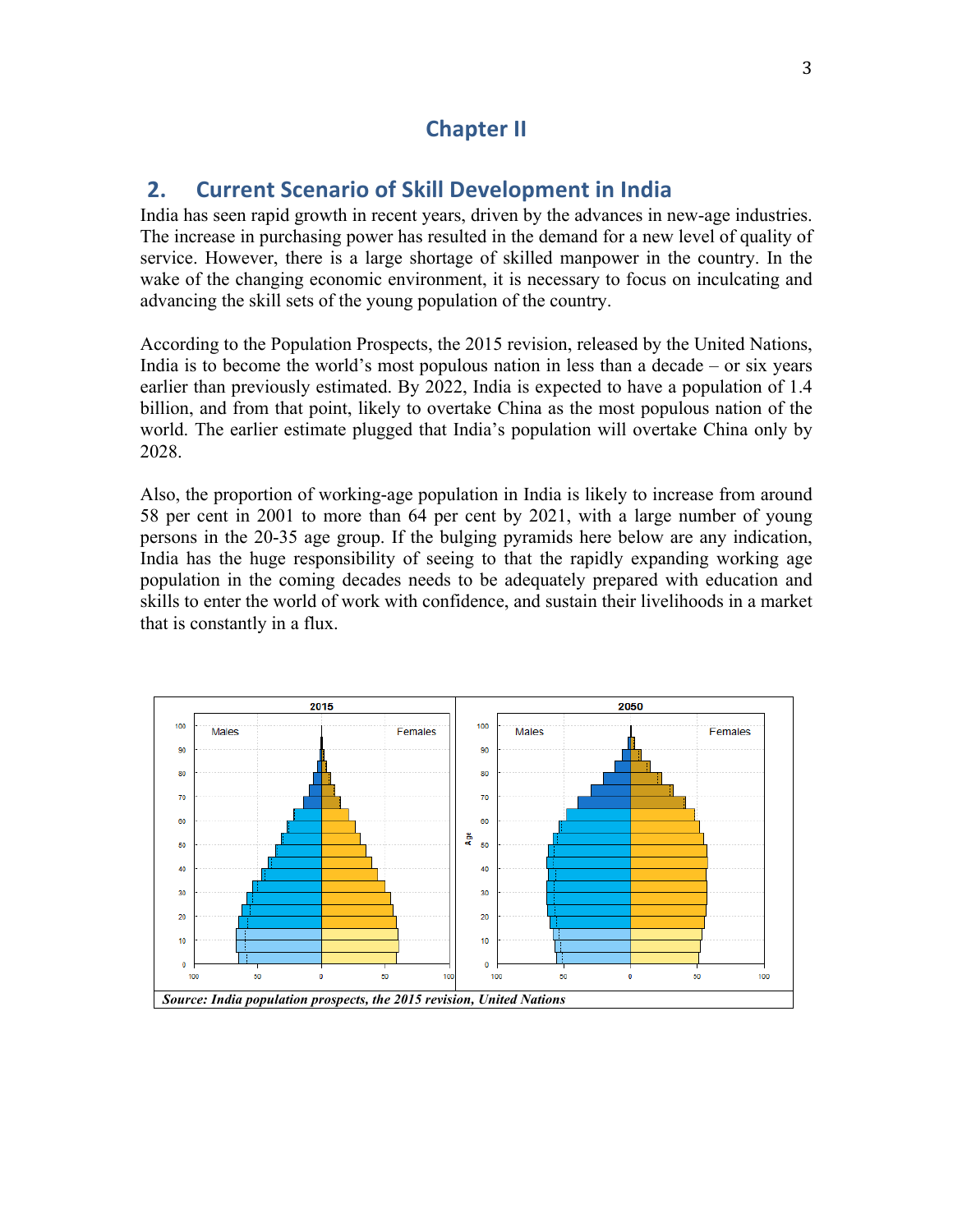# Chapter II

## 2. Current Scenario of Skill Development in India

India has seen rapid growth in recent years, driven by the advances in new-age industries. The increase in purchasing power has resulted in the demand for a new level of quality of service. However, there is a large shortage of skilled manpower in the country. In the wake of the changing economic environment, it is necessary to focus on inculcating and advancing the skill sets of the young population of the country.

According to the Population Prospects, the 2015 revision, released by the United Nations, India is to become the world's most populous nation in less than a decade – or six years earlier than previously estimated. By 2022, India is expected to have a population of 1.4 billion, and from that point, likely to overtake China as the most populous nation of the world. The earlier estimate plugged that India's population will overtake China only by 2028.

Also, the proportion of working-age population in India is likely to increase from around 58 per cent in 2001 to more than 64 per cent by 2021, with a large number of young persons in the 20-35 age group. If the bulging pyramids here below are any indication, India has the huge responsibility of seeing to that the rapidly expanding working age population in the coming decades needs to be adequately prepared with education and skills to enter the world of work with confidence, and sustain their livelihoods in a market that is constantly in a flux.

*Source: India population prospects, the 2015 revision, United Nations*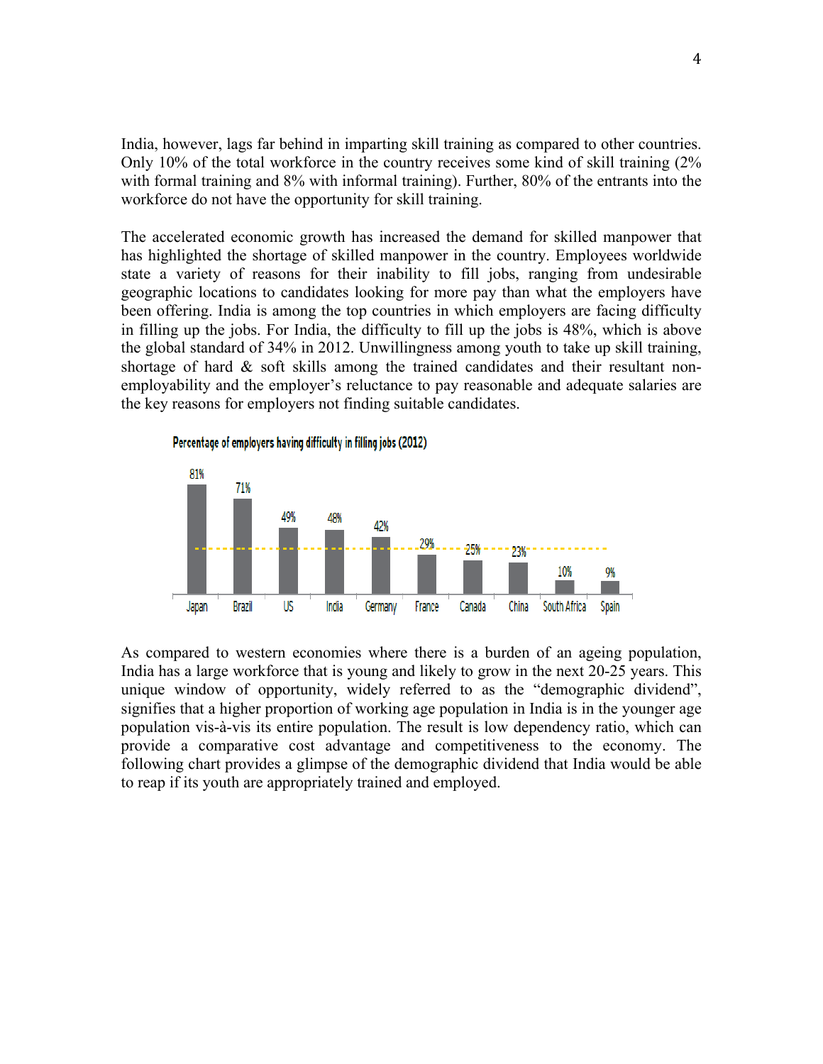India, however, lags far behind in imparting skill training as compared to other countries. Only 10% of the total workforce in the country receives some kind of skill training (2% with formal training and 8% with informal training). Further, 80% of the entrants into the workforce do not have the opportunity for skill training.

The accelerated economic growth has increased the demand for skilled manpower that has highlighted the shortage of skilled manpower in the country. Employees worldwide state a variety of reasons for their inability to fill jobs, ranging from undesirable geographic locations to candidates looking for more pay than what the employers have been offering. India is among the top countries in which employers are facing difficulty in filling up the jobs. For India, the difficulty to fill up the jobs is 48%, which is above the global standard of 34% in 2012. Unwillingness among youth to take up skill training, shortage of hard & soft skills among the trained candidates and their resultant non-employability and the employer's reluctance to pay reasonable and adequate salaries are the key reasons for employers not finding suitable candidates.

**Percentage of employers having difficulty in filling jobs (2012)**

| Japan | Brazil | US | India | Germany | France | Canada | China | South Africa | Spain |
|---|---|---|---|---|---|---|---|---|---|
| 81% | 71% | 49% | 48% | 42% | 29% | 25% | 23% | 10% | 9% |

As compared to western economies where there is a burden of an ageing population, India has a large workforce that is young and likely to grow in the next 20-25 years. This unique window of opportunity, widely referred to as the "demographic dividend", signifies that a higher proportion of working age population in India is in the younger age population vis-à-vis its entire population. The result is low dependency ratio, which can provide a comparative cost advantage and competitiveness to the economy. The following chart provides a glimpse of the demographic dividend that India would be able to reap if its youth are appropriately trained and employed.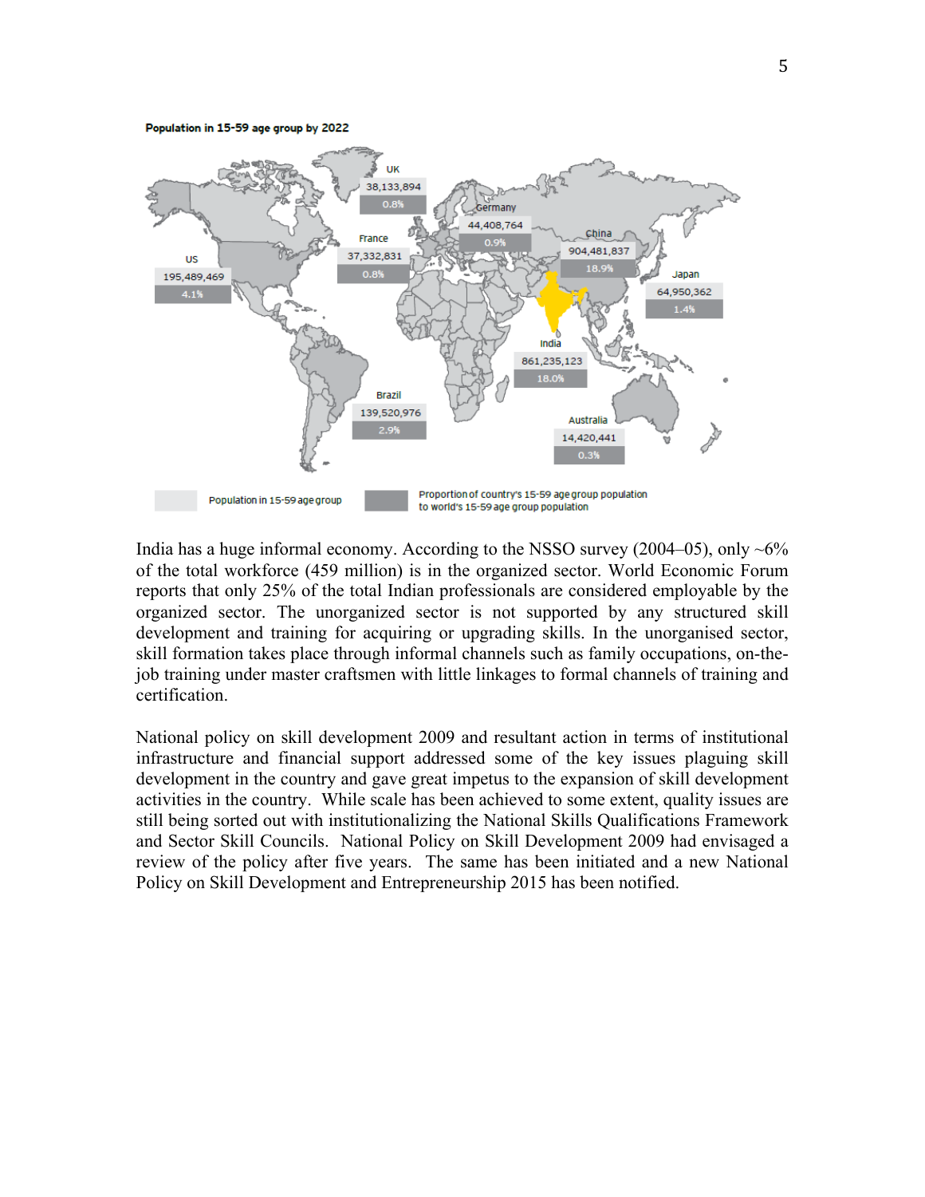**Population in 15-59 age group by 2022**

| Country | Population in 15-59 age group | Proportion of country's 15-59 age group population to world's 15-59 age group population |
| --- | --- | --- |
| UK | 38,133,894 | 0.8% |
| Germany | 44,408,764 | 0.9% |
| France | 37,332,831 | 0.8% |
| China | 904,481,837 | 18.9% |
| US | 195,489,469 | 4.1% |
| Japan | 64,950,362 | 1.4% |
| India | 861,235,123 | 18.0% |
| Brazil | 139,520,976 | 2.9% |
| Australia | 14,420,441 | 0.3% |

India has a huge informal economy. According to the NSSO survey (2004–05), only ~6% of the total workforce (459 million) is in the organized sector. World Economic Forum reports that only 25% of the total Indian professionals are considered employable by the organized sector. The unorganized sector is not supported by any structured skill development and training for acquiring or upgrading skills. In the unorganised sector, skill formation takes place through informal channels such as family occupations, on-the-job training under master craftsmen with little linkages to formal channels of training and certification.

National policy on skill development 2009 and resultant action in terms of institutional infrastructure and financial support addressed some of the key issues plaguing skill development in the country and gave great impetus to the expansion of skill development activities in the country. While scale has been achieved to some extent, quality issues are still being sorted out with institutionalizing the National Skills Qualifications Framework and Sector Skill Councils. National Policy on Skill Development 2009 had envisaged a review of the policy after five years. The same has been initiated and a new National Policy on Skill Development and Entrepreneurship 2015 has been notified.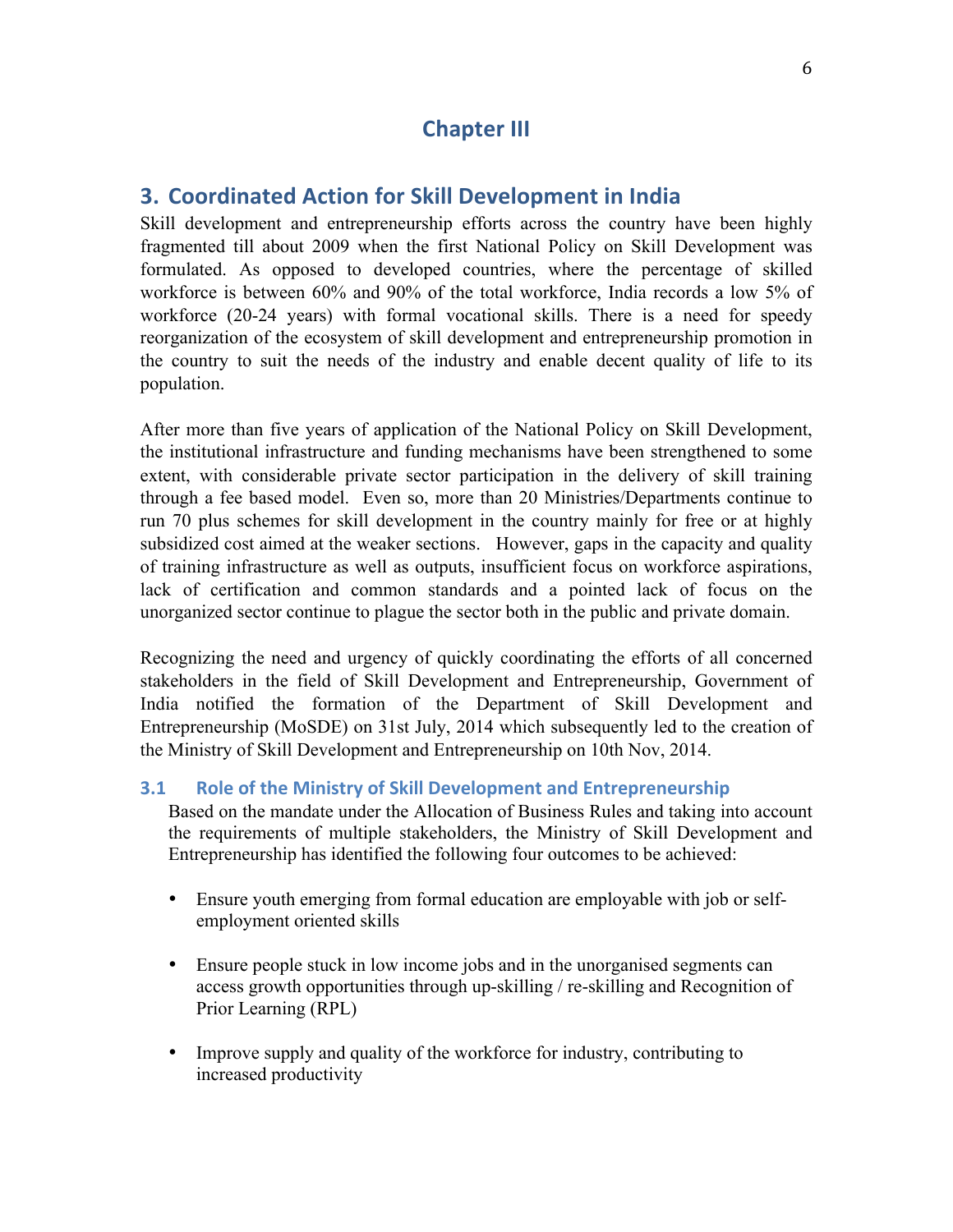# Chapter III

## 3. Coordinated Action for Skill Development in India

Skill development and entrepreneurship efforts across the country have been highly fragmented till about 2009 when the first National Policy on Skill Development was formulated. As opposed to developed countries, where the percentage of skilled workforce is between 60% and 90% of the total workforce, India records a low 5% of workforce (20-24 years) with formal vocational skills. There is a need for speedy reorganization of the ecosystem of skill development and entrepreneurship promotion in the country to suit the needs of the industry and enable decent quality of life to its population.

After more than five years of application of the National Policy on Skill Development, the institutional infrastructure and funding mechanisms have been strengthened to some extent, with considerable private sector participation in the delivery of skill training through a fee based model. Even so, more than 20 Ministries/Departments continue to run 70 plus schemes for skill development in the country mainly for free or at highly subsidized cost aimed at the weaker sections. However, gaps in the capacity and quality of training infrastructure as well as outputs, insufficient focus on workforce aspirations, lack of certification and common standards and a pointed lack of focus on the unorganized sector continue to plague the sector both in the public and private domain.

Recognizing the need and urgency of quickly coordinating the efforts of all concerned stakeholders in the field of Skill Development and Entrepreneurship, Government of India notified the formation of the Department of Skill Development and Entrepreneurship (MoSDE) on 31st July, 2014 which subsequently led to the creation of the Ministry of Skill Development and Entrepreneurship on 10th Nov, 2014.

### 3.1 Role of the Ministry of Skill Development and Entrepreneurship

Based on the mandate under the Allocation of Business Rules and taking into account the requirements of multiple stakeholders, the Ministry of Skill Development and Entrepreneurship has identified the following four outcomes to be achieved:

- Ensure youth emerging from formal education are employable with job or self-employment oriented skills
- Ensure people stuck in low income jobs and in the unorganised segments can access growth opportunities through up-skilling / re-skilling and Recognition of Prior Learning (RPL)
- Improve supply and quality of the workforce for industry, contributing to increased productivity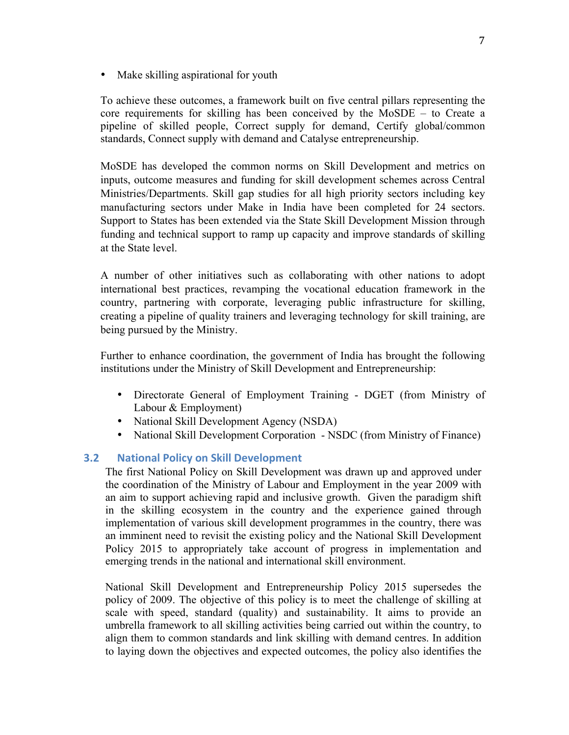- Make skilling aspirational for youth

To achieve these outcomes, a framework built on five central pillars representing the core requirements for skilling has been conceived by the MoSDE – to Create a pipeline of skilled people, Correct supply for demand, Certify global/common standards, Connect supply with demand and Catalyse entrepreneurship.

MoSDE has developed the common norms on Skill Development and metrics on inputs, outcome measures and funding for skill development schemes across Central Ministries/Departments. Skill gap studies for all high priority sectors including key manufacturing sectors under Make in India have been completed for 24 sectors. Support to States has been extended via the State Skill Development Mission through funding and technical support to ramp up capacity and improve standards of skilling at the State level.

A number of other initiatives such as collaborating with other nations to adopt international best practices, revamping the vocational education framework in the country, partnering with corporate, leveraging public infrastructure for skilling, creating a pipeline of quality trainers and leveraging technology for skill training, are being pursued by the Ministry.

Further to enhance coordination, the government of India has brought the following institutions under the Ministry of Skill Development and Entrepreneurship:

- Directorate General of Employment Training - DGET (from Ministry of Labour & Employment)
- National Skill Development Agency (NSDA)
- National Skill Development Corporation - NSDC (from Ministry of Finance)

## 3.2 National Policy on Skill Development

The first National Policy on Skill Development was drawn up and approved under the coordination of the Ministry of Labour and Employment in the year 2009 with an aim to support achieving rapid and inclusive growth. Given the paradigm shift in the skilling ecosystem in the country and the experience gained through implementation of various skill development programmes in the country, there was an imminent need to revisit the existing policy and the National Skill Development Policy 2015 to appropriately take account of progress in implementation and emerging trends in the national and international skill environment.

National Skill Development and Entrepreneurship Policy 2015 supersedes the policy of 2009. The objective of this policy is to meet the challenge of skilling at scale with speed, standard (quality) and sustainability. It aims to provide an umbrella framework to all skilling activities being carried out within the country, to align them to common standards and link skilling with demand centres. In addition to laying down the objectives and expected outcomes, the policy also identifies the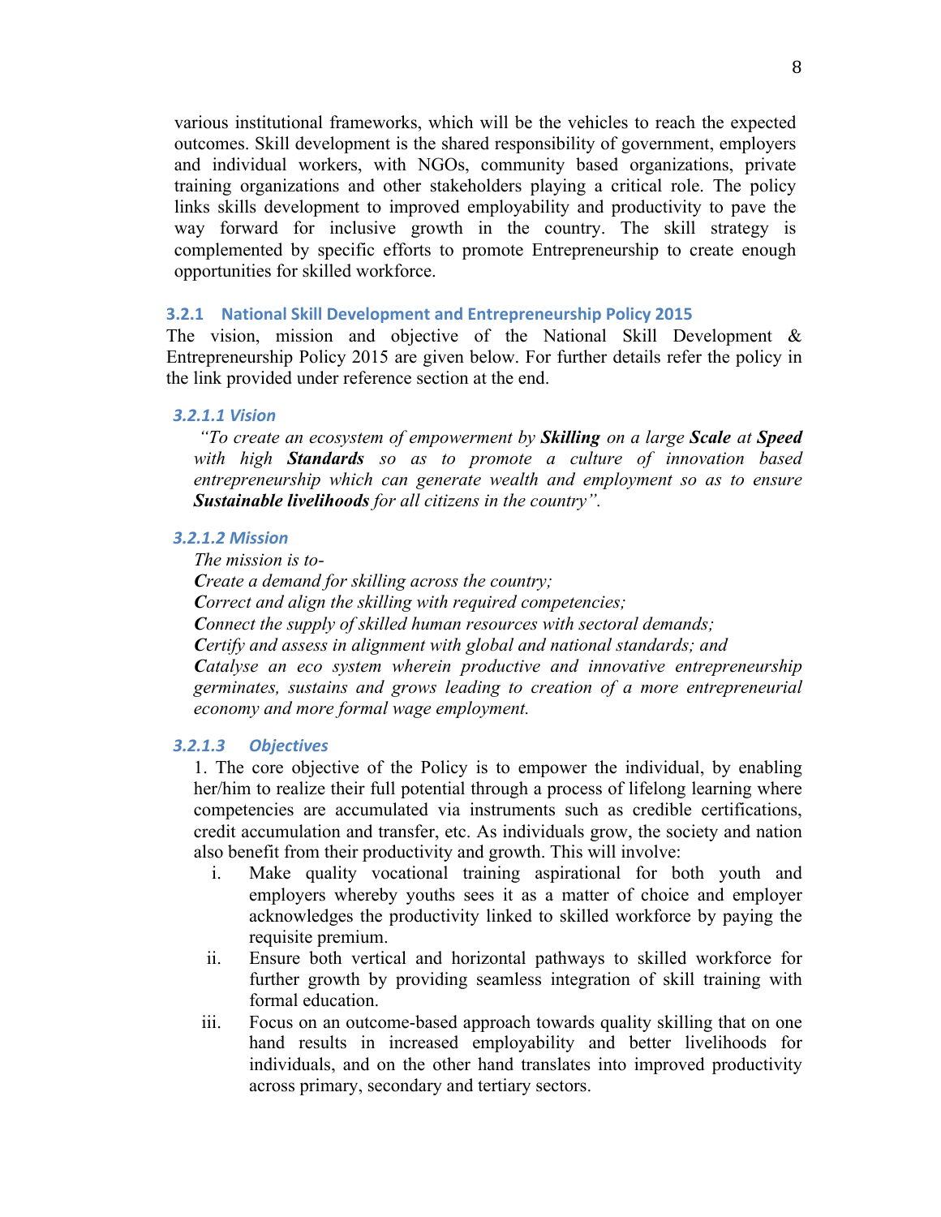various institutional frameworks, which will be the vehicles to reach the expected outcomes. Skill development is the shared responsibility of government, employers and individual workers, with NGOs, community based organizations, private training organizations and other stakeholders playing a critical role. The policy links skills development to improved employability and productivity to pave the way forward for inclusive growth in the country. The skill strategy is complemented by specific efforts to promote Entrepreneurship to create enough opportunities for skilled workforce.

### 3.2.1 National Skill Development and Entrepreneurship Policy 2015

The vision, mission and objective of the National Skill Development & Entrepreneurship Policy 2015 are given below. For further details refer the policy in the link provided under reference section at the end.

#### *3.2.1.1 Vision*

*"To create an ecosystem of empowerment by **Skilling** on a large **Scale** at **Speed** with high **Standards** so as to promote a culture of innovation based entrepreneurship which can generate wealth and employment so as to ensure **Sustainable livelihoods** for all citizens in the country".*

#### *3.2.1.2 Mission*

*The mission is to-*

***C**reate a demand for skilling across the country;*

***C**orrect and align the skilling with required competencies;*

***C**onnect the supply of skilled human resources with sectoral demands;*

***C**ertify and assess in alignment with global and national standards; and*

***C**atalyse an eco system wherein productive and innovative entrepreneurship germinates, sustains and grows leading to creation of a more entrepreneurial economy and more formal wage employment.*

#### *3.2.1.3 Objectives*

1. The core objective of the Policy is to empower the individual, by enabling her/him to realize their full potential through a process of lifelong learning where competencies are accumulated via instruments such as credible certifications, credit accumulation and transfer, etc. As individuals grow, the society and nation also benefit from their productivity and growth. This will involve:

   i. Make quality vocational training aspirational for both youth and employers whereby youths sees it as a matter of choice and employer acknowledges the productivity linked to skilled workforce by paying the requisite premium.

   ii. Ensure both vertical and horizontal pathways to skilled workforce for further growth by providing seamless integration of skill training with formal education.

   iii. Focus on an outcome-based approach towards quality skilling that on one hand results in increased employability and better livelihoods for individuals, and on the other hand translates into improved productivity across primary, secondary and tertiary sectors.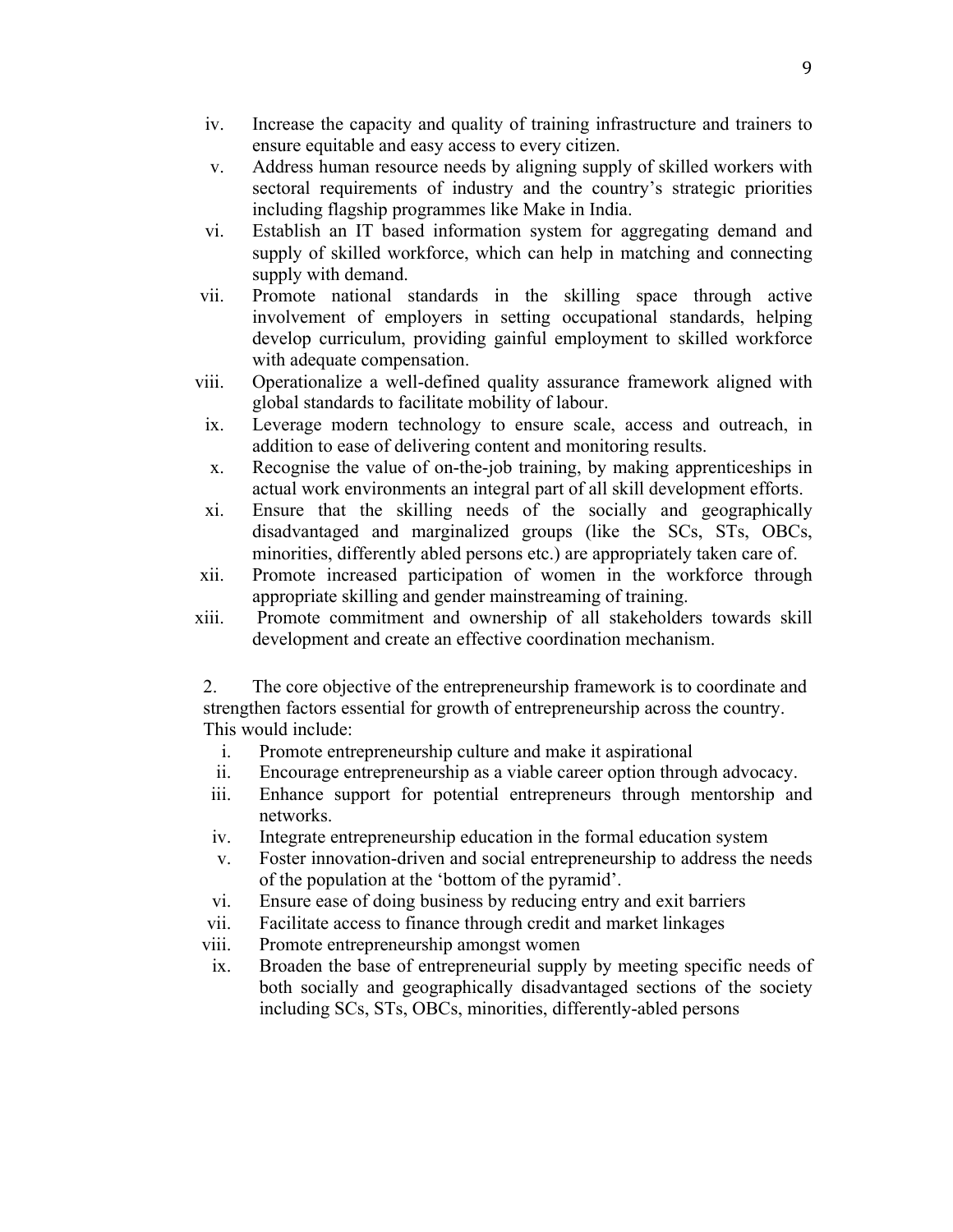iv. Increase the capacity and quality of training infrastructure and trainers to ensure equitable and easy access to every citizen.

v. Address human resource needs by aligning supply of skilled workers with sectoral requirements of industry and the country's strategic priorities including flagship programmes like Make in India.

vi. Establish an IT based information system for aggregating demand and supply of skilled workforce, which can help in matching and connecting supply with demand.

vii. Promote national standards in the skilling space through active involvement of employers in setting occupational standards, helping develop curriculum, providing gainful employment to skilled workforce with adequate compensation.

viii. Operationalize a well-defined quality assurance framework aligned with global standards to facilitate mobility of labour.

ix. Leverage modern technology to ensure scale, access and outreach, in addition to ease of delivering content and monitoring results.

x. Recognise the value of on-the-job training, by making apprenticeships in actual work environments an integral part of all skill development efforts.

xi. Ensure that the skilling needs of the socially and geographically disadvantaged and marginalized groups (like the SCs, STs, OBCs, minorities, differently abled persons etc.) are appropriately taken care of.

xii. Promote increased participation of women in the workforce through appropriate skilling and gender mainstreaming of training.

xiii. Promote commitment and ownership of all stakeholders towards skill development and create an effective coordination mechanism.

2. The core objective of the entrepreneurship framework is to coordinate and strengthen factors essential for growth of entrepreneurship across the country. This would include:

i. Promote entrepreneurship culture and make it aspirational

ii. Encourage entrepreneurship as a viable career option through advocacy.

iii. Enhance support for potential entrepreneurs through mentorship and networks.

iv. Integrate entrepreneurship education in the formal education system

v. Foster innovation-driven and social entrepreneurship to address the needs of the population at the 'bottom of the pyramid'.

vi. Ensure ease of doing business by reducing entry and exit barriers

vii. Facilitate access to finance through credit and market linkages

viii. Promote entrepreneurship amongst women

ix. Broaden the base of entrepreneurial supply by meeting specific needs of both socially and geographically disadvantaged sections of the society including SCs, STs, OBCs, minorities, differently-abled persons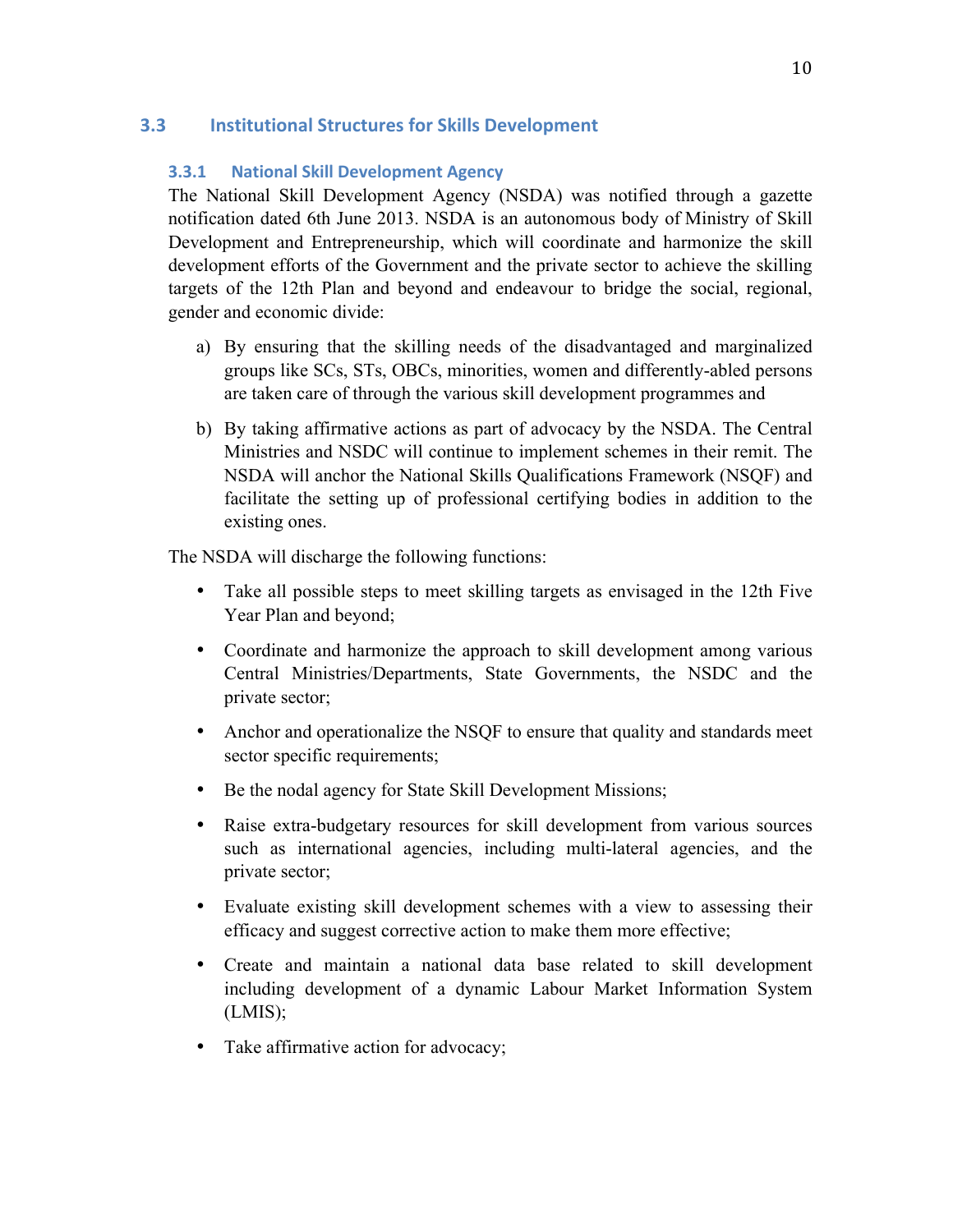## 3.3 Institutional Structures for Skills Development

### 3.3.1 National Skill Development Agency

The National Skill Development Agency (NSDA) was notified through a gazette notification dated 6th June 2013. NSDA is an autonomous body of Ministry of Skill Development and Entrepreneurship, which will coordinate and harmonize the skill development efforts of the Government and the private sector to achieve the skilling targets of the 12th Plan and beyond and endeavour to bridge the social, regional, gender and economic divide:

a) By ensuring that the skilling needs of the disadvantaged and marginalized groups like SCs, STs, OBCs, minorities, women and differently-abled persons are taken care of through the various skill development programmes and

b) By taking affirmative actions as part of advocacy by the NSDA. The Central Ministries and NSDC will continue to implement schemes in their remit. The NSDA will anchor the National Skills Qualifications Framework (NSQF) and facilitate the setting up of professional certifying bodies in addition to the existing ones.

The NSDA will discharge the following functions:

- Take all possible steps to meet skilling targets as envisaged in the 12th Five Year Plan and beyond;
- Coordinate and harmonize the approach to skill development among various Central Ministries/Departments, State Governments, the NSDC and the private sector;
- Anchor and operationalize the NSQF to ensure that quality and standards meet sector specific requirements;
- Be the nodal agency for State Skill Development Missions;
- Raise extra-budgetary resources for skill development from various sources such as international agencies, including multi-lateral agencies, and the private sector;
- Evaluate existing skill development schemes with a view to assessing their efficacy and suggest corrective action to make them more effective;
- Create and maintain a national data base related to skill development including development of a dynamic Labour Market Information System (LMIS);
- Take affirmative action for advocacy;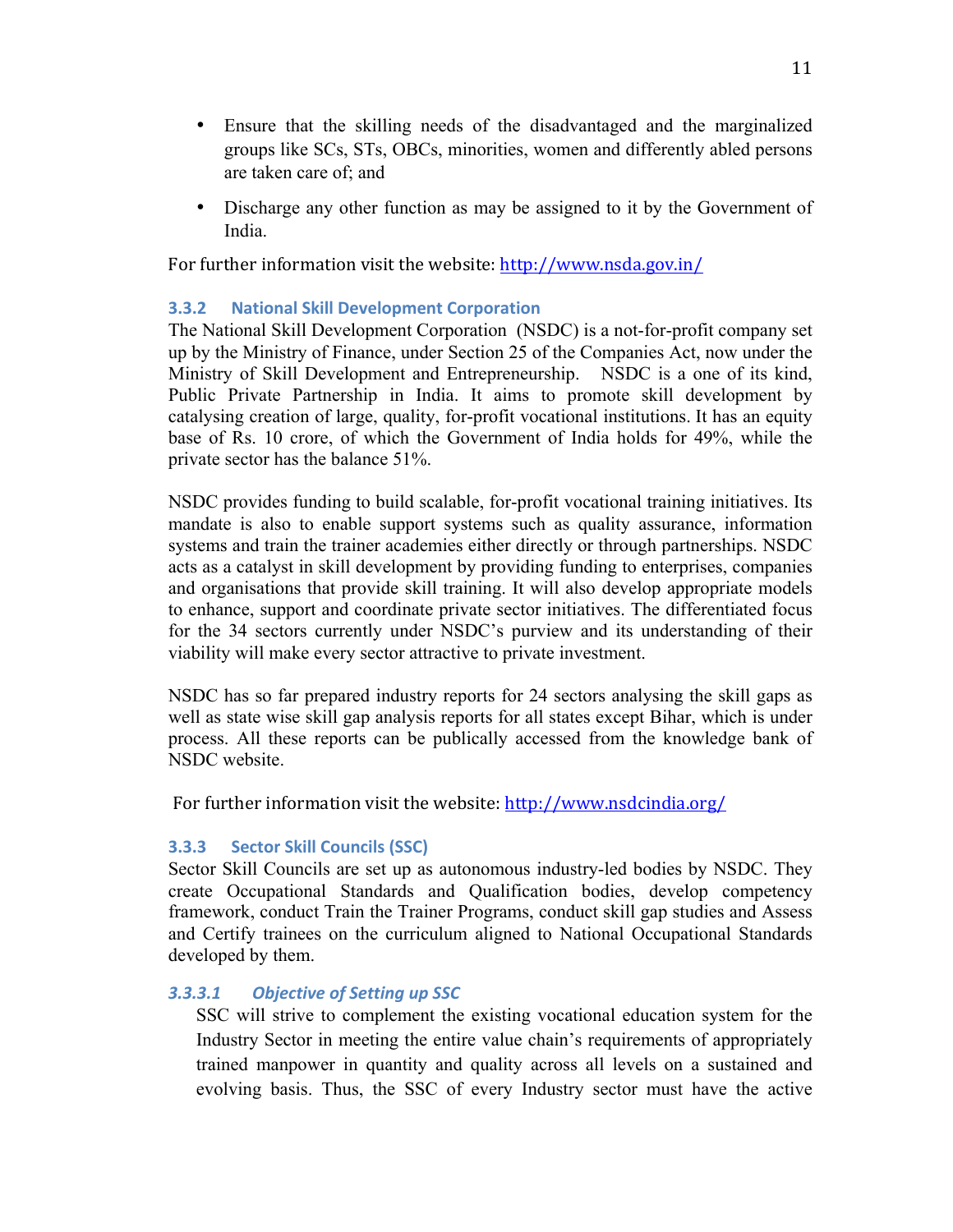- Ensure that the skilling needs of the disadvantaged and the marginalized groups like SCs, STs, OBCs, minorities, women and differently abled persons are taken care of; and
- Discharge any other function as may be assigned to it by the Government of India.

For further information visit the website: [http://www.nsda.gov.in/](http://www.nsda.gov.in/)

### 3.3.2 National Skill Development Corporation

The National Skill Development Corporation (NSDC) is a not-for-profit company set up by the Ministry of Finance, under Section 25 of the Companies Act, now under the Ministry of Skill Development and Entrepreneurship. NSDC is a one of its kind, Public Private Partnership in India. It aims to promote skill development by catalysing creation of large, quality, for-profit vocational institutions. It has an equity base of Rs. 10 crore, of which the Government of India holds for 49%, while the private sector has the balance 51%.

NSDC provides funding to build scalable, for-profit vocational training initiatives. Its mandate is also to enable support systems such as quality assurance, information systems and train the trainer academies either directly or through partnerships. NSDC acts as a catalyst in skill development by providing funding to enterprises, companies and organisations that provide skill training. It will also develop appropriate models to enhance, support and coordinate private sector initiatives. The differentiated focus for the 34 sectors currently under NSDC's purview and its understanding of their viability will make every sector attractive to private investment.

NSDC has so far prepared industry reports for 24 sectors analysing the skill gaps as well as state wise skill gap analysis reports for all states except Bihar, which is under process. All these reports can be publically accessed from the knowledge bank of NSDC website.

For further information visit the website: [http://www.nsdcindia.org/](http://www.nsdcindia.org/)

### 3.3.3 Sector Skill Councils (SSC)

Sector Skill Councils are set up as autonomous industry-led bodies by NSDC. They create Occupational Standards and Qualification bodies, develop competency framework, conduct Train the Trainer Programs, conduct skill gap studies and Assess and Certify trainees on the curriculum aligned to National Occupational Standards developed by them.

#### *3.3.3.1 Objective of Setting up SSC*

SSC will strive to complement the existing vocational education system for the Industry Sector in meeting the entire value chain's requirements of appropriately trained manpower in quantity and quality across all levels on a sustained and evolving basis. Thus, the SSC of every Industry sector must have the active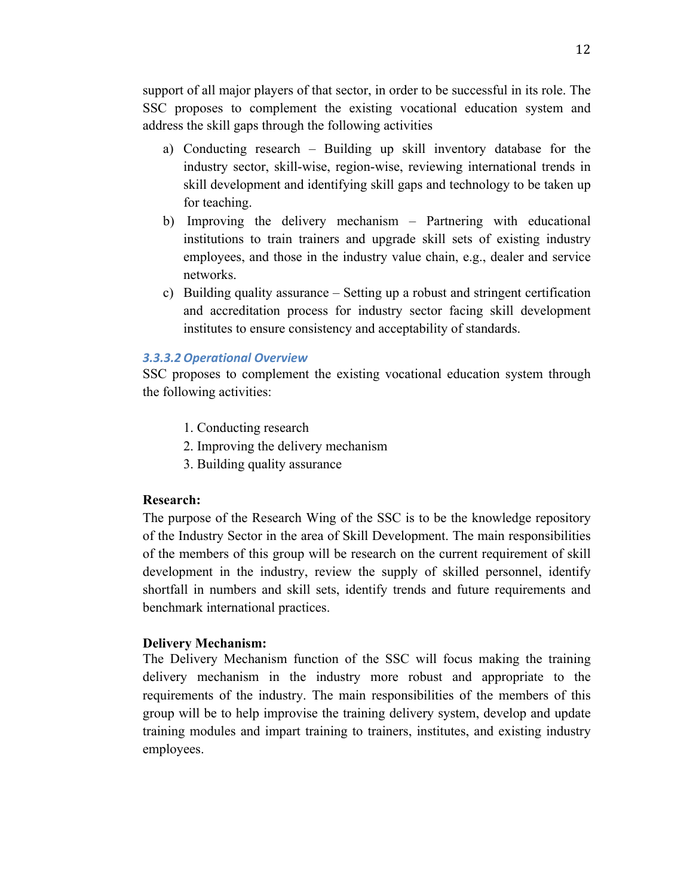support of all major players of that sector, in order to be successful in its role. The SSC proposes to complement the existing vocational education system and address the skill gaps through the following activities

a) Conducting research – Building up skill inventory database for the industry sector, skill-wise, region-wise, reviewing international trends in skill development and identifying skill gaps and technology to be taken up for teaching.
b) Improving the delivery mechanism – Partnering with educational institutions to train trainers and upgrade skill sets of existing industry employees, and those in the industry value chain, e.g., dealer and service networks.
c) Building quality assurance – Setting up a robust and stringent certification and accreditation process for industry sector facing skill development institutes to ensure consistency and acceptability of standards.

#### *3.3.3.2 Operational Overview*

SSC proposes to complement the existing vocational education system through the following activities:

1. Conducting research
2. Improving the delivery mechanism
3. Building quality assurance

**Research:**

The purpose of the Research Wing of the SSC is to be the knowledge repository of the Industry Sector in the area of Skill Development. The main responsibilities of the members of this group will be research on the current requirement of skill development in the industry, review the supply of skilled personnel, identify shortfall in numbers and skill sets, identify trends and future requirements and benchmark international practices.

**Delivery Mechanism:**

The Delivery Mechanism function of the SSC will focus making the training delivery mechanism in the industry more robust and appropriate to the requirements of the industry. The main responsibilities of the members of this group will be to help improvise the training delivery system, develop and update training modules and impart training to trainers, institutes, and existing industry employees.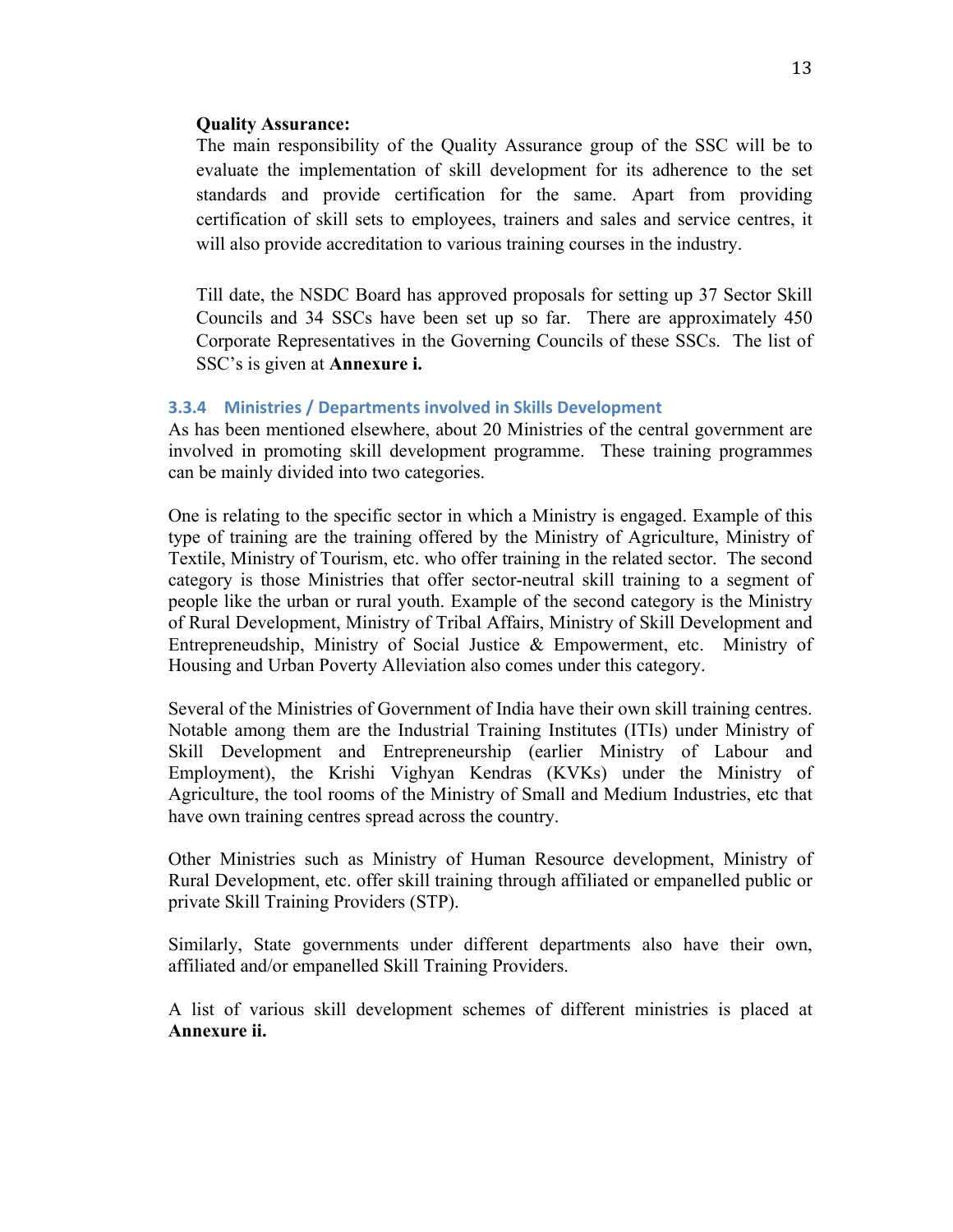**Quality Assurance:**

The main responsibility of the Quality Assurance group of the SSC will be to evaluate the implementation of skill development for its adherence to the set standards and provide certification for the same. Apart from providing certification of skill sets to employees, trainers and sales and service centres, it will also provide accreditation to various training courses in the industry.

Till date, the NSDC Board has approved proposals for setting up 37 Sector Skill Councils and 34 SSCs have been set up so far. There are approximately 450 Corporate Representatives in the Governing Councils of these SSCs. The list of SSC's is given at **Annexure i.**

### 3.3.4 Ministries / Departments involved in Skills Development

As has been mentioned elsewhere, about 20 Ministries of the central government are involved in promoting skill development programme. These training programmes can be mainly divided into two categories.

One is relating to the specific sector in which a Ministry is engaged. Example of this type of training are the training offered by the Ministry of Agriculture, Ministry of Textile, Ministry of Tourism, etc. who offer training in the related sector. The second category is those Ministries that offer sector-neutral skill training to a segment of people like the urban or rural youth. Example of the second category is the Ministry of Rural Development, Ministry of Tribal Affairs, Ministry of Skill Development and Entrepreneudship, Ministry of Social Justice & Empowerment, etc. Ministry of Housing and Urban Poverty Alleviation also comes under this category.

Several of the Ministries of Government of India have their own skill training centres. Notable among them are the Industrial Training Institutes (ITIs) under Ministry of Skill Development and Entrepreneurship (earlier Ministry of Labour and Employment), the Krishi Vighyan Kendras (KVKs) under the Ministry of Agriculture, the tool rooms of the Ministry of Small and Medium Industries, etc that have own training centres spread across the country.

Other Ministries such as Ministry of Human Resource development, Ministry of Rural Development, etc. offer skill training through affiliated or empanelled public or private Skill Training Providers (STP).

Similarly, State governments under different departments also have their own, affiliated and/or empanelled Skill Training Providers.

A list of various skill development schemes of different ministries is placed at **Annexure ii.**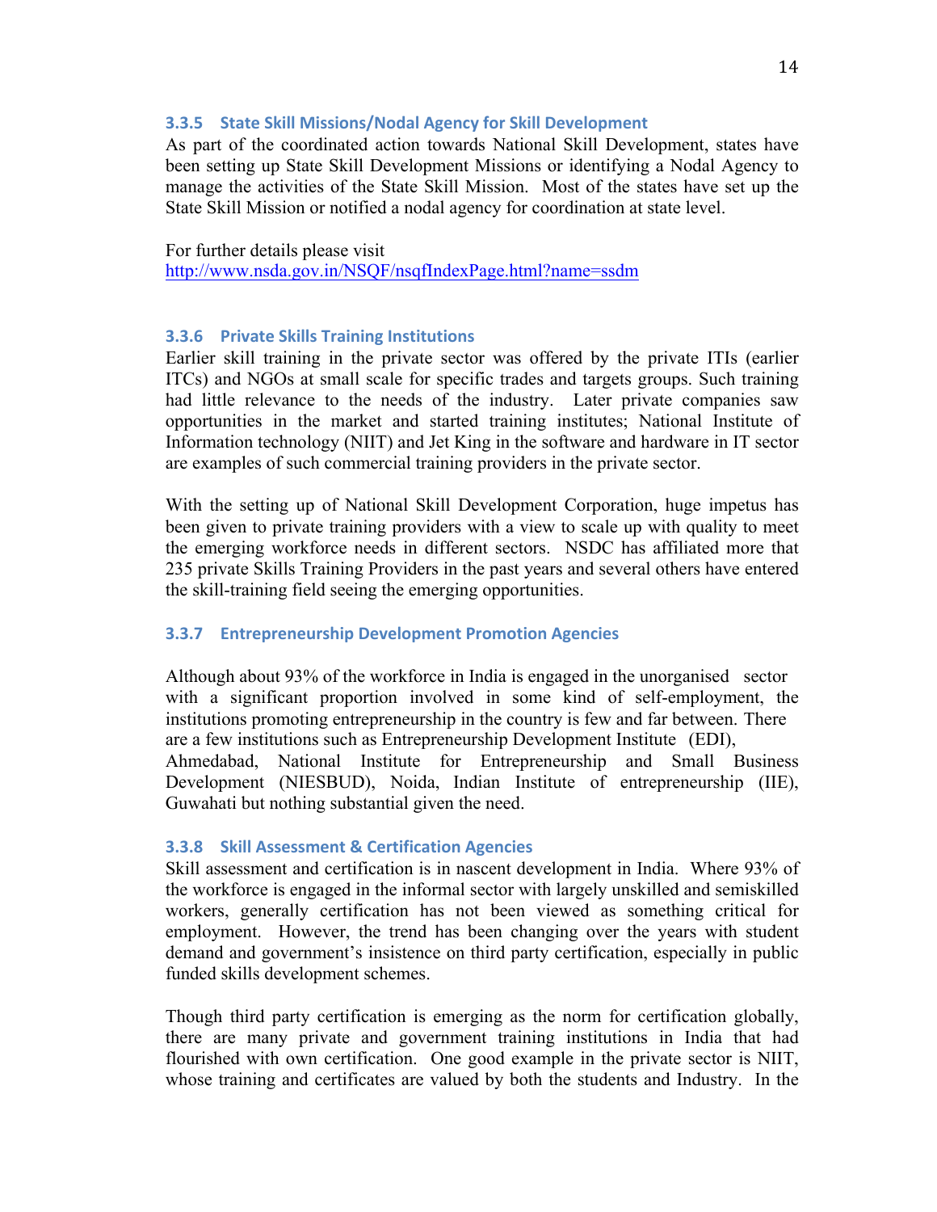### 3.3.5 State Skill Missions/Nodal Agency for Skill Development

As part of the coordinated action towards National Skill Development, states have been setting up State Skill Development Missions or identifying a Nodal Agency to manage the activities of the State Skill Mission. Most of the states have set up the State Skill Mission or notified a nodal agency for coordination at state level.

For further details please visit
http://www.nsda.gov.in/NSQF/nsqfIndexPage.html?name=ssdm

### 3.3.6 Private Skills Training Institutions

Earlier skill training in the private sector was offered by the private ITIs (earlier ITCs) and NGOs at small scale for specific trades and targets groups. Such training had little relevance to the needs of the industry. Later private companies saw opportunities in the market and started training institutes; National Institute of Information technology (NIIT) and Jet King in the software and hardware in IT sector are examples of such commercial training providers in the private sector.

With the setting up of National Skill Development Corporation, huge impetus has been given to private training providers with a view to scale up with quality to meet the emerging workforce needs in different sectors. NSDC has affiliated more that 235 private Skills Training Providers in the past years and several others have entered the skill-training field seeing the emerging opportunities.

### 3.3.7 Entrepreneurship Development Promotion Agencies

Although about 93% of the workforce in India is engaged in the unorganised sector with a significant proportion involved in some kind of self-employment, the institutions promoting entrepreneurship in the country is few and far between. There are a few institutions such as Entrepreneurship Development Institute (EDI), Ahmedabad, National Institute for Entrepreneurship and Small Business Development (NIESBUD), Noida, Indian Institute of entrepreneurship (IIE), Guwahati but nothing substantial given the need.

### 3.3.8 Skill Assessment & Certification Agencies

Skill assessment and certification is in nascent development in India. Where 93% of the workforce is engaged in the informal sector with largely unskilled and semiskilled workers, generally certification has not been viewed as something critical for employment. However, the trend has been changing over the years with student demand and government's insistence on third party certification, especially in public funded skills development schemes.

Though third party certification is emerging as the norm for certification globally, there are many private and government training institutions in India that had flourished with own certification. One good example in the private sector is NIIT, whose training and certificates are valued by both the students and Industry. In the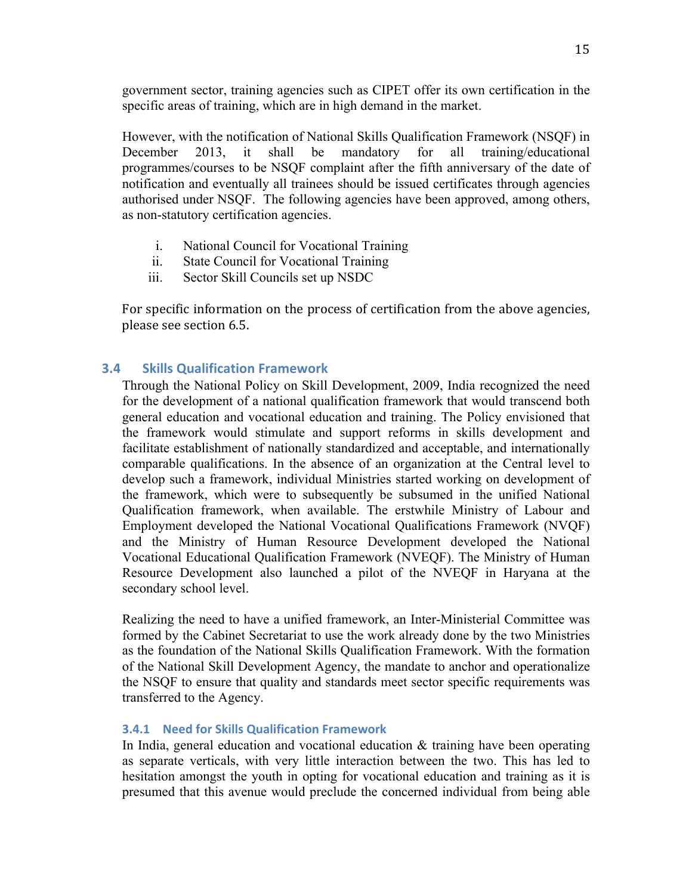government sector, training agencies such as CIPET offer its own certification in the specific areas of training, which are in high demand in the market.

However, with the notification of National Skills Qualification Framework (NSQF) in December 2013, it shall be mandatory for all training/educational programmes/courses to be NSQF complaint after the fifth anniversary of the date of notification and eventually all trainees should be issued certificates through agencies authorised under NSQF. The following agencies have been approved, among others, as non-statutory certification agencies.

i. National Council for Vocational Training
ii. State Council for Vocational Training
iii. Sector Skill Councils set up NSDC

For specific information on the process of certification from the above agencies, please see section 6.5.

## 3.4 Skills Qualification Framework

Through the National Policy on Skill Development, 2009, India recognized the need for the development of a national qualification framework that would transcend both general education and vocational education and training. The Policy envisioned that the framework would stimulate and support reforms in skills development and facilitate establishment of nationally standardized and acceptable, and internationally comparable qualifications. In the absence of an organization at the Central level to develop such a framework, individual Ministries started working on development of the framework, which were to subsequently be subsumed in the unified National Qualification framework, when available. The erstwhile Ministry of Labour and Employment developed the National Vocational Qualifications Framework (NVQF) and the Ministry of Human Resource Development developed the National Vocational Educational Qualification Framework (NVEQF). The Ministry of Human Resource Development also launched a pilot of the NVEQF in Haryana at the secondary school level.

Realizing the need to have a unified framework, an Inter-Ministerial Committee was formed by the Cabinet Secretariat to use the work already done by the two Ministries as the foundation of the National Skills Qualification Framework. With the formation of the National Skill Development Agency, the mandate to anchor and operationalize the NSQF to ensure that quality and standards meet sector specific requirements was transferred to the Agency.

### 3.4.1 Need for Skills Qualification Framework

In India, general education and vocational education & training have been operating as separate verticals, with very little interaction between the two. This has led to hesitation amongst the youth in opting for vocational education and training as it is presumed that this avenue would preclude the concerned individual from being able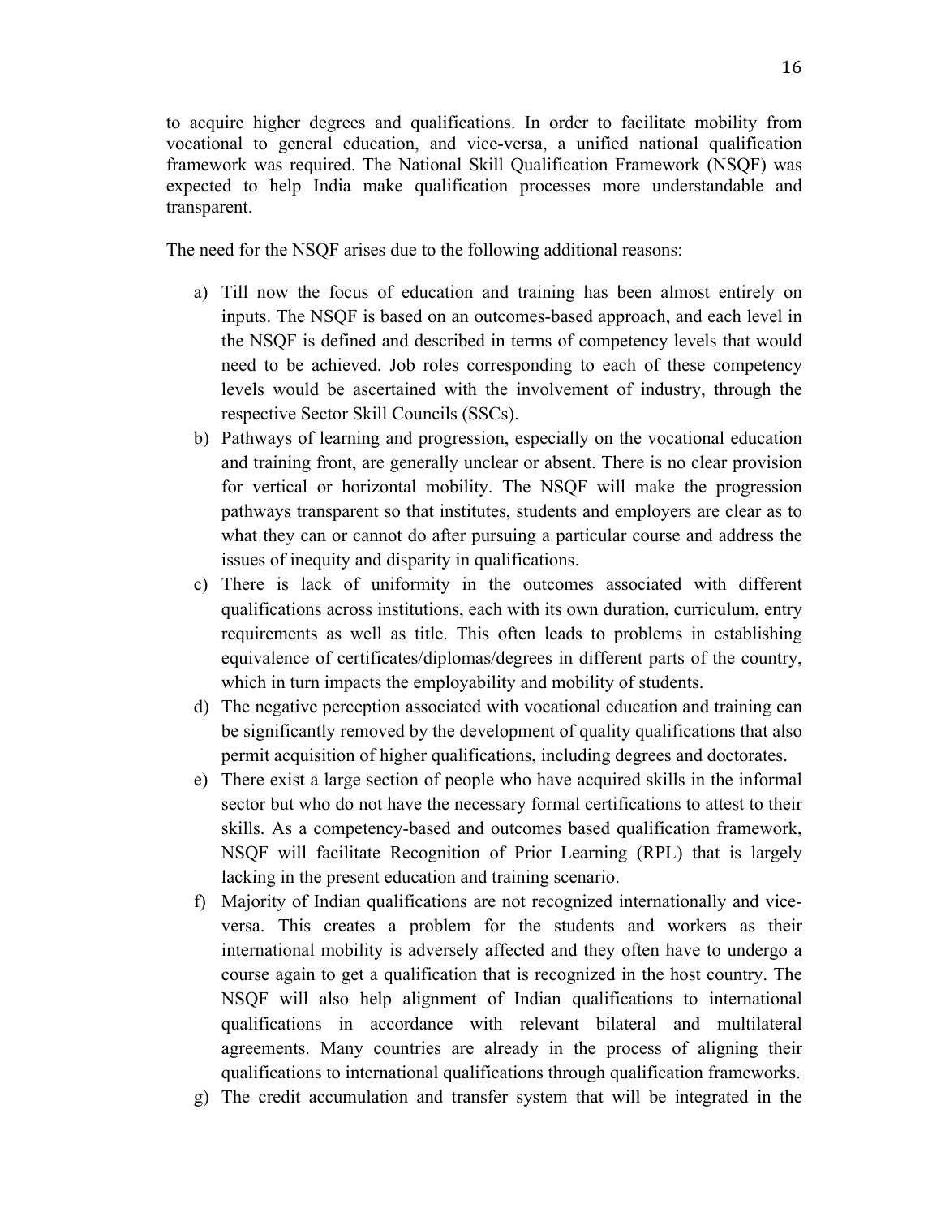to acquire higher degrees and qualifications. In order to facilitate mobility from vocational to general education, and vice-versa, a unified national qualification framework was required. The National Skill Qualification Framework (NSQF) was expected to help India make qualification processes more understandable and transparent.

The need for the NSQF arises due to the following additional reasons:

a) Till now the focus of education and training has been almost entirely on inputs. The NSQF is based on an outcomes-based approach, and each level in the NSQF is defined and described in terms of competency levels that would need to be achieved. Job roles corresponding to each of these competency levels would be ascertained with the involvement of industry, through the respective Sector Skill Councils (SSCs).
b) Pathways of learning and progression, especially on the vocational education and training front, are generally unclear or absent. There is no clear provision for vertical or horizontal mobility. The NSQF will make the progression pathways transparent so that institutes, students and employers are clear as to what they can or cannot do after pursuing a particular course and address the issues of inequity and disparity in qualifications.
c) There is lack of uniformity in the outcomes associated with different qualifications across institutions, each with its own duration, curriculum, entry requirements as well as title. This often leads to problems in establishing equivalence of certificates/diplomas/degrees in different parts of the country, which in turn impacts the employability and mobility of students.
d) The negative perception associated with vocational education and training can be significantly removed by the development of quality qualifications that also permit acquisition of higher qualifications, including degrees and doctorates.
e) There exist a large section of people who have acquired skills in the informal sector but who do not have the necessary formal certifications to attest to their skills. As a competency-based and outcomes based qualification framework, NSQF will facilitate Recognition of Prior Learning (RPL) that is largely lacking in the present education and training scenario.
f) Majority of Indian qualifications are not recognized internationally and vice-versa. This creates a problem for the students and workers as their international mobility is adversely affected and they often have to undergo a course again to get a qualification that is recognized in the host country. The NSQF will also help alignment of Indian qualifications to international qualifications in accordance with relevant bilateral and multilateral agreements. Many countries are already in the process of aligning their qualifications to international qualifications through qualification frameworks.
g) The credit accumulation and transfer system that will be integrated in the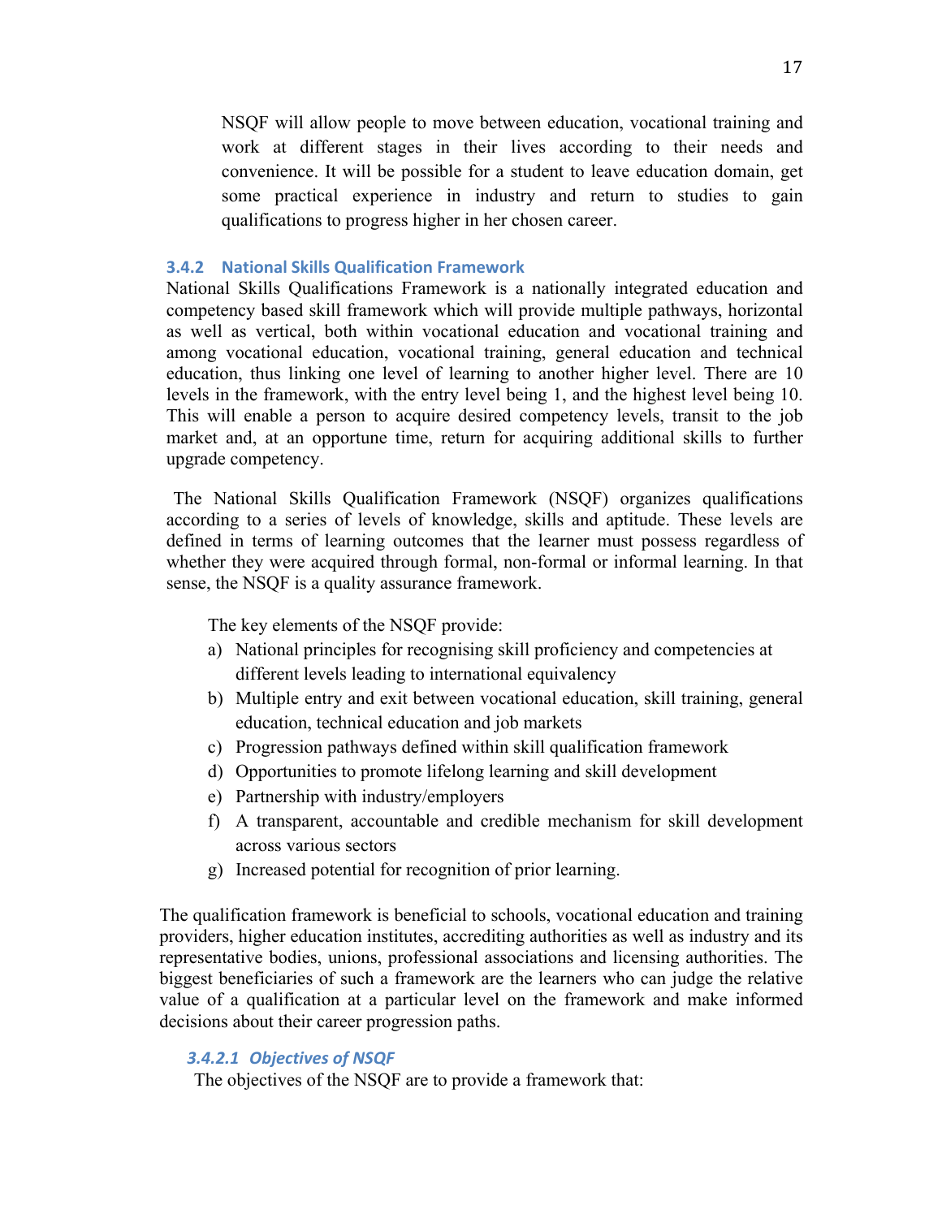NSQF will allow people to move between education, vocational training and work at different stages in their lives according to their needs and convenience. It will be possible for a student to leave education domain, get some practical experience in industry and return to studies to gain qualifications to progress higher in her chosen career.

### 3.4.2 National Skills Qualification Framework

National Skills Qualifications Framework is a nationally integrated education and competency based skill framework which will provide multiple pathways, horizontal as well as vertical, both within vocational education and vocational training and among vocational education, vocational training, general education and technical education, thus linking one level of learning to another higher level. There are 10 levels in the framework, with the entry level being 1, and the highest level being 10. This will enable a person to acquire desired competency levels, transit to the job market and, at an opportune time, return for acquiring additional skills to further upgrade competency.

The National Skills Qualification Framework (NSQF) organizes qualifications according to a series of levels of knowledge, skills and aptitude. These levels are defined in terms of learning outcomes that the learner must possess regardless of whether they were acquired through formal, non-formal or informal learning. In that sense, the NSQF is a quality assurance framework.

The key elements of the NSQF provide:

a) National principles for recognising skill proficiency and competencies at different levels leading to international equivalency
b) Multiple entry and exit between vocational education, skill training, general education, technical education and job markets
c) Progression pathways defined within skill qualification framework
d) Opportunities to promote lifelong learning and skill development
e) Partnership with industry/employers
f) A transparent, accountable and credible mechanism for skill development across various sectors
g) Increased potential for recognition of prior learning.

The qualification framework is beneficial to schools, vocational education and training providers, higher education institutes, accrediting authorities as well as industry and its representative bodies, unions, professional associations and licensing authorities. The biggest beneficiaries of such a framework are the learners who can judge the relative value of a qualification at a particular level on the framework and make informed decisions about their career progression paths.

#### *3.4.2.1 Objectives of NSQF*

The objectives of the NSQF are to provide a framework that: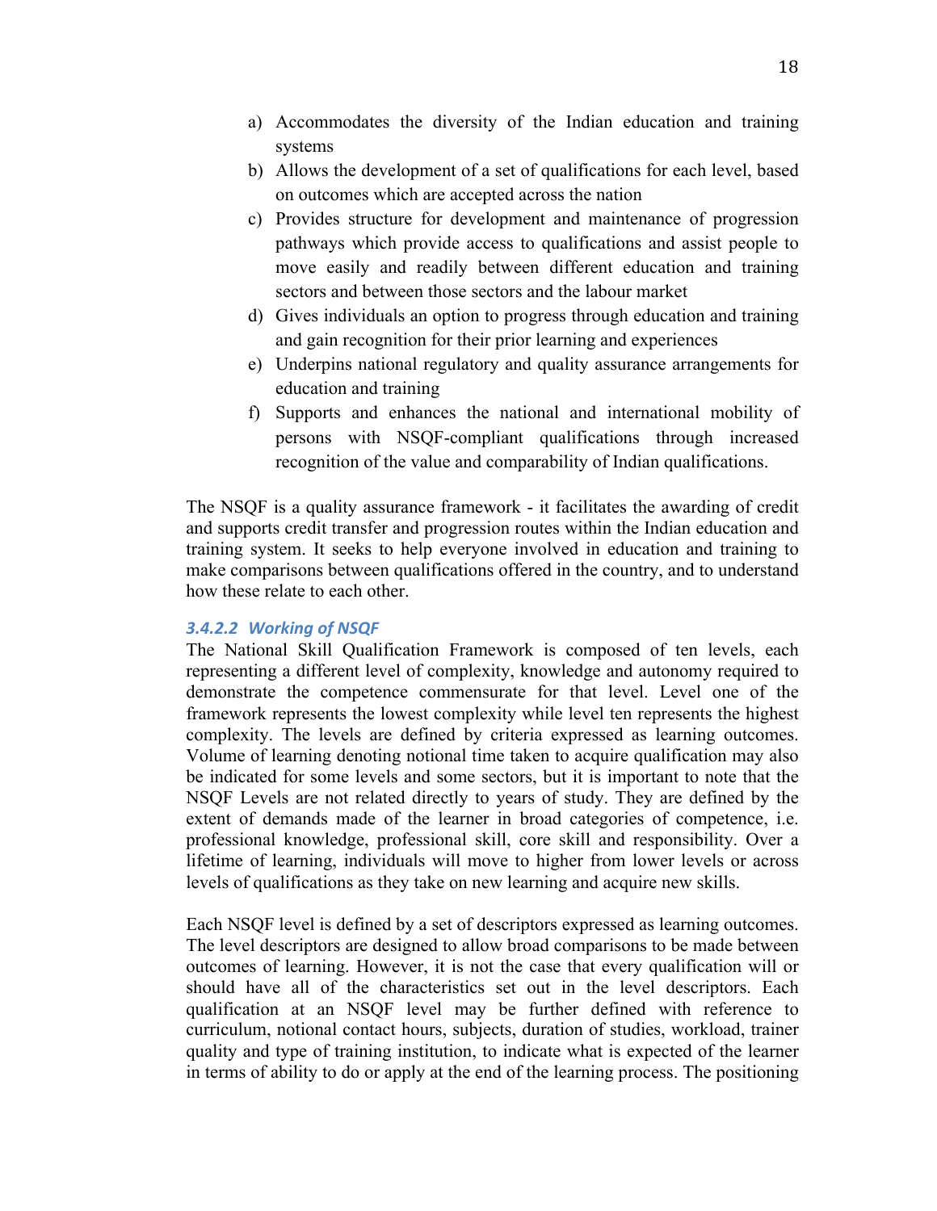a) Accommodates the diversity of the Indian education and training systems
b) Allows the development of a set of qualifications for each level, based on outcomes which are accepted across the nation
c) Provides structure for development and maintenance of progression pathways which provide access to qualifications and assist people to move easily and readily between different education and training sectors and between those sectors and the labour market
d) Gives individuals an option to progress through education and training and gain recognition for their prior learning and experiences
e) Underpins national regulatory and quality assurance arrangements for education and training
f) Supports and enhances the national and international mobility of persons with NSQF-compliant qualifications through increased recognition of the value and comparability of Indian qualifications.

The NSQF is a quality assurance framework - it facilitates the awarding of credit and supports credit transfer and progression routes within the Indian education and training system. It seeks to help everyone involved in education and training to make comparisons between qualifications offered in the country, and to understand how these relate to each other.

#### *3.4.2.2 Working of NSQF*

The National Skill Qualification Framework is composed of ten levels, each representing a different level of complexity, knowledge and autonomy required to demonstrate the competence commensurate for that level. Level one of the framework represents the lowest complexity while level ten represents the highest complexity. The levels are defined by criteria expressed as learning outcomes. Volume of learning denoting notional time taken to acquire qualification may also be indicated for some levels and some sectors, but it is important to note that the NSQF Levels are not related directly to years of study. They are defined by the extent of demands made of the learner in broad categories of competence, i.e. professional knowledge, professional skill, core skill and responsibility. Over a lifetime of learning, individuals will move to higher from lower levels or across levels of qualifications as they take on new learning and acquire new skills.

Each NSQF level is defined by a set of descriptors expressed as learning outcomes. The level descriptors are designed to allow broad comparisons to be made between outcomes of learning. However, it is not the case that every qualification will or should have all of the characteristics set out in the level descriptors. Each qualification at an NSQF level may be further defined with reference to curriculum, notional contact hours, subjects, duration of studies, workload, trainer quality and type of training institution, to indicate what is expected of the learner in terms of ability to do or apply at the end of the learning process. The positioning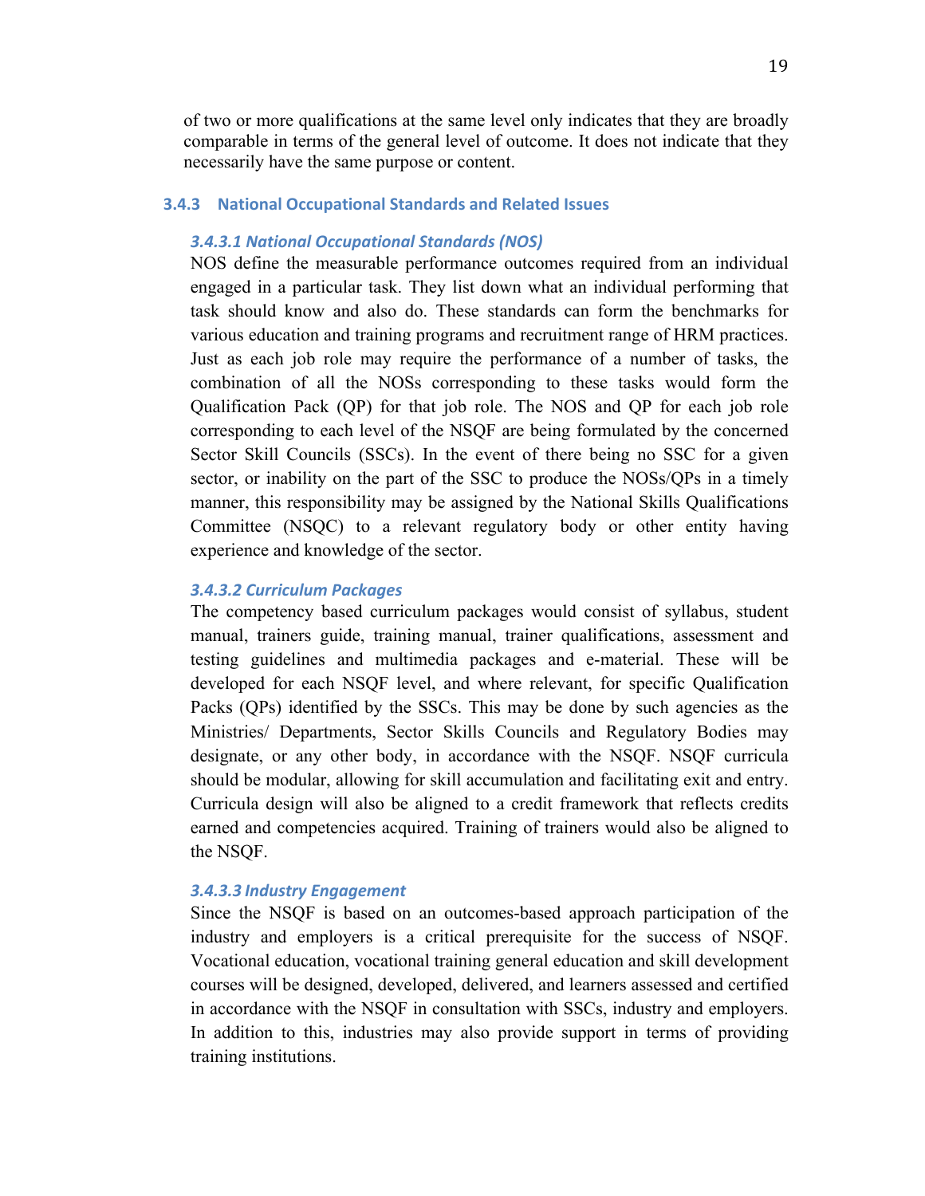of two or more qualifications at the same level only indicates that they are broadly comparable in terms of the general level of outcome. It does not indicate that they necessarily have the same purpose or content.

### 3.4.3 National Occupational Standards and Related Issues

#### *3.4.3.1 National Occupational Standards (NOS)*

NOS define the measurable performance outcomes required from an individual engaged in a particular task. They list down what an individual performing that task should know and also do. These standards can form the benchmarks for various education and training programs and recruitment range of HRM practices. Just as each job role may require the performance of a number of tasks, the combination of all the NOSs corresponding to these tasks would form the Qualification Pack (QP) for that job role. The NOS and QP for each job role corresponding to each level of the NSQF are being formulated by the concerned Sector Skill Councils (SSCs). In the event of there being no SSC for a given sector, or inability on the part of the SSC to produce the NOSs/QPs in a timely manner, this responsibility may be assigned by the National Skills Qualifications Committee (NSQC) to a relevant regulatory body or other entity having experience and knowledge of the sector.

#### *3.4.3.2 Curriculum Packages*

The competency based curriculum packages would consist of syllabus, student manual, trainers guide, training manual, trainer qualifications, assessment and testing guidelines and multimedia packages and e-material. These will be developed for each NSQF level, and where relevant, for specific Qualification Packs (QPs) identified by the SSCs. This may be done by such agencies as the Ministries/ Departments, Sector Skills Councils and Regulatory Bodies may designate, or any other body, in accordance with the NSQF. NSQF curricula should be modular, allowing for skill accumulation and facilitating exit and entry. Curricula design will also be aligned to a credit framework that reflects credits earned and competencies acquired. Training of trainers would also be aligned to the NSQF.

#### *3.4.3.3 Industry Engagement*

Since the NSQF is based on an outcomes-based approach participation of the industry and employers is a critical prerequisite for the success of NSQF. Vocational education, vocational training general education and skill development courses will be designed, developed, delivered, and learners assessed and certified in accordance with the NSQF in consultation with SSCs, industry and employers. In addition to this, industries may also provide support in terms of providing training institutions.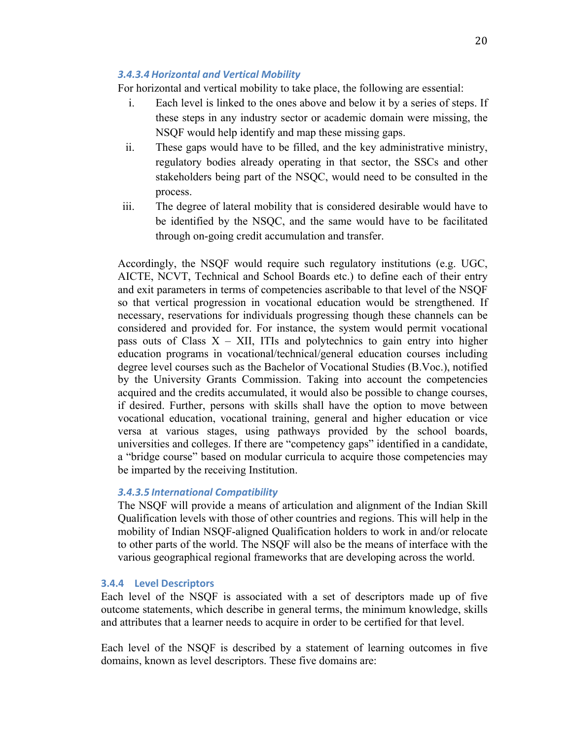#### *3.4.3.4 Horizontal and Vertical Mobility*

For horizontal and vertical mobility to take place, the following are essential:

i. Each level is linked to the ones above and below it by a series of steps. If these steps in any industry sector or academic domain were missing, the NSQF would help identify and map these missing gaps.

ii. These gaps would have to be filled, and the key administrative ministry, regulatory bodies already operating in that sector, the SSCs and other stakeholders being part of the NSQC, would need to be consulted in the process.

iii. The degree of lateral mobility that is considered desirable would have to be identified by the NSQC, and the same would have to be facilitated through on-going credit accumulation and transfer.

Accordingly, the NSQF would require such regulatory institutions (e.g. UGC, AICTE, NCVT, Technical and School Boards etc.) to define each of their entry and exit parameters in terms of competencies ascribable to that level of the NSQF so that vertical progression in vocational education would be strengthened. If necessary, reservations for individuals progressing though these channels can be considered and provided for. For instance, the system would permit vocational pass outs of Class X – XII, ITIs and polytechnics to gain entry into higher education programs in vocational/technical/general education courses including degree level courses such as the Bachelor of Vocational Studies (B.Voc.), notified by the University Grants Commission. Taking into account the competencies acquired and the credits accumulated, it would also be possible to change courses, if desired. Further, persons with skills shall have the option to move between vocational education, vocational training, general and higher education or vice versa at various stages, using pathways provided by the school boards, universities and colleges. If there are "competency gaps" identified in a candidate, a "bridge course" based on modular curricula to acquire those competencies may be imparted by the receiving Institution.

#### *3.4.3.5 International Compatibility*

The NSQF will provide a means of articulation and alignment of the Indian Skill Qualification levels with those of other countries and regions. This will help in the mobility of Indian NSQF-aligned Qualification holders to work in and/or relocate to other parts of the world. The NSQF will also be the means of interface with the various geographical regional frameworks that are developing across the world.

### 3.4.4 Level Descriptors

Each level of the NSQF is associated with a set of descriptors made up of five outcome statements, which describe in general terms, the minimum knowledge, skills and attributes that a learner needs to acquire in order to be certified for that level.

Each level of the NSQF is described by a statement of learning outcomes in five domains, known as level descriptors. These five domains are: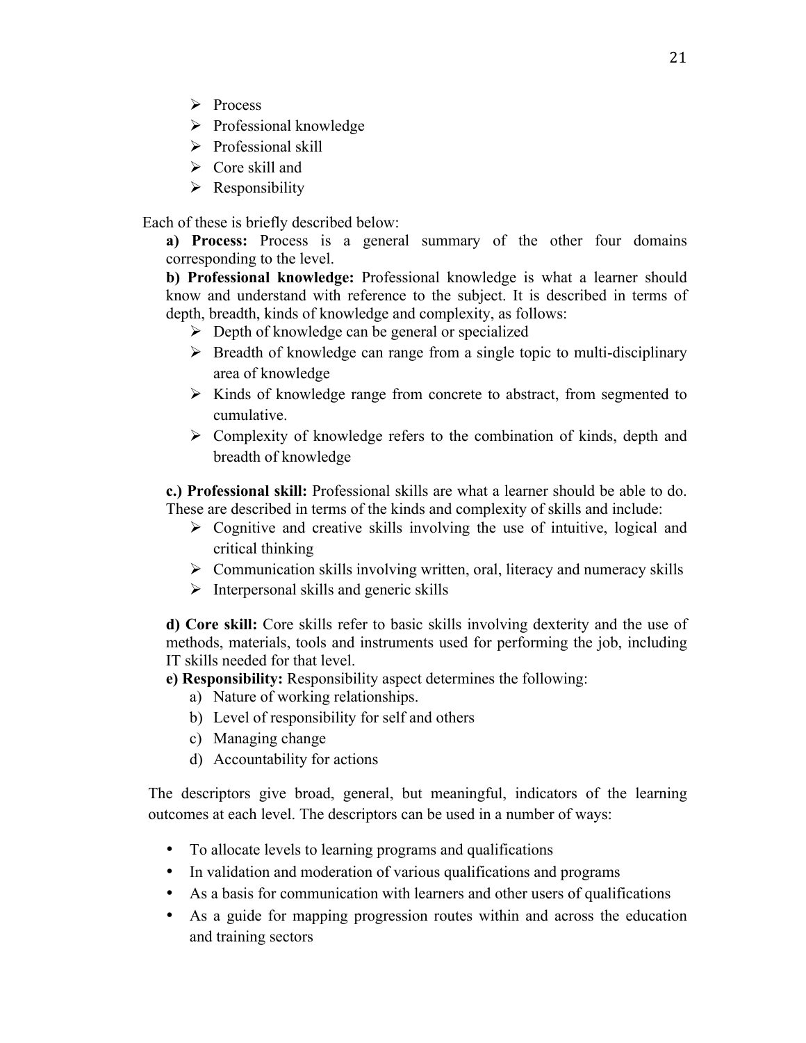- Process
- Professional knowledge
- Professional skill
- Core skill and
- Responsibility

Each of these is briefly described below:

**a) Process:** Process is a general summary of the other four domains corresponding to the level.

**b) Professional knowledge:** Professional knowledge is what a learner should know and understand with reference to the subject. It is described in terms of depth, breadth, kinds of knowledge and complexity, as follows:

- Depth of knowledge can be general or specialized
- Breadth of knowledge can range from a single topic to multi-disciplinary area of knowledge
- Kinds of knowledge range from concrete to abstract, from segmented to cumulative.
- Complexity of knowledge refers to the combination of kinds, depth and breadth of knowledge

**c.) Professional skill:** Professional skills are what a learner should be able to do. These are described in terms of the kinds and complexity of skills and include:

- Cognitive and creative skills involving the use of intuitive, logical and critical thinking
- Communication skills involving written, oral, literacy and numeracy skills
- Interpersonal skills and generic skills

**d) Core skill:** Core skills refer to basic skills involving dexterity and the use of methods, materials, tools and instruments used for performing the job, including IT skills needed for that level.

**e) Responsibility:** Responsibility aspect determines the following:

a) Nature of working relationships.
b) Level of responsibility for self and others
c) Managing change
d) Accountability for actions

The descriptors give broad, general, but meaningful, indicators of the learning outcomes at each level. The descriptors can be used in a number of ways:

- To allocate levels to learning programs and qualifications
- In validation and moderation of various qualifications and programs
- As a basis for communication with learners and other users of qualifications
- As a guide for mapping progression routes within and across the education and training sectors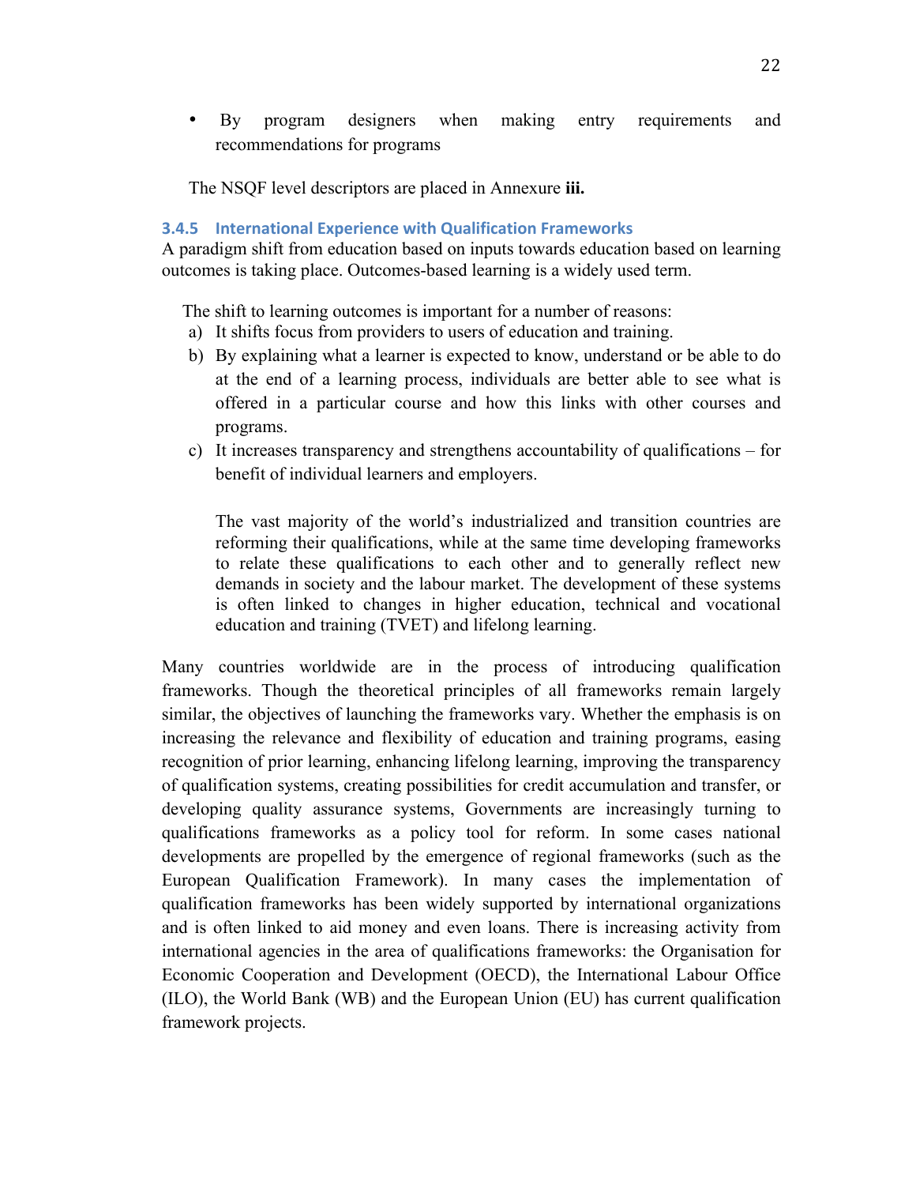- By program designers when making entry requirements and recommendations for programs

The NSQF level descriptors are placed in Annexure **iii.**

### 3.4.5 International Experience with Qualification Frameworks

A paradigm shift from education based on inputs towards education based on learning outcomes is taking place. Outcomes-based learning is a widely used term.

The shift to learning outcomes is important for a number of reasons:

a) It shifts focus from providers to users of education and training.
b) By explaining what a learner is expected to know, understand or be able to do at the end of a learning process, individuals are better able to see what is offered in a particular course and how this links with other courses and programs.
c) It increases transparency and strengthens accountability of qualifications – for benefit of individual learners and employers.

The vast majority of the world's industrialized and transition countries are reforming their qualifications, while at the same time developing frameworks to relate these qualifications to each other and to generally reflect new demands in society and the labour market. The development of these systems is often linked to changes in higher education, technical and vocational education and training (TVET) and lifelong learning.

Many countries worldwide are in the process of introducing qualification frameworks. Though the theoretical principles of all frameworks remain largely similar, the objectives of launching the frameworks vary. Whether the emphasis is on increasing the relevance and flexibility of education and training programs, easing recognition of prior learning, enhancing lifelong learning, improving the transparency of qualification systems, creating possibilities for credit accumulation and transfer, or developing quality assurance systems, Governments are increasingly turning to qualifications frameworks as a policy tool for reform. In some cases national developments are propelled by the emergence of regional frameworks (such as the European Qualification Framework). In many cases the implementation of qualification frameworks has been widely supported by international organizations and is often linked to aid money and even loans. There is increasing activity from international agencies in the area of qualifications frameworks: the Organisation for Economic Cooperation and Development (OECD), the International Labour Office (ILO), the World Bank (WB) and the European Union (EU) has current qualification framework projects.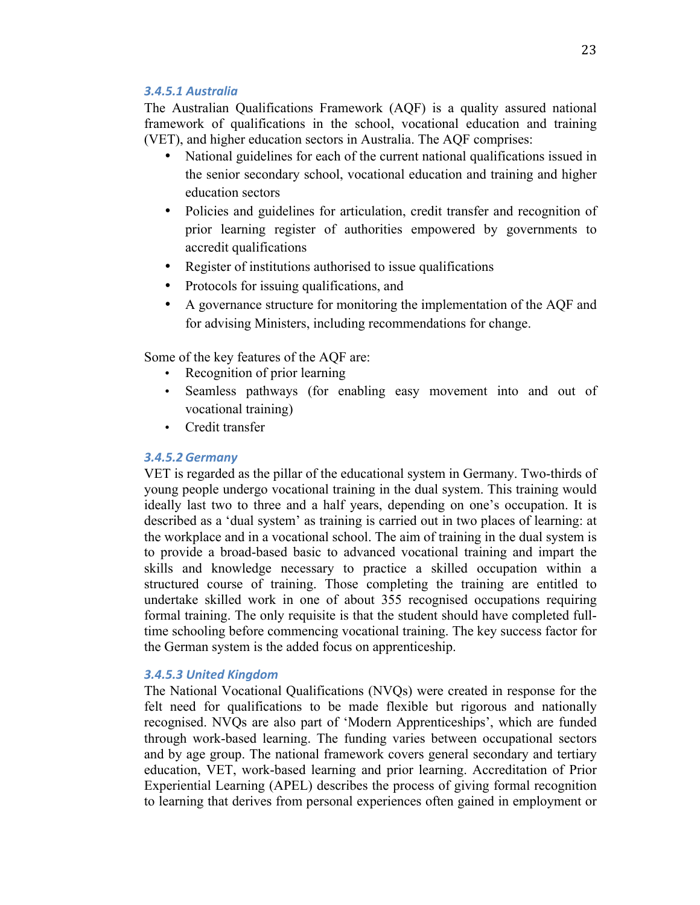#### *3.4.5.1 Australia*

The Australian Qualifications Framework (AQF) is a quality assured national framework of qualifications in the school, vocational education and training (VET), and higher education sectors in Australia. The AQF comprises:

- National guidelines for each of the current national qualifications issued in the senior secondary school, vocational education and training and higher education sectors
- Policies and guidelines for articulation, credit transfer and recognition of prior learning register of authorities empowered by governments to accredit qualifications
- Register of institutions authorised to issue qualifications
- Protocols for issuing qualifications, and
- A governance structure for monitoring the implementation of the AQF and for advising Ministers, including recommendations for change.

Some of the key features of the AQF are:

- Recognition of prior learning
- Seamless pathways (for enabling easy movement into and out of vocational training)
- Credit transfer

#### *3.4.5.2 Germany*

VET is regarded as the pillar of the educational system in Germany. Two-thirds of young people undergo vocational training in the dual system. This training would ideally last two to three and a half years, depending on one's occupation. It is described as a 'dual system' as training is carried out in two places of learning: at the workplace and in a vocational school. The aim of training in the dual system is to provide a broad-based basic to advanced vocational training and impart the skills and knowledge necessary to practice a skilled occupation within a structured course of training. Those completing the training are entitled to undertake skilled work in one of about 355 recognised occupations requiring formal training. The only requisite is that the student should have completed full-time schooling before commencing vocational training. The key success factor for the German system is the added focus on apprenticeship.

#### *3.4.5.3 United Kingdom*

The National Vocational Qualifications (NVQs) were created in response for the felt need for qualifications to be made flexible but rigorous and nationally recognised. NVQs are also part of 'Modern Apprenticeships', which are funded through work-based learning. The funding varies between occupational sectors and by age group. The national framework covers general secondary and tertiary education, VET, work-based learning and prior learning. Accreditation of Prior Experiential Learning (APEL) describes the process of giving formal recognition to learning that derives from personal experiences often gained in employment or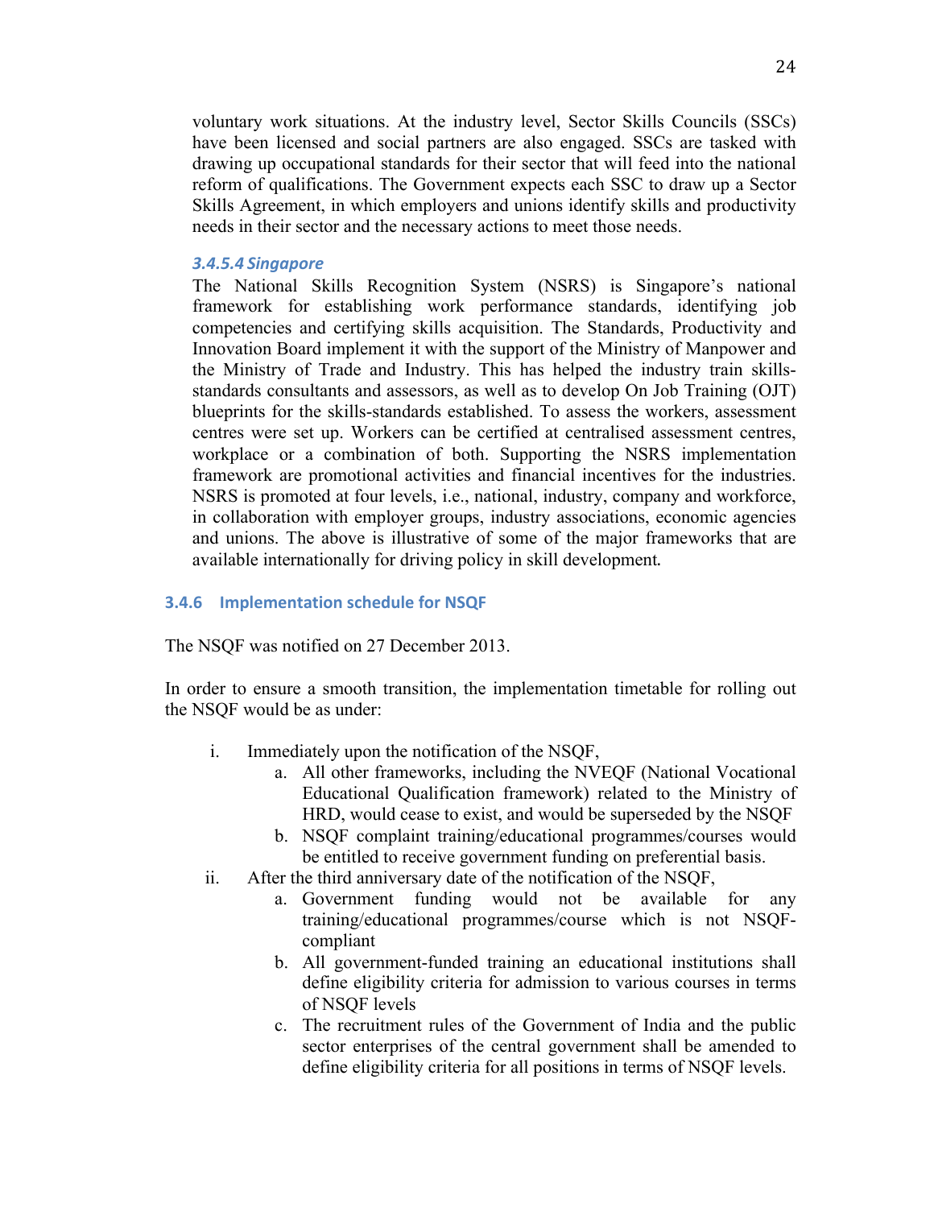voluntary work situations. At the industry level, Sector Skills Councils (SSCs) have been licensed and social partners are also engaged. SSCs are tasked with drawing up occupational standards for their sector that will feed into the national reform of qualifications. The Government expects each SSC to draw up a Sector Skills Agreement, in which employers and unions identify skills and productivity needs in their sector and the necessary actions to meet those needs.

#### *3.4.5.4 Singapore*

The National Skills Recognition System (NSRS) is Singapore's national framework for establishing work performance standards, identifying job competencies and certifying skills acquisition. The Standards, Productivity and Innovation Board implement it with the support of the Ministry of Manpower and the Ministry of Trade and Industry. This has helped the industry train skills-standards consultants and assessors, as well as to develop On Job Training (OJT) blueprints for the skills-standards established. To assess the workers, assessment centres were set up. Workers can be certified at centralised assessment centres, workplace or a combination of both. Supporting the NSRS implementation framework are promotional activities and financial incentives for the industries. NSRS is promoted at four levels, i.e., national, industry, company and workforce, in collaboration with employer groups, industry associations, economic agencies and unions. The above is illustrative of some of the major frameworks that are available internationally for driving policy in skill development.

### 3.4.6 Implementation schedule for NSQF

The NSQF was notified on 27 December 2013.

In order to ensure a smooth transition, the implementation timetable for rolling out the NSQF would be as under:

i. Immediately upon the notification of the NSQF,
    a. All other frameworks, including the NVEQF (National Vocational Educational Qualification framework) related to the Ministry of HRD, would cease to exist, and would be superseded by the NSQF
    b. NSQF complaint training/educational programmes/courses would be entitled to receive government funding on preferential basis.

ii. After the third anniversary date of the notification of the NSQF,
    a. Government funding would not be available for any training/educational programmes/course which is not NSQF-compliant
    b. All government-funded training an educational institutions shall define eligibility criteria for admission to various courses in terms of NSQF levels
    c. The recruitment rules of the Government of India and the public sector enterprises of the central government shall be amended to define eligibility criteria for all positions in terms of NSQF levels.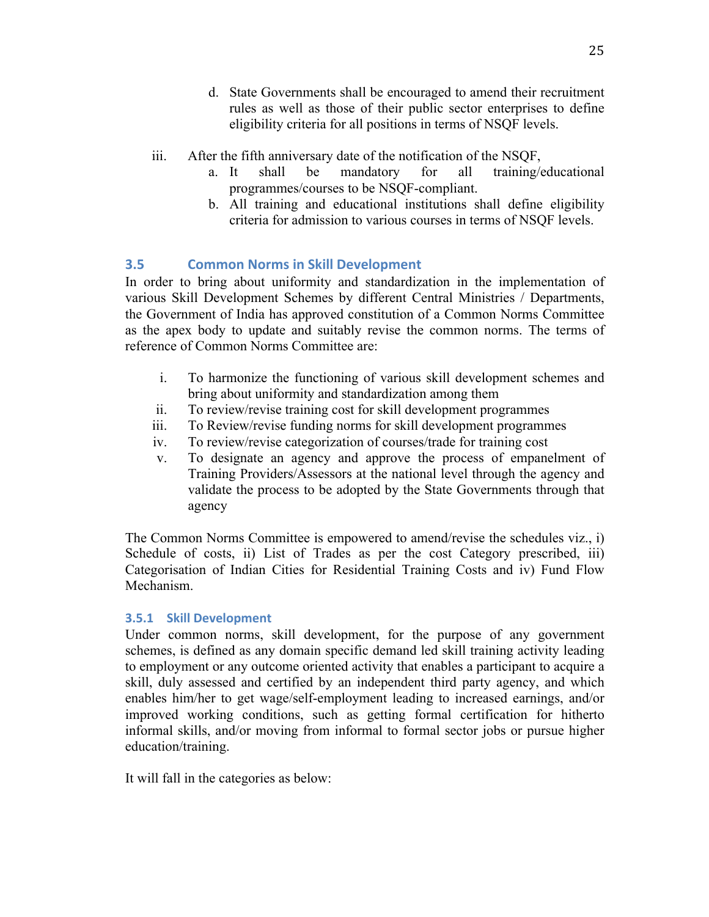d. State Governments shall be encouraged to amend their recruitment rules as well as those of their public sector enterprises to define eligibility criteria for all positions in terms of NSQF levels.

iii. After the fifth anniversary date of the notification of the NSQF,
   a. It shall be mandatory for all training/educational programmes/courses to be NSQF-compliant.
   b. All training and educational institutions shall define eligibility criteria for admission to various courses in terms of NSQF levels.

## 3.5 Common Norms in Skill Development

In order to bring about uniformity and standardization in the implementation of various Skill Development Schemes by different Central Ministries / Departments, the Government of India has approved constitution of a Common Norms Committee as the apex body to update and suitably revise the common norms. The terms of reference of Common Norms Committee are:

i. To harmonize the functioning of various skill development schemes and bring about uniformity and standardization among them
ii. To review/revise training cost for skill development programmes
iii. To Review/revise funding norms for skill development programmes
iv. To review/revise categorization of courses/trade for training cost
v. To designate an agency and approve the process of empanelment of Training Providers/Assessors at the national level through the agency and validate the process to be adopted by the State Governments through that agency

The Common Norms Committee is empowered to amend/revise the schedules viz., i) Schedule of costs, ii) List of Trades as per the cost Category prescribed, iii) Categorisation of Indian Cities for Residential Training Costs and iv) Fund Flow Mechanism.

### 3.5.1 Skill Development

Under common norms, skill development, for the purpose of any government schemes, is defined as any domain specific demand led skill training activity leading to employment or any outcome oriented activity that enables a participant to acquire a skill, duly assessed and certified by an independent third party agency, and which enables him/her to get wage/self-employment leading to increased earnings, and/or improved working conditions, such as getting formal certification for hitherto informal skills, and/or moving from informal to formal sector jobs or pursue higher education/training.

It will fall in the categories as below: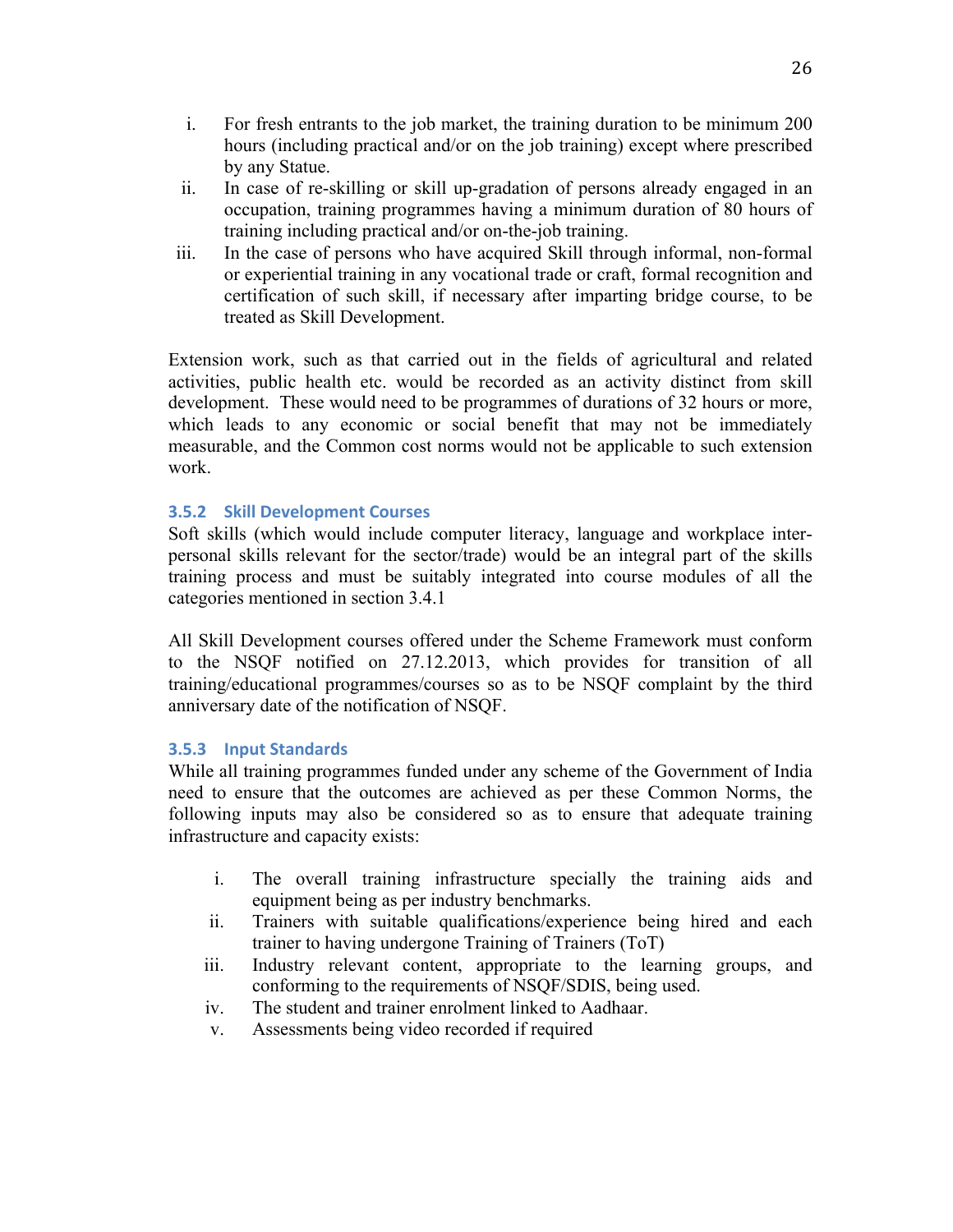i. For fresh entrants to the job market, the training duration to be minimum 200 hours (including practical and/or on the job training) except where prescribed by any Statue.
ii. In case of re-skilling or skill up-gradation of persons already engaged in an occupation, training programmes having a minimum duration of 80 hours of training including practical and/or on-the-job training.
iii. In the case of persons who have acquired Skill through informal, non-formal or experiential training in any vocational trade or craft, formal recognition and certification of such skill, if necessary after imparting bridge course, to be treated as Skill Development.

Extension work, such as that carried out in the fields of agricultural and related activities, public health etc. would be recorded as an activity distinct from skill development. These would need to be programmes of durations of 32 hours or more, which leads to any economic or social benefit that may not be immediately measurable, and the Common cost norms would not be applicable to such extension work.

### 3.5.2 Skill Development Courses

Soft skills (which would include computer literacy, language and workplace inter-personal skills relevant for the sector/trade) would be an integral part of the skills training process and must be suitably integrated into course modules of all the categories mentioned in section 3.4.1

All Skill Development courses offered under the Scheme Framework must conform to the NSQF notified on 27.12.2013, which provides for transition of all training/educational programmes/courses so as to be NSQF complaint by the third anniversary date of the notification of NSQF.

### 3.5.3 Input Standards

While all training programmes funded under any scheme of the Government of India need to ensure that the outcomes are achieved as per these Common Norms, the following inputs may also be considered so as to ensure that adequate training infrastructure and capacity exists:

i. The overall training infrastructure specially the training aids and equipment being as per industry benchmarks.
ii. Trainers with suitable qualifications/experience being hired and each trainer to having undergone Training of Trainers (ToT)
iii. Industry relevant content, appropriate to the learning groups, and conforming to the requirements of NSQF/SDIS, being used.
iv. The student and trainer enrolment linked to Aadhaar.
v. Assessments being video recorded if required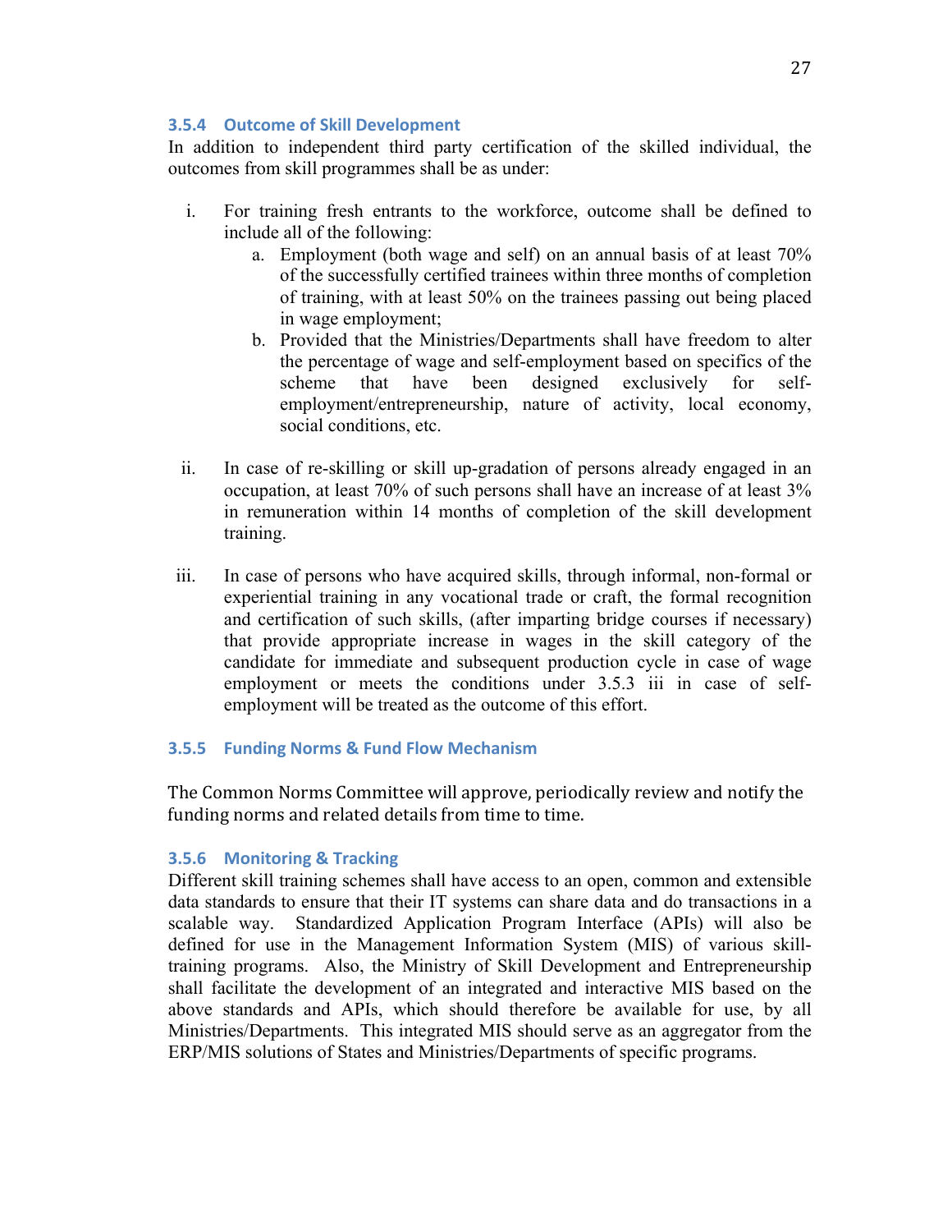### 3.5.4 Outcome of Skill Development

In addition to independent third party certification of the skilled individual, the outcomes from skill programmes shall be as under:

i. For training fresh entrants to the workforce, outcome shall be defined to include all of the following:
   a. Employment (both wage and self) on an annual basis of at least 70% of the successfully certified trainees within three months of completion of training, with at least 50% on the trainees passing out being placed in wage employment;
   b. Provided that the Ministries/Departments shall have freedom to alter the percentage of wage and self-employment based on specifics of the scheme that have been designed exclusively for self-employment/entrepreneurship, nature of activity, local economy, social conditions, etc.

ii. In case of re-skilling or skill up-gradation of persons already engaged in an occupation, at least 70% of such persons shall have an increase of at least 3% in remuneration within 14 months of completion of the skill development training.

iii. In case of persons who have acquired skills, through informal, non-formal or experiential training in any vocational trade or craft, the formal recognition and certification of such skills, (after imparting bridge courses if necessary) that provide appropriate increase in wages in the skill category of the candidate for immediate and subsequent production cycle in case of wage employment or meets the conditions under 3.5.3 iii in case of self-employment will be treated as the outcome of this effort.

### 3.5.5 Funding Norms & Fund Flow Mechanism

The Common Norms Committee will approve, periodically review and notify the funding norms and related details from time to time.

### 3.5.6 Monitoring & Tracking

Different skill training schemes shall have access to an open, common and extensible data standards to ensure that their IT systems can share data and do transactions in a scalable way. Standardized Application Program Interface (APIs) will also be defined for use in the Management Information System (MIS) of various skill-training programs. Also, the Ministry of Skill Development and Entrepreneurship shall facilitate the development of an integrated and interactive MIS based on the above standards and APIs, which should therefore be available for use, by all Ministries/Departments. This integrated MIS should serve as an aggregator from the ERP/MIS solutions of States and Ministries/Departments of specific programs.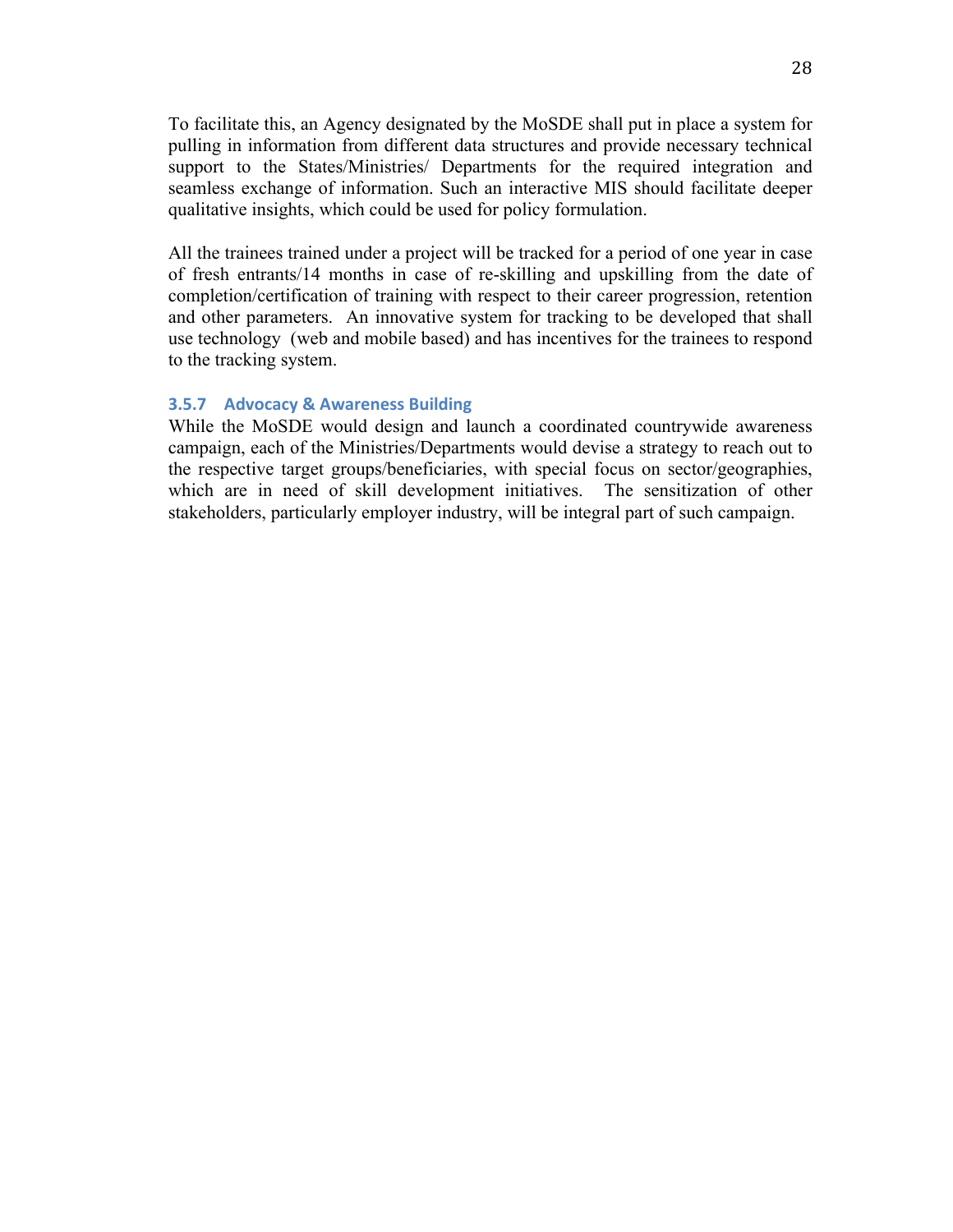To facilitate this, an Agency designated by the MoSDE shall put in place a system for pulling in information from different data structures and provide necessary technical support to the States/Ministries/ Departments for the required integration and seamless exchange of information. Such an interactive MIS should facilitate deeper qualitative insights, which could be used for policy formulation.

All the trainees trained under a project will be tracked for a period of one year in case of fresh entrants/14 months in case of re-skilling and upskilling from the date of completion/certification of training with respect to their career progression, retention and other parameters. An innovative system for tracking to be developed that shall use technology (web and mobile based) and has incentives for the trainees to respond to the tracking system.

#### 3.5.7 Advocacy & Awareness Building

While the MoSDE would design and launch a coordinated countrywide awareness campaign, each of the Ministries/Departments would devise a strategy to reach out to the respective target groups/beneficiaries, with special focus on sector/geographies, which are in need of skill development initiatives. The sensitization of other stakeholders, particularly employer industry, will be integral part of such campaign.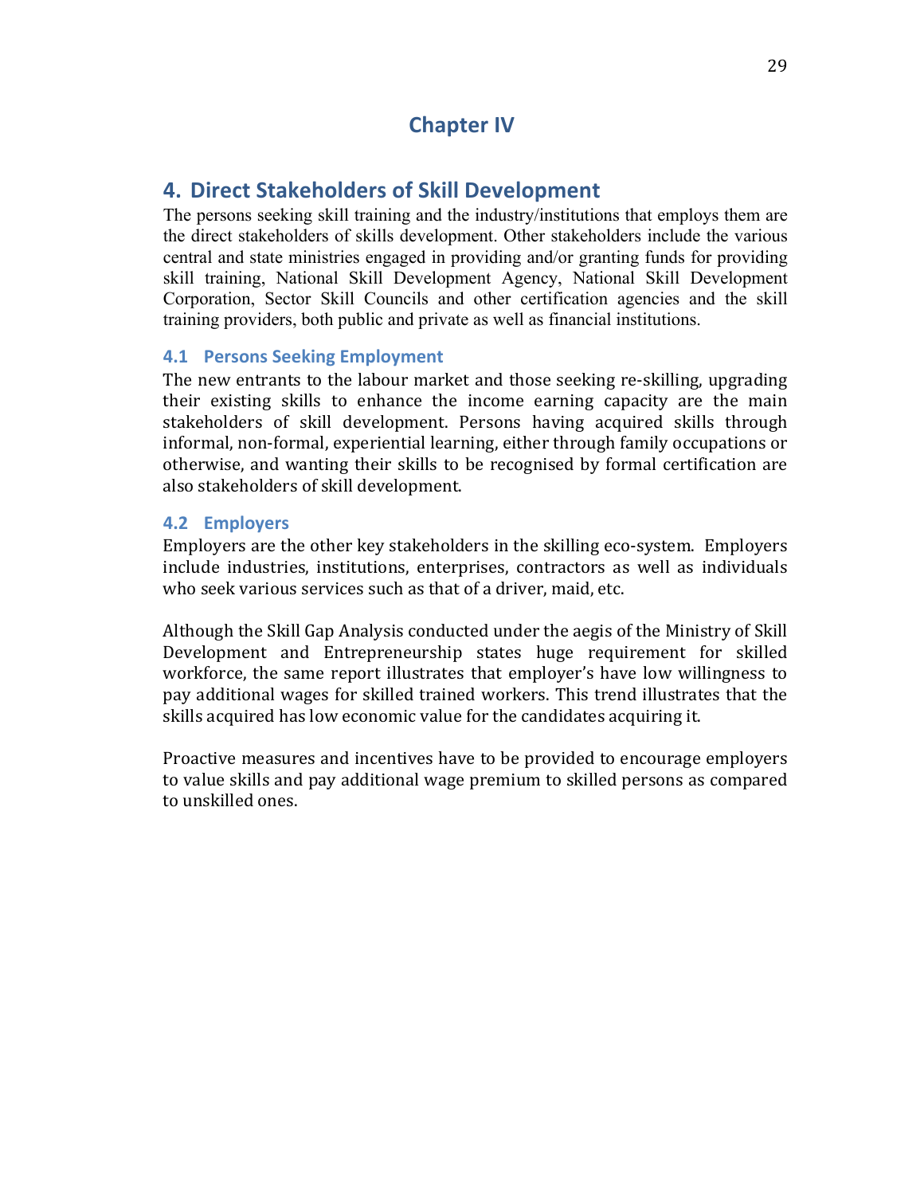# Chapter IV

## 4. Direct Stakeholders of Skill Development

The persons seeking skill training and the industry/institutions that employs them are the direct stakeholders of skills development. Other stakeholders include the various central and state ministries engaged in providing and/or granting funds for providing skill training, National Skill Development Agency, National Skill Development Corporation, Sector Skill Councils and other certification agencies and the skill training providers, both public and private as well as financial institutions.

### 4.1 Persons Seeking Employment

The new entrants to the labour market and those seeking re-skilling, upgrading their existing skills to enhance the income earning capacity are the main stakeholders of skill development. Persons having acquired skills through informal, non-formal, experiential learning, either through family occupations or otherwise, and wanting their skills to be recognised by formal certification are also stakeholders of skill development.

### 4.2 Employers

Employers are the other key stakeholders in the skilling eco-system. Employers include industries, institutions, enterprises, contractors as well as individuals who seek various services such as that of a driver, maid, etc.

Although the Skill Gap Analysis conducted under the aegis of the Ministry of Skill Development and Entrepreneurship states huge requirement for skilled workforce, the same report illustrates that employer's have low willingness to pay additional wages for skilled trained workers. This trend illustrates that the skills acquired has low economic value for the candidates acquiring it.

Proactive measures and incentives have to be provided to encourage employers to value skills and pay additional wage premium to skilled persons as compared to unskilled ones.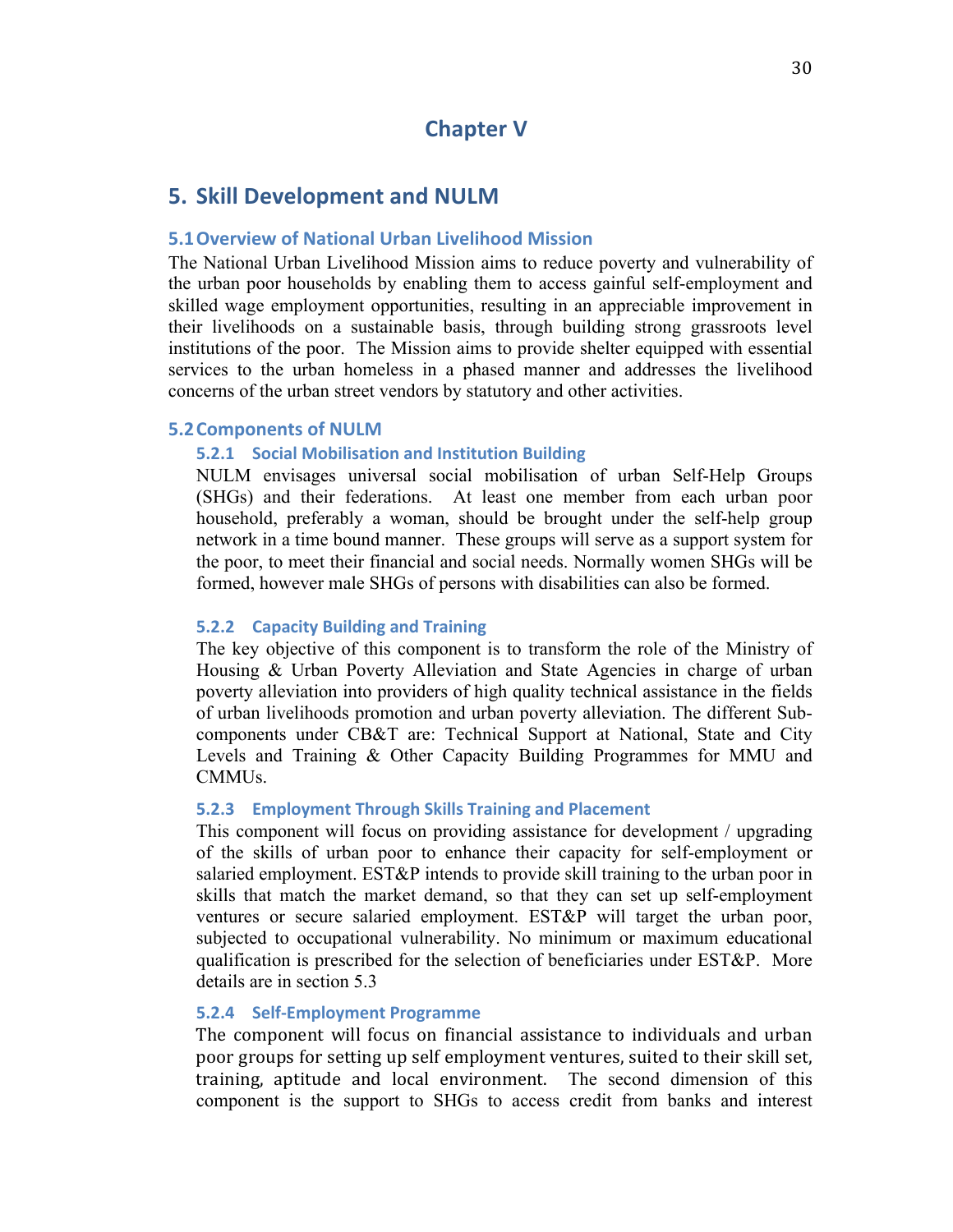# Chapter V

## 5. Skill Development and NULM

### 5.1 Overview of National Urban Livelihood Mission

The National Urban Livelihood Mission aims to reduce poverty and vulnerability of the urban poor households by enabling them to access gainful self-employment and skilled wage employment opportunities, resulting in an appreciable improvement in their livelihoods on a sustainable basis, through building strong grassroots level institutions of the poor. The Mission aims to provide shelter equipped with essential services to the urban homeless in a phased manner and addresses the livelihood concerns of the urban street vendors by statutory and other activities.

### 5.2 Components of NULM

#### 5.2.1 Social Mobilisation and Institution Building

NULM envisages universal social mobilisation of urban Self-Help Groups (SHGs) and their federations. At least one member from each urban poor household, preferably a woman, should be brought under the self-help group network in a time bound manner. These groups will serve as a support system for the poor, to meet their financial and social needs. Normally women SHGs will be formed, however male SHGs of persons with disabilities can also be formed.

#### 5.2.2 Capacity Building and Training

The key objective of this component is to transform the role of the Ministry of Housing & Urban Poverty Alleviation and State Agencies in charge of urban poverty alleviation into providers of high quality technical assistance in the fields of urban livelihoods promotion and urban poverty alleviation. The different Sub-components under CB&T are: Technical Support at National, State and City Levels and Training & Other Capacity Building Programmes for MMU and CMMUs.

#### 5.2.3 Employment Through Skills Training and Placement

This component will focus on providing assistance for development / upgrading of the skills of urban poor to enhance their capacity for self-employment or salaried employment. EST&P intends to provide skill training to the urban poor in skills that match the market demand, so that they can set up self-employment ventures or secure salaried employment. EST&P will target the urban poor, subjected to occupational vulnerability. No minimum or maximum educational qualification is prescribed for the selection of beneficiaries under EST&P. More details are in section 5.3

#### 5.2.4 Self-Employment Programme

The component will focus on financial assistance to individuals and urban poor groups for setting up self employment ventures, suited to their skill set, training, aptitude and local environment. The second dimension of this component is the support to SHGs to access credit from banks and interest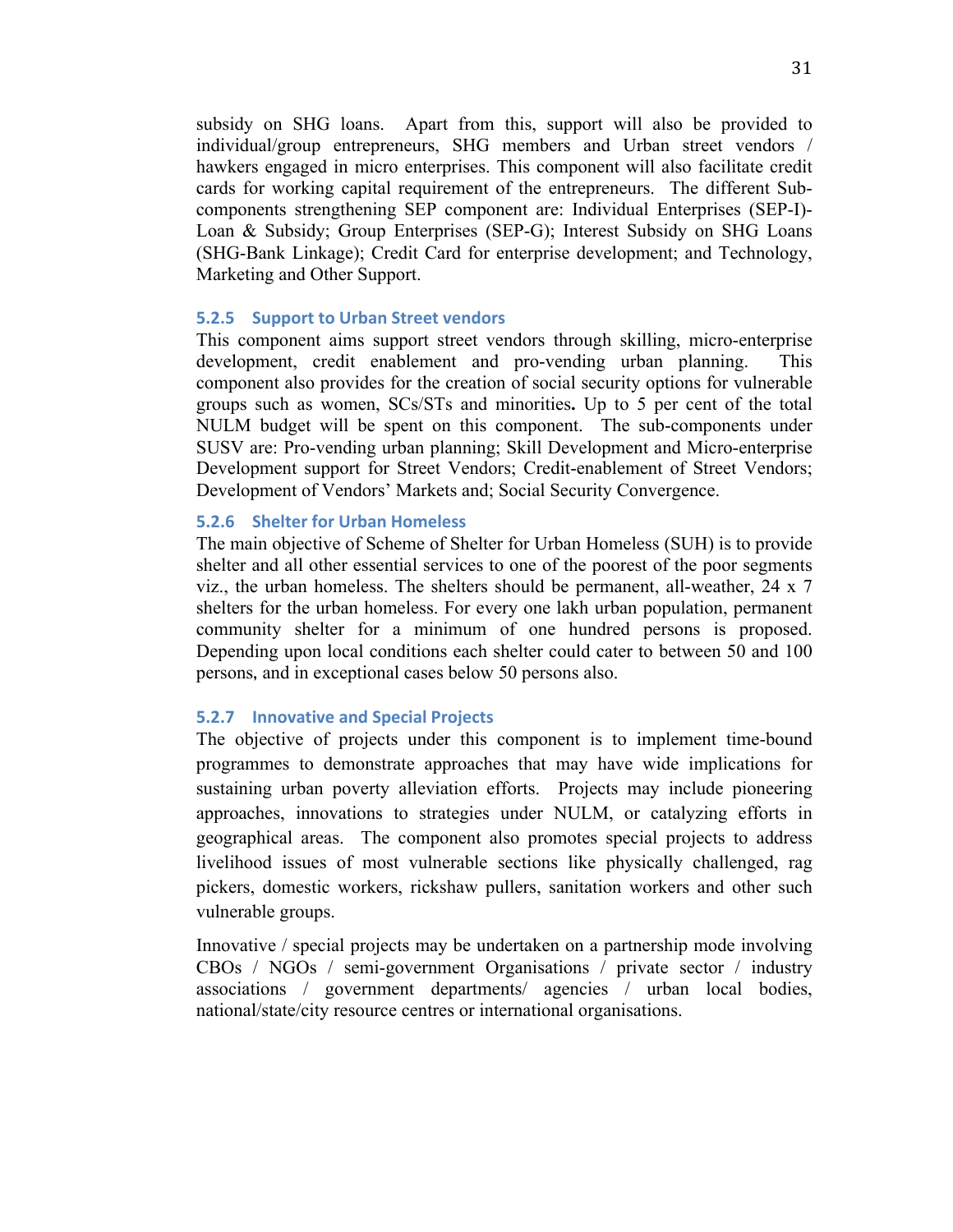subsidy on SHG loans. Apart from this, support will also be provided to individual/group entrepreneurs, SHG members and Urban street vendors / hawkers engaged in micro enterprises. This component will also facilitate credit cards for working capital requirement of the entrepreneurs. The different Sub-components strengthening SEP component are: Individual Enterprises (SEP-I)- Loan & Subsidy; Group Enterprises (SEP-G); Interest Subsidy on SHG Loans (SHG-Bank Linkage); Credit Card for enterprise development; and Technology, Marketing and Other Support.

### 5.2.5 Support to Urban Street vendors

This component aims support street vendors through skilling, micro-enterprise development, credit enablement and pro-vending urban planning. This component also provides for the creation of social security options for vulnerable groups such as women, SCs/STs and minorities**.** Up to 5 per cent of the total NULM budget will be spent on this component. The sub-components under SUSV are: Pro-vending urban planning; Skill Development and Micro-enterprise Development support for Street Vendors; Credit-enablement of Street Vendors; Development of Vendors' Markets and; Social Security Convergence.

### 5.2.6 Shelter for Urban Homeless

The main objective of Scheme of Shelter for Urban Homeless (SUH) is to provide shelter and all other essential services to one of the poorest of the poor segments viz., the urban homeless. The shelters should be permanent, all-weather, 24 x 7 shelters for the urban homeless. For every one lakh urban population, permanent community shelter for a minimum of one hundred persons is proposed. Depending upon local conditions each shelter could cater to between 50 and 100 persons, and in exceptional cases below 50 persons also.

### 5.2.7 Innovative and Special Projects

The objective of projects under this component is to implement time-bound programmes to demonstrate approaches that may have wide implications for sustaining urban poverty alleviation efforts. Projects may include pioneering approaches, innovations to strategies under NULM, or catalyzing efforts in geographical areas. The component also promotes special projects to address livelihood issues of most vulnerable sections like physically challenged, rag pickers, domestic workers, rickshaw pullers, sanitation workers and other such vulnerable groups.

Innovative / special projects may be undertaken on a partnership mode involving CBOs / NGOs / semi-government Organisations / private sector / industry associations / government departments/ agencies / urban local bodies, national/state/city resource centres or international organisations.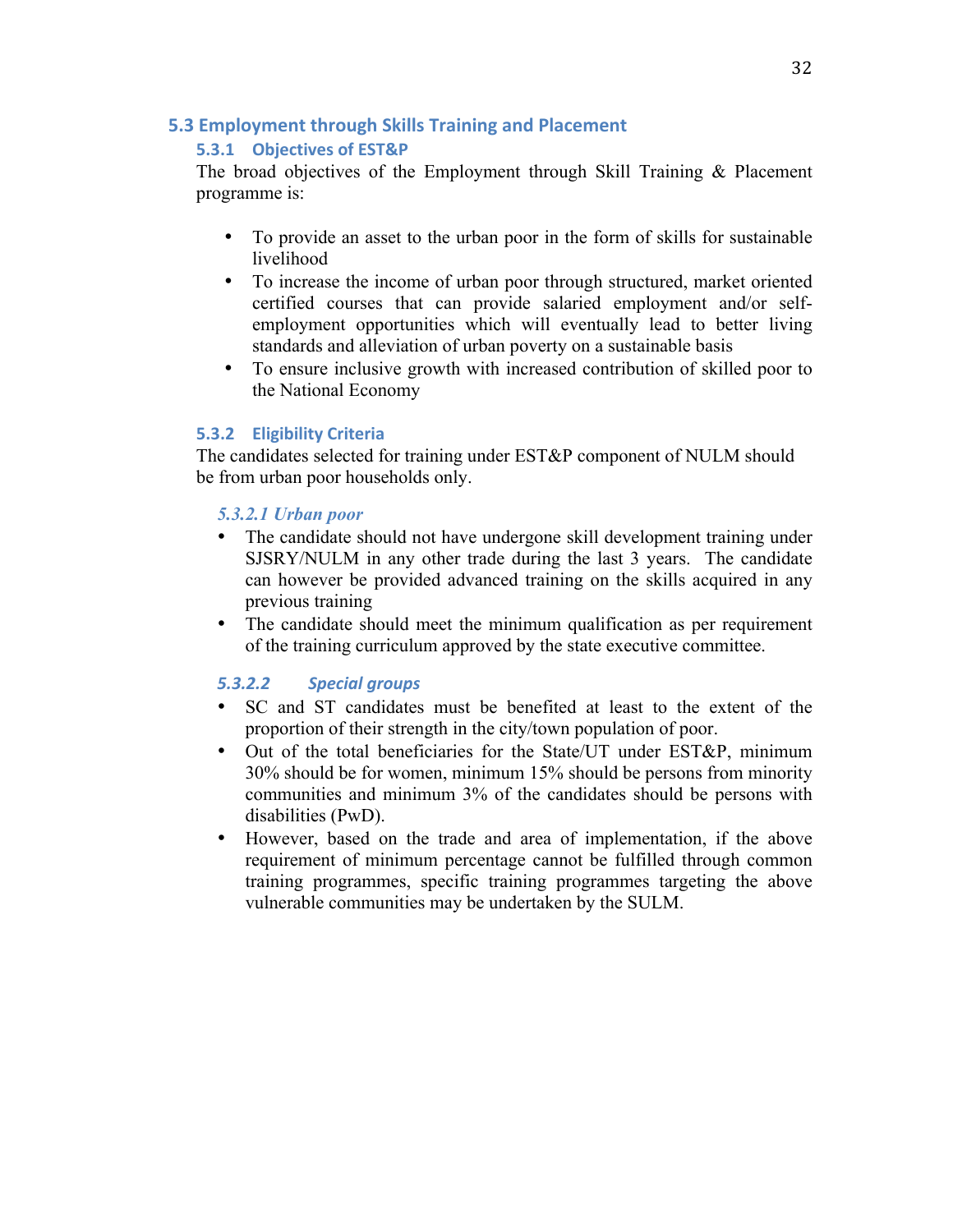## 5.3 Employment through Skills Training and Placement

### 5.3.1 Objectives of EST&P

The broad objectives of the Employment through Skill Training & Placement programme is:

- To provide an asset to the urban poor in the form of skills for sustainable livelihood
- To increase the income of urban poor through structured, market oriented certified courses that can provide salaried employment and/or self-employment opportunities which will eventually lead to better living standards and alleviation of urban poverty on a sustainable basis
- To ensure inclusive growth with increased contribution of skilled poor to the National Economy

### 5.3.2 Eligibility Criteria

The candidates selected for training under EST&P component of NULM should be from urban poor households only.

#### *5.3.2.1 Urban poor*

- The candidate should not have undergone skill development training under SJSRY/NULM in any other trade during the last 3 years. The candidate can however be provided advanced training on the skills acquired in any previous training
- The candidate should meet the minimum qualification as per requirement of the training curriculum approved by the state executive committee.

#### *5.3.2.2 Special groups*

- SC and ST candidates must be benefited at least to the extent of the proportion of their strength in the city/town population of poor.
- Out of the total beneficiaries for the State/UT under EST&P, minimum 30% should be for women, minimum 15% should be persons from minority communities and minimum 3% of the candidates should be persons with disabilities (PwD).
- However, based on the trade and area of implementation, if the above requirement of minimum percentage cannot be fulfilled through common training programmes, specific training programmes targeting the above vulnerable communities may be undertaken by the SULM.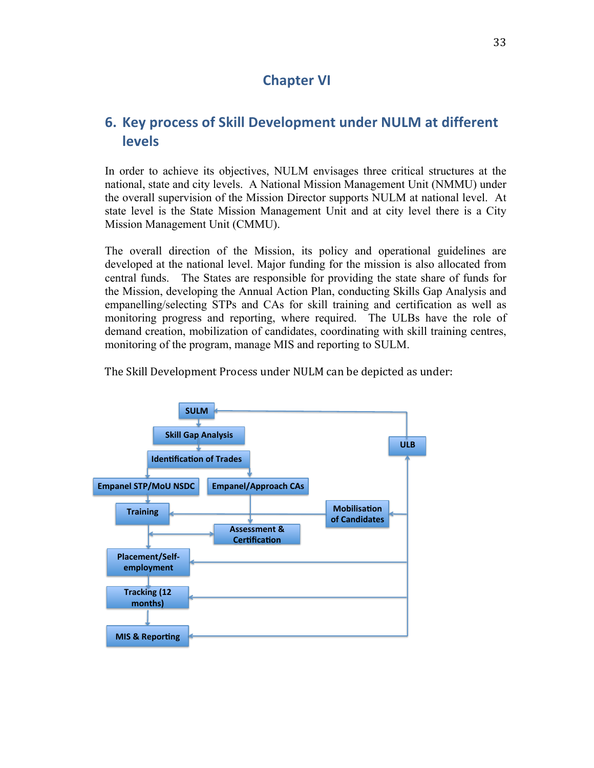# Chapter VI

## 6. Key process of Skill Development under NULM at different levels

In order to achieve its objectives, NULM envisages three critical structures at the national, state and city levels. A National Mission Management Unit (NMMU) under the overall supervision of the Mission Director supports NULM at national level. At state level is the State Mission Management Unit and at city level there is a City Mission Management Unit (CMMU).

The overall direction of the Mission, its policy and operational guidelines are developed at the national level. Major funding for the mission is also allocated from central funds. The States are responsible for providing the state share of funds for the Mission, developing the Annual Action Plan, conducting Skills Gap Analysis and empanelling/selecting STPs and CAs for skill training and certification as well as monitoring progress and reporting, where required. The ULBs have the role of demand creation, mobilization of candidates, coordinating with skill training centres, monitoring of the program, manage MIS and reporting to SULM.

The Skill Development Process under NULM can be depicted as under:

- SULM
- Skill Gap Analysis
- Identification of Trades
- Empanel STP/MoU NSDC
- Empanel/Approach CAs
- Training
- Assessment & Certification
- Placement/Self-employment
- Tracking (12 months)
- MIS & Reporting
- ULB
- Mobilisation of Candidates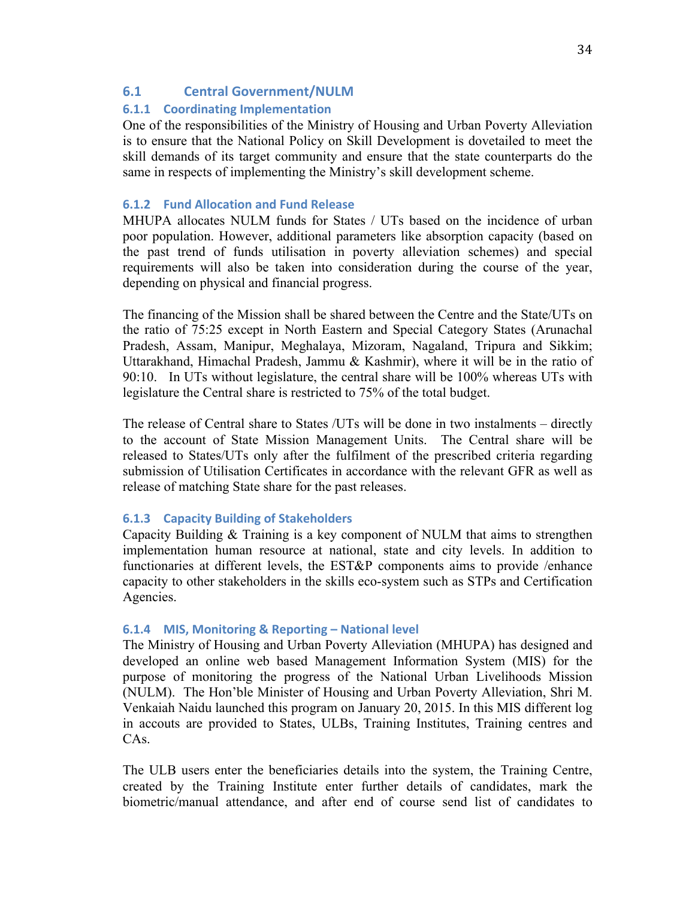## 6.1 Central Government/NULM

### 6.1.1 Coordinating Implementation

One of the responsibilities of the Ministry of Housing and Urban Poverty Alleviation is to ensure that the National Policy on Skill Development is dovetailed to meet the skill demands of its target community and ensure that the state counterparts do the same in respects of implementing the Ministry's skill development scheme.

### 6.1.2 Fund Allocation and Fund Release

MHUPA allocates NULM funds for States / UTs based on the incidence of urban poor population. However, additional parameters like absorption capacity (based on the past trend of funds utilisation in poverty alleviation schemes) and special requirements will also be taken into consideration during the course of the year, depending on physical and financial progress.

The financing of the Mission shall be shared between the Centre and the State/UTs on the ratio of 75:25 except in North Eastern and Special Category States (Arunachal Pradesh, Assam, Manipur, Meghalaya, Mizoram, Nagaland, Tripura and Sikkim; Uttarakhand, Himachal Pradesh, Jammu & Kashmir), where it will be in the ratio of 90:10. In UTs without legislature, the central share will be 100% whereas UTs with legislature the Central share is restricted to 75% of the total budget.

The release of Central share to States /UTs will be done in two instalments – directly to the account of State Mission Management Units. The Central share will be released to States/UTs only after the fulfilment of the prescribed criteria regarding submission of Utilisation Certificates in accordance with the relevant GFR as well as release of matching State share for the past releases.

### 6.1.3 Capacity Building of Stakeholders

Capacity Building & Training is a key component of NULM that aims to strengthen implementation human resource at national, state and city levels. In addition to functionaries at different levels, the EST&P components aims to provide /enhance capacity to other stakeholders in the skills eco-system such as STPs and Certification Agencies.

### 6.1.4 MIS, Monitoring & Reporting – National level

The Ministry of Housing and Urban Poverty Alleviation (MHUPA) has designed and developed an online web based Management Information System (MIS) for the purpose of monitoring the progress of the National Urban Livelihoods Mission (NULM). The Hon'ble Minister of Housing and Urban Poverty Alleviation, Shri M. Venkaiah Naidu launched this program on January 20, 2015. In this MIS different log in accouts are provided to States, ULBs, Training Institutes, Training centres and CAs.

The ULB users enter the beneficiaries details into the system, the Training Centre, created by the Training Institute enter further details of candidates, mark the biometric/manual attendance, and after end of course send list of candidates to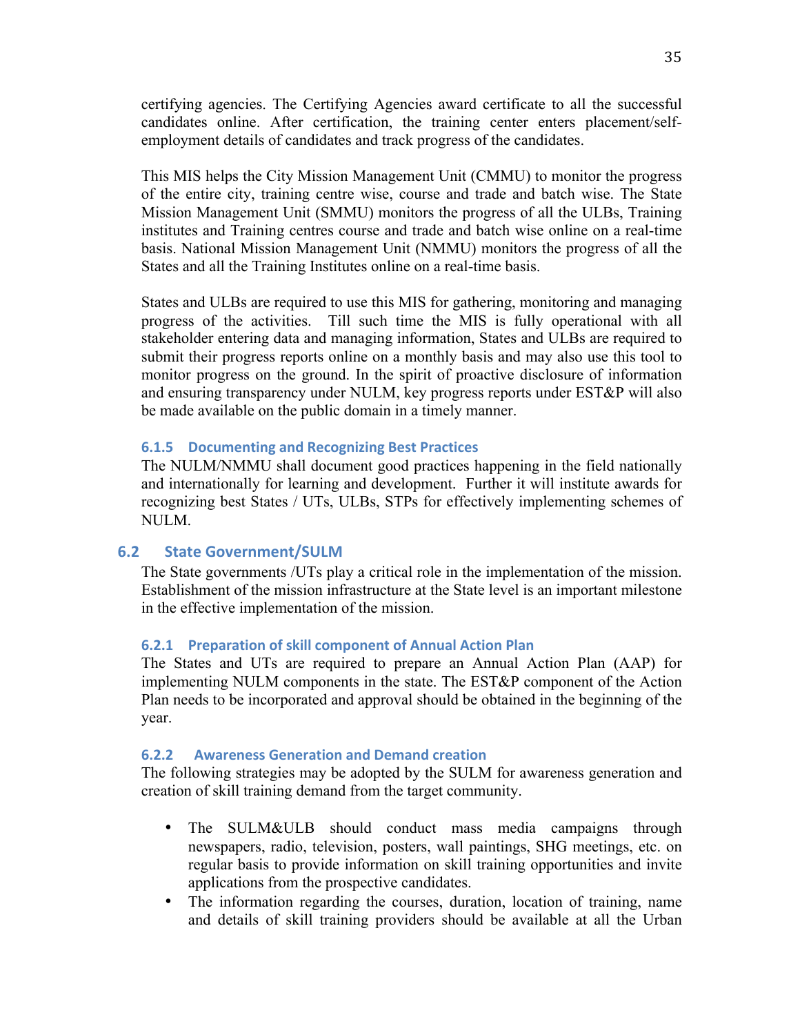certifying agencies. The Certifying Agencies award certificate to all the successful candidates online. After certification, the training center enters placement/self-employment details of candidates and track progress of the candidates.

This MIS helps the City Mission Management Unit (CMMU) to monitor the progress of the entire city, training centre wise, course and trade and batch wise. The State Mission Management Unit (SMMU) monitors the progress of all the ULBs, Training institutes and Training centres course and trade and batch wise online on a real-time basis. National Mission Management Unit (NMMU) monitors the progress of all the States and all the Training Institutes online on a real-time basis.

States and ULBs are required to use this MIS for gathering, monitoring and managing progress of the activities. Till such time the MIS is fully operational with all stakeholder entering data and managing information, States and ULBs are required to submit their progress reports online on a monthly basis and may also use this tool to monitor progress on the ground. In the spirit of proactive disclosure of information and ensuring transparency under NULM, key progress reports under EST&P will also be made available on the public domain in a timely manner.

### 6.1.5 Documenting and Recognizing Best Practices

The NULM/NMMU shall document good practices happening in the field nationally and internationally for learning and development. Further it will institute awards for recognizing best States / UTs, ULBs, STPs for effectively implementing schemes of NULM.

## 6.2 State Government/SULM

The State governments /UTs play a critical role in the implementation of the mission. Establishment of the mission infrastructure at the State level is an important milestone in the effective implementation of the mission.

### 6.2.1 Preparation of skill component of Annual Action Plan

The States and UTs are required to prepare an Annual Action Plan (AAP) for implementing NULM components in the state. The EST&P component of the Action Plan needs to be incorporated and approval should be obtained in the beginning of the year.

### 6.2.2 Awareness Generation and Demand creation

The following strategies may be adopted by the SULM for awareness generation and creation of skill training demand from the target community.

- The SULM&ULB should conduct mass media campaigns through newspapers, radio, television, posters, wall paintings, SHG meetings, etc. on regular basis to provide information on skill training opportunities and invite applications from the prospective candidates.
- The information regarding the courses, duration, location of training, name and details of skill training providers should be available at all the Urban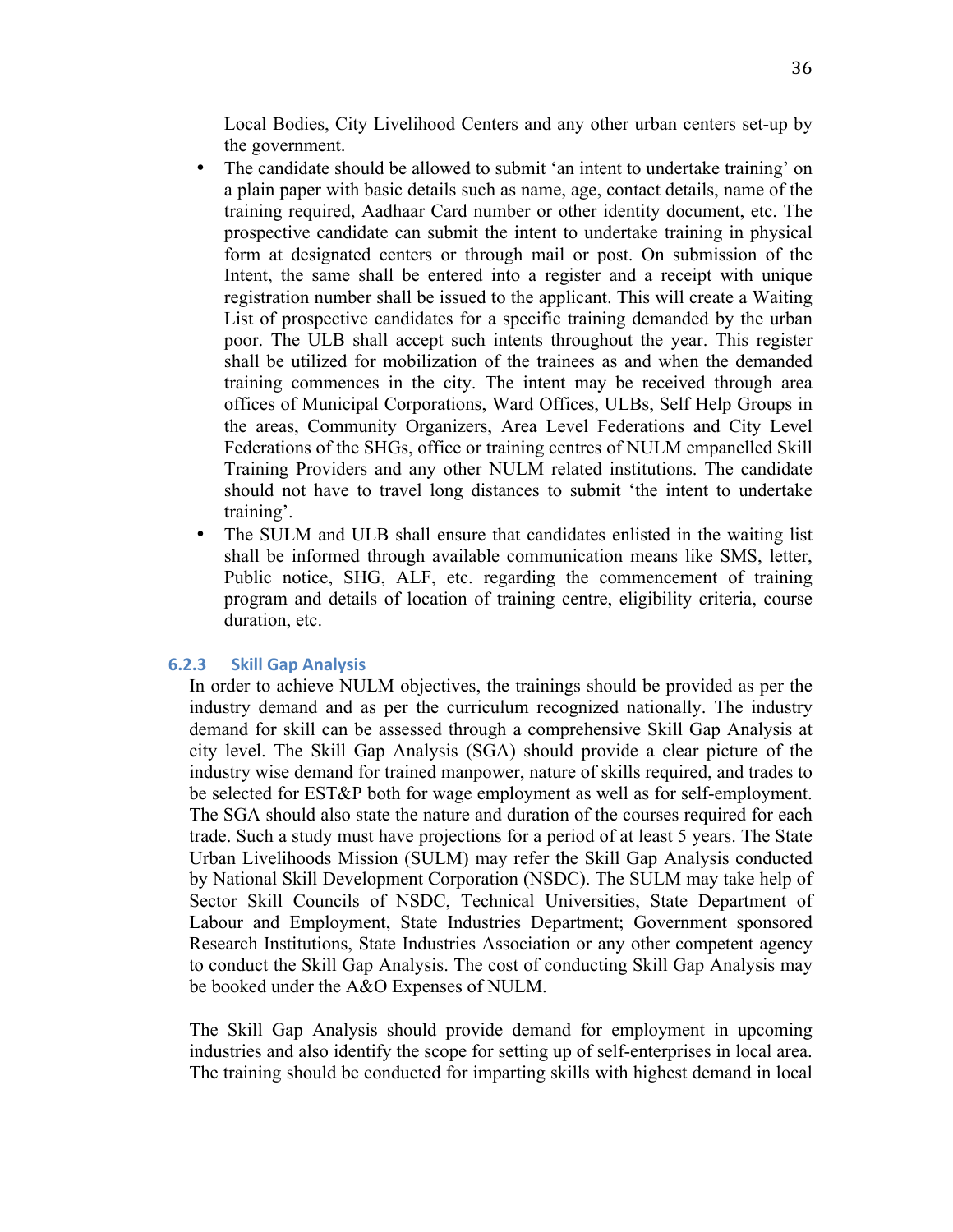Local Bodies, City Livelihood Centers and any other urban centers set-up by the government.

- The candidate should be allowed to submit 'an intent to undertake training' on a plain paper with basic details such as name, age, contact details, name of the training required, Aadhaar Card number or other identity document, etc. The prospective candidate can submit the intent to undertake training in physical form at designated centers or through mail or post. On submission of the Intent, the same shall be entered into a register and a receipt with unique registration number shall be issued to the applicant. This will create a Waiting List of prospective candidates for a specific training demanded by the urban poor. The ULB shall accept such intents throughout the year. This register shall be utilized for mobilization of the trainees as and when the demanded training commences in the city. The intent may be received through area offices of Municipal Corporations, Ward Offices, ULBs, Self Help Groups in the areas, Community Organizers, Area Level Federations and City Level Federations of the SHGs, office or training centres of NULM empanelled Skill Training Providers and any other NULM related institutions. The candidate should not have to travel long distances to submit 'the intent to undertake training'.
- The SULM and ULB shall ensure that candidates enlisted in the waiting list shall be informed through available communication means like SMS, letter, Public notice, SHG, ALF, etc. regarding the commencement of training program and details of location of training centre, eligibility criteria, course duration, etc.

### 6.2.3 Skill Gap Analysis

In order to achieve NULM objectives, the trainings should be provided as per the industry demand and as per the curriculum recognized nationally. The industry demand for skill can be assessed through a comprehensive Skill Gap Analysis at city level. The Skill Gap Analysis (SGA) should provide a clear picture of the industry wise demand for trained manpower, nature of skills required, and trades to be selected for EST&P both for wage employment as well as for self-employment. The SGA should also state the nature and duration of the courses required for each trade. Such a study must have projections for a period of at least 5 years. The State Urban Livelihoods Mission (SULM) may refer the Skill Gap Analysis conducted by National Skill Development Corporation (NSDC). The SULM may take help of Sector Skill Councils of NSDC, Technical Universities, State Department of Labour and Employment, State Industries Department; Government sponsored Research Institutions, State Industries Association or any other competent agency to conduct the Skill Gap Analysis. The cost of conducting Skill Gap Analysis may be booked under the A&O Expenses of NULM.

The Skill Gap Analysis should provide demand for employment in upcoming industries and also identify the scope for setting up of self-enterprises in local area. The training should be conducted for imparting skills with highest demand in local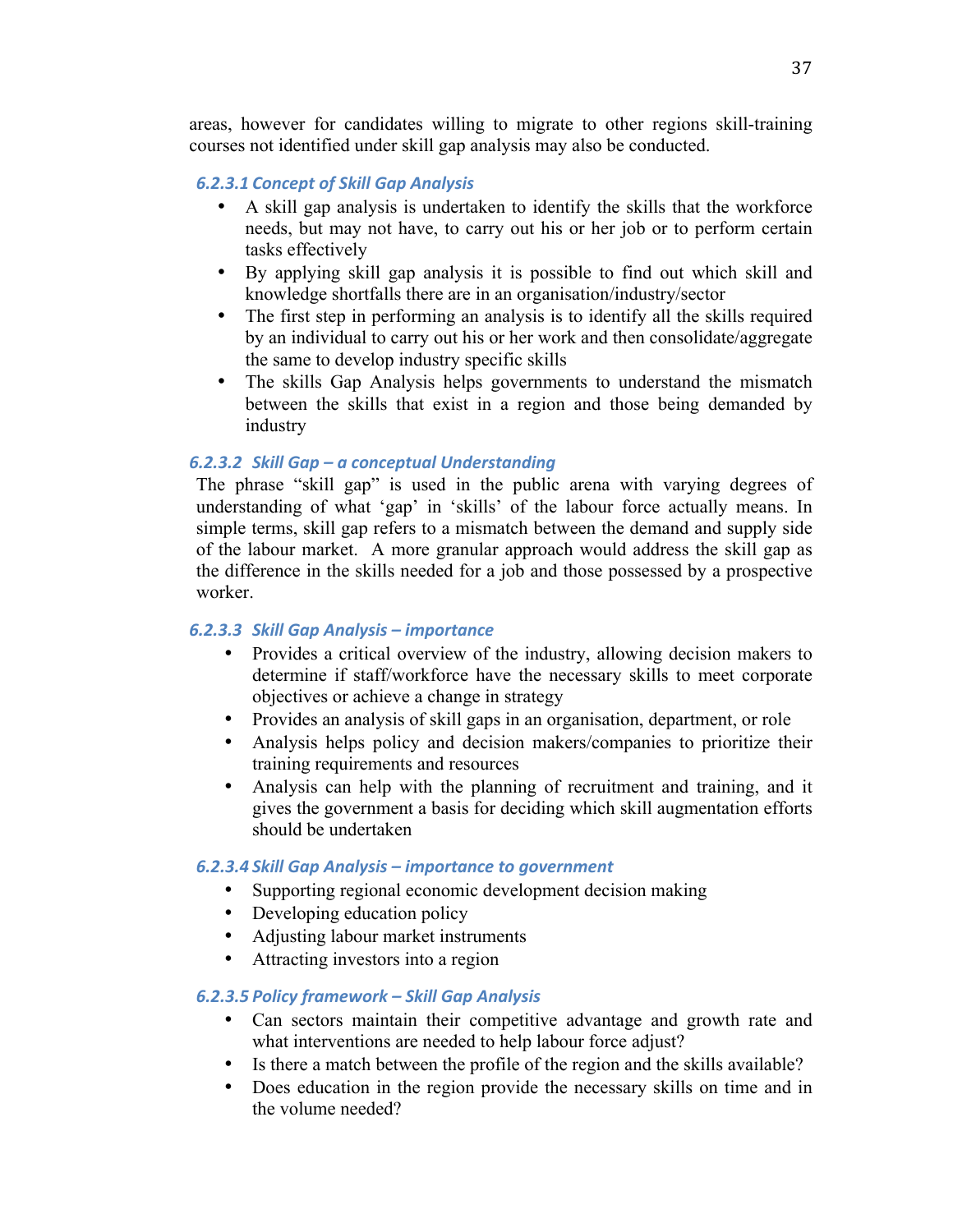areas, however for candidates willing to migrate to other regions skill-training courses not identified under skill gap analysis may also be conducted.

#### *6.2.3.1 Concept of Skill Gap Analysis*

- A skill gap analysis is undertaken to identify the skills that the workforce needs, but may not have, to carry out his or her job or to perform certain tasks effectively
- By applying skill gap analysis it is possible to find out which skill and knowledge shortfalls there are in an organisation/industry/sector
- The first step in performing an analysis is to identify all the skills required by an individual to carry out his or her work and then consolidate/aggregate the same to develop industry specific skills
- The skills Gap Analysis helps governments to understand the mismatch between the skills that exist in a region and those being demanded by industry

#### *6.2.3.2 Skill Gap – a conceptual Understanding*

The phrase "skill gap" is used in the public arena with varying degrees of understanding of what 'gap' in 'skills' of the labour force actually means. In simple terms, skill gap refers to a mismatch between the demand and supply side of the labour market. A more granular approach would address the skill gap as the difference in the skills needed for a job and those possessed by a prospective worker.

#### *6.2.3.3 Skill Gap Analysis – importance*

- Provides a critical overview of the industry, allowing decision makers to determine if staff/workforce have the necessary skills to meet corporate objectives or achieve a change in strategy
- Provides an analysis of skill gaps in an organisation, department, or role
- Analysis helps policy and decision makers/companies to prioritize their training requirements and resources
- Analysis can help with the planning of recruitment and training, and it gives the government a basis for deciding which skill augmentation efforts should be undertaken

#### *6.2.3.4 Skill Gap Analysis – importance to government*

- Supporting regional economic development decision making
- Developing education policy
- Adjusting labour market instruments
- Attracting investors into a region

#### *6.2.3.5 Policy framework – Skill Gap Analysis*

- Can sectors maintain their competitive advantage and growth rate and what interventions are needed to help labour force adjust?
- Is there a match between the profile of the region and the skills available?
- Does education in the region provide the necessary skills on time and in the volume needed?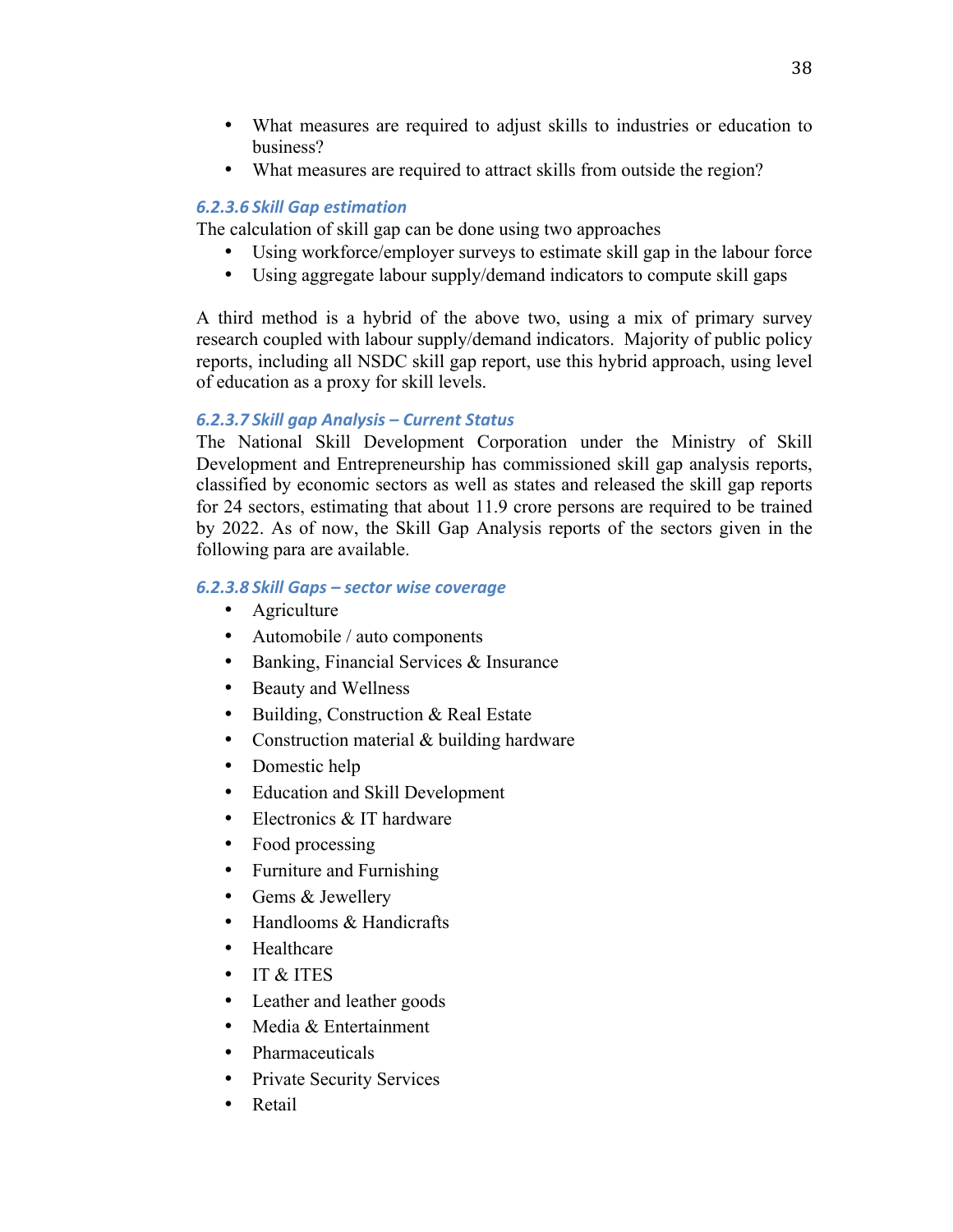- What measures are required to adjust skills to industries or education to business?
- What measures are required to attract skills from outside the region?

#### *6.2.3.6 Skill Gap estimation*

The calculation of skill gap can be done using two approaches

- Using workforce/employer surveys to estimate skill gap in the labour force
- Using aggregate labour supply/demand indicators to compute skill gaps

A third method is a hybrid of the above two, using a mix of primary survey research coupled with labour supply/demand indicators. Majority of public policy reports, including all NSDC skill gap report, use this hybrid approach, using level of education as a proxy for skill levels.

#### *6.2.3.7 Skill gap Analysis – Current Status*

The National Skill Development Corporation under the Ministry of Skill Development and Entrepreneurship has commissioned skill gap analysis reports, classified by economic sectors as well as states and released the skill gap reports for 24 sectors, estimating that about 11.9 crore persons are required to be trained by 2022. As of now, the Skill Gap Analysis reports of the sectors given in the following para are available.

#### *6.2.3.8 Skill Gaps – sector wise coverage*

- Agriculture
- Automobile / auto components
- Banking, Financial Services & Insurance
- Beauty and Wellness
- Building, Construction & Real Estate
- Construction material & building hardware
- Domestic help
- Education and Skill Development
- Electronics & IT hardware
- Food processing
- Furniture and Furnishing
- Gems & Jewellery
- Handlooms & Handicrafts
- Healthcare
- IT & ITES
- Leather and leather goods
- Media & Entertainment
- Pharmaceuticals
- Private Security Services
- Retail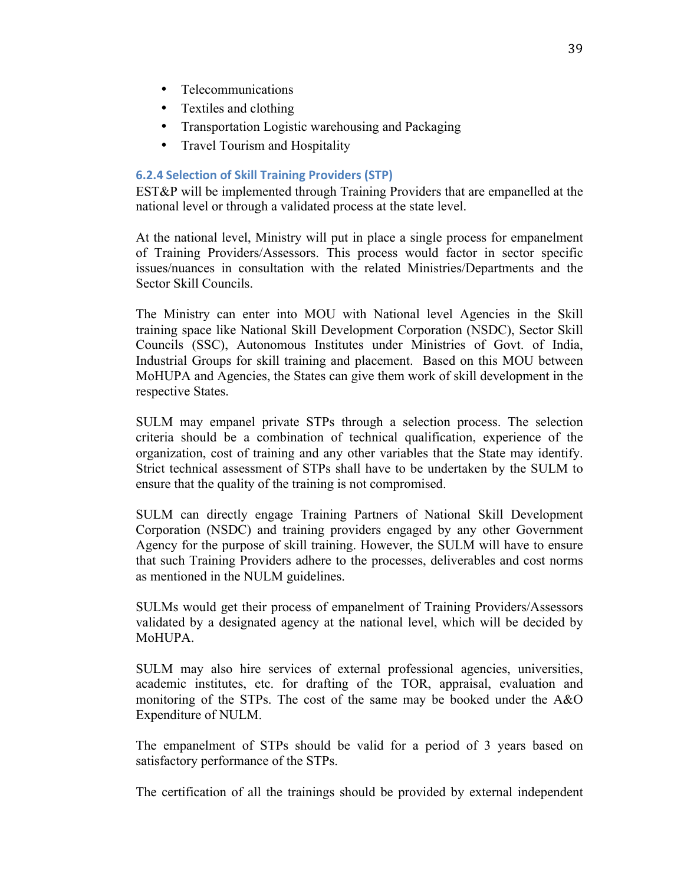- Telecommunications
- Textiles and clothing
- Transportation Logistic warehousing and Packaging
- Travel Tourism and Hospitality

### 6.2.4 Selection of Skill Training Providers (STP)

EST&P will be implemented through Training Providers that are empanelled at the national level or through a validated process at the state level.

At the national level, Ministry will put in place a single process for empanelment of Training Providers/Assessors. This process would factor in sector specific issues/nuances in consultation with the related Ministries/Departments and the Sector Skill Councils.

The Ministry can enter into MOU with National level Agencies in the Skill training space like National Skill Development Corporation (NSDC), Sector Skill Councils (SSC), Autonomous Institutes under Ministries of Govt. of India, Industrial Groups for skill training and placement. Based on this MOU between MoHUPA and Agencies, the States can give them work of skill development in the respective States.

SULM may empanel private STPs through a selection process. The selection criteria should be a combination of technical qualification, experience of the organization, cost of training and any other variables that the State may identify. Strict technical assessment of STPs shall have to be undertaken by the SULM to ensure that the quality of the training is not compromised.

SULM can directly engage Training Partners of National Skill Development Corporation (NSDC) and training providers engaged by any other Government Agency for the purpose of skill training. However, the SULM will have to ensure that such Training Providers adhere to the processes, deliverables and cost norms as mentioned in the NULM guidelines.

SULMs would get their process of empanelment of Training Providers/Assessors validated by a designated agency at the national level, which will be decided by MoHUPA.

SULM may also hire services of external professional agencies, universities, academic institutes, etc. for drafting of the TOR, appraisal, evaluation and monitoring of the STPs. The cost of the same may be booked under the A&O Expenditure of NULM.

The empanelment of STPs should be valid for a period of 3 years based on satisfactory performance of the STPs.

The certification of all the trainings should be provided by external independent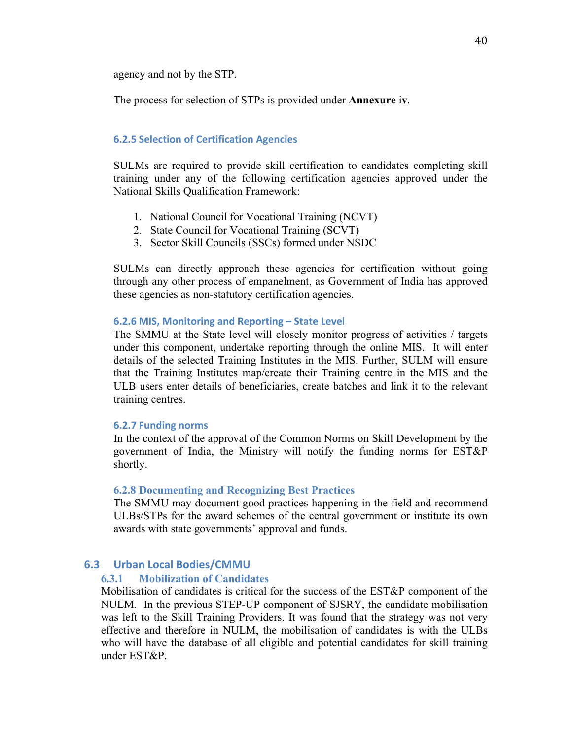agency and not by the STP.

The process for selection of STPs is provided under **Annexure** iv.

### 6.2.5 Selection of Certification Agencies

SULMs are required to provide skill certification to candidates completing skill training under any of the following certification agencies approved under the National Skills Qualification Framework:

1. National Council for Vocational Training (NCVT)
2. State Council for Vocational Training (SCVT)
3. Sector Skill Councils (SSCs) formed under NSDC

SULMs can directly approach these agencies for certification without going through any other process of empanelment, as Government of India has approved these agencies as non-statutory certification agencies.

### 6.2.6 MIS, Monitoring and Reporting – State Level

The SMMU at the State level will closely monitor progress of activities / targets under this component, undertake reporting through the online MIS. It will enter details of the selected Training Institutes in the MIS. Further, SULM will ensure that the Training Institutes map/create their Training centre in the MIS and the ULB users enter details of beneficiaries, create batches and link it to the relevant training centres.

### 6.2.7 Funding norms

In the context of the approval of the Common Norms on Skill Development by the government of India, the Ministry will notify the funding norms for EST&P shortly.

### 6.2.8 Documenting and Recognizing Best Practices

The SMMU may document good practices happening in the field and recommend ULBs/STPs for the award schemes of the central government or institute its own awards with state governments' approval and funds.

## 6.3 Urban Local Bodies/CMMU

### 6.3.1 Mobilization of Candidates

Mobilisation of candidates is critical for the success of the EST&P component of the NULM. In the previous STEP-UP component of SJSRY, the candidate mobilisation was left to the Skill Training Providers. It was found that the strategy was not very effective and therefore in NULM, the mobilisation of candidates is with the ULBs who will have the database of all eligible and potential candidates for skill training under EST&P.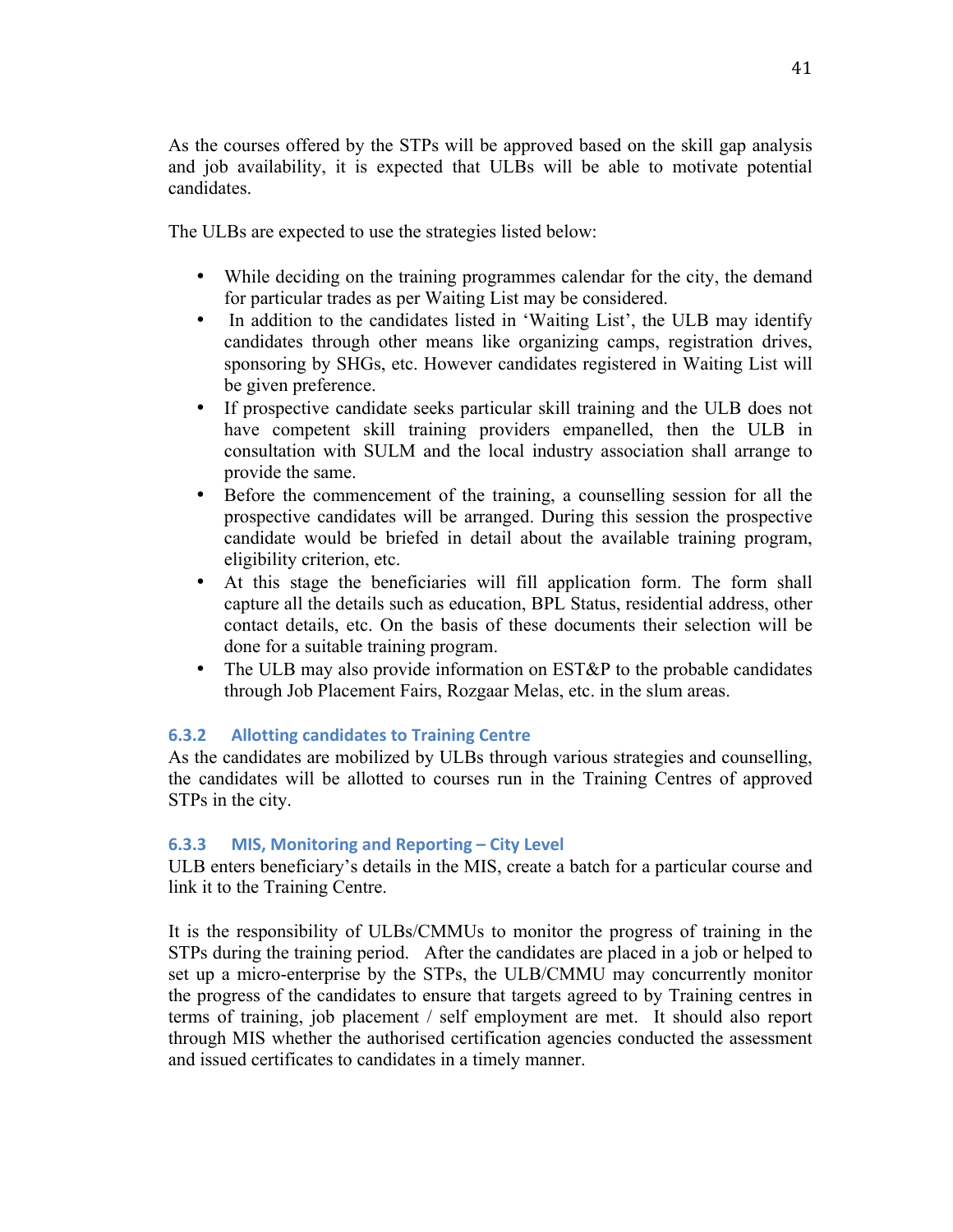As the courses offered by the STPs will be approved based on the skill gap analysis and job availability, it is expected that ULBs will be able to motivate potential candidates.

The ULBs are expected to use the strategies listed below:

- While deciding on the training programmes calendar for the city, the demand for particular trades as per Waiting List may be considered.
- In addition to the candidates listed in 'Waiting List', the ULB may identify candidates through other means like organizing camps, registration drives, sponsoring by SHGs, etc. However candidates registered in Waiting List will be given preference.
- If prospective candidate seeks particular skill training and the ULB does not have competent skill training providers empanelled, then the ULB in consultation with SULM and the local industry association shall arrange to provide the same.
- Before the commencement of the training, a counselling session for all the prospective candidates will be arranged. During this session the prospective candidate would be briefed in detail about the available training program, eligibility criterion, etc.
- At this stage the beneficiaries will fill application form. The form shall capture all the details such as education, BPL Status, residential address, other contact details, etc. On the basis of these documents their selection will be done for a suitable training program.
- The ULB may also provide information on EST&P to the probable candidates through Job Placement Fairs, Rozgaar Melas, etc. in the slum areas.

### 6.3.2 Allotting candidates to Training Centre

As the candidates are mobilized by ULBs through various strategies and counselling, the candidates will be allotted to courses run in the Training Centres of approved STPs in the city.

### 6.3.3 MIS, Monitoring and Reporting – City Level

ULB enters beneficiary's details in the MIS, create a batch for a particular course and link it to the Training Centre.

It is the responsibility of ULBs/CMMUs to monitor the progress of training in the STPs during the training period. After the candidates are placed in a job or helped to set up a micro-enterprise by the STPs, the ULB/CMMU may concurrently monitor the progress of the candidates to ensure that targets agreed to by Training centres in terms of training, job placement / self employment are met. It should also report through MIS whether the authorised certification agencies conducted the assessment and issued certificates to candidates in a timely manner.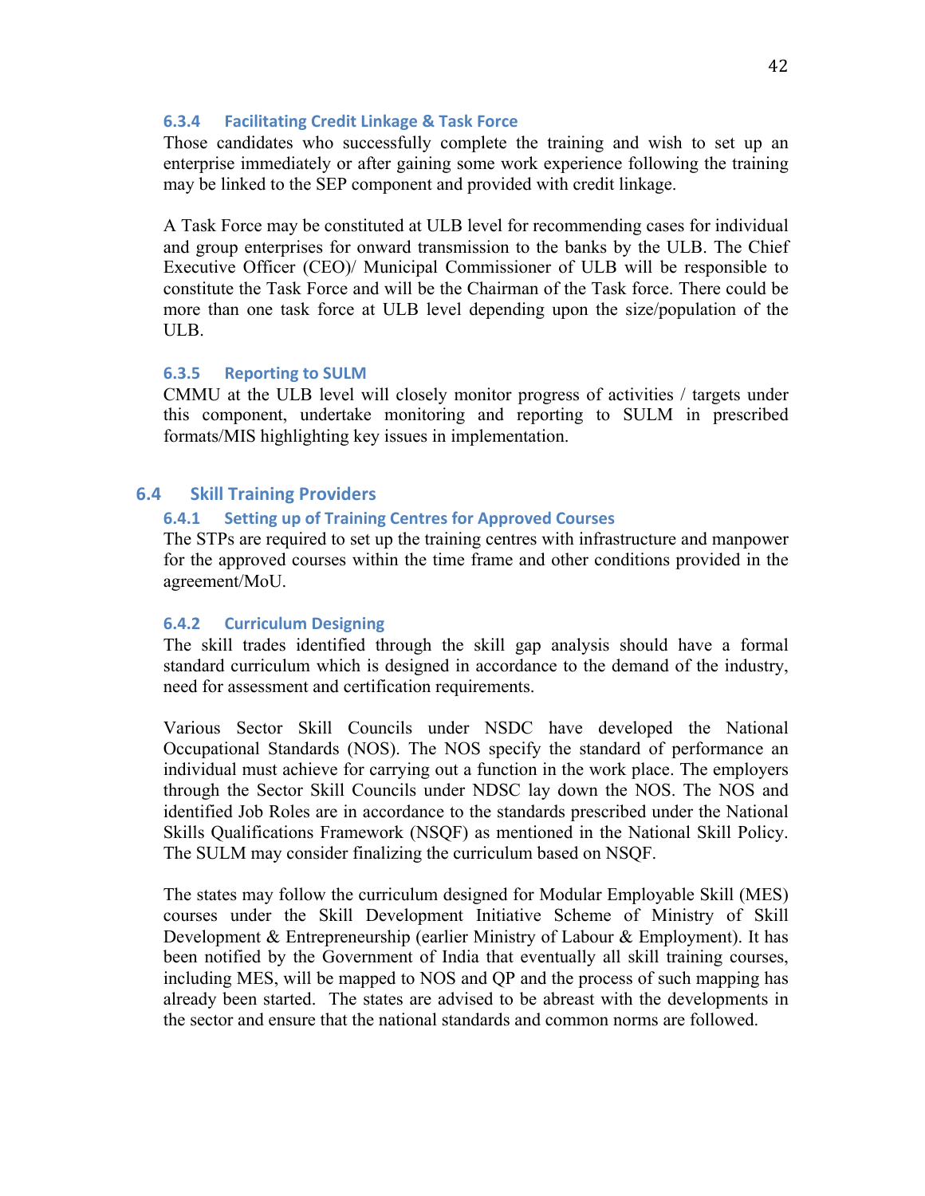### 6.3.4 Facilitating Credit Linkage & Task Force

Those candidates who successfully complete the training and wish to set up an enterprise immediately or after gaining some work experience following the training may be linked to the SEP component and provided with credit linkage.

A Task Force may be constituted at ULB level for recommending cases for individual and group enterprises for onward transmission to the banks by the ULB. The Chief Executive Officer (CEO)/ Municipal Commissioner of ULB will be responsible to constitute the Task Force and will be the Chairman of the Task force. There could be more than one task force at ULB level depending upon the size/population of the ULB.

### 6.3.5 Reporting to SULM

CMMU at the ULB level will closely monitor progress of activities / targets under this component, undertake monitoring and reporting to SULM in prescribed formats/MIS highlighting key issues in implementation.

## 6.4 Skill Training Providers

### 6.4.1 Setting up of Training Centres for Approved Courses

The STPs are required to set up the training centres with infrastructure and manpower for the approved courses within the time frame and other conditions provided in the agreement/MoU.

### 6.4.2 Curriculum Designing

The skill trades identified through the skill gap analysis should have a formal standard curriculum which is designed in accordance to the demand of the industry, need for assessment and certification requirements.

Various Sector Skill Councils under NSDC have developed the National Occupational Standards (NOS). The NOS specify the standard of performance an individual must achieve for carrying out a function in the work place. The employers through the Sector Skill Councils under NDSC lay down the NOS. The NOS and identified Job Roles are in accordance to the standards prescribed under the National Skills Qualifications Framework (NSQF) as mentioned in the National Skill Policy. The SULM may consider finalizing the curriculum based on NSQF.

The states may follow the curriculum designed for Modular Employable Skill (MES) courses under the Skill Development Initiative Scheme of Ministry of Skill Development & Entrepreneurship (earlier Ministry of Labour & Employment). It has been notified by the Government of India that eventually all skill training courses, including MES, will be mapped to NOS and QP and the process of such mapping has already been started. The states are advised to be abreast with the developments in the sector and ensure that the national standards and common norms are followed.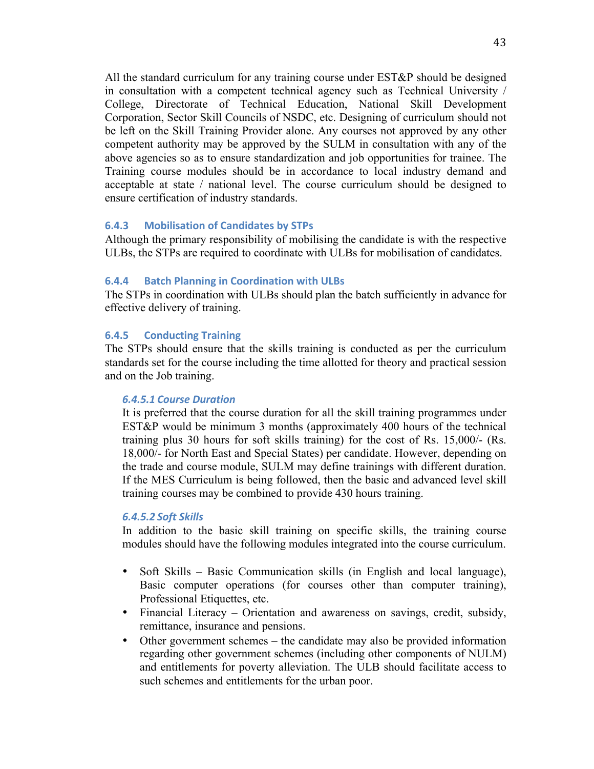All the standard curriculum for any training course under EST&P should be designed in consultation with a competent technical agency such as Technical University / College, Directorate of Technical Education, National Skill Development Corporation, Sector Skill Councils of NSDC, etc. Designing of curriculum should not be left on the Skill Training Provider alone. Any courses not approved by any other competent authority may be approved by the SULM in consultation with any of the above agencies so as to ensure standardization and job opportunities for trainee. The Training course modules should be in accordance to local industry demand and acceptable at state / national level. The course curriculum should be designed to ensure certification of industry standards.

### 6.4.3 Mobilisation of Candidates by STPs

Although the primary responsibility of mobilising the candidate is with the respective ULBs, the STPs are required to coordinate with ULBs for mobilisation of candidates.

### 6.4.4 Batch Planning in Coordination with ULBs

The STPs in coordination with ULBs should plan the batch sufficiently in advance for effective delivery of training.

### 6.4.5 Conducting Training

The STPs should ensure that the skills training is conducted as per the curriculum standards set for the course including the time allotted for theory and practical session and on the Job training.

#### *6.4.5.1 Course Duration*

It is preferred that the course duration for all the skill training programmes under EST&P would be minimum 3 months (approximately 400 hours of the technical training plus 30 hours for soft skills training) for the cost of Rs. 15,000/- (Rs. 18,000/- for North East and Special States) per candidate. However, depending on the trade and course module, SULM may define trainings with different duration. If the MES Curriculum is being followed, then the basic and advanced level skill training courses may be combined to provide 430 hours training.

#### *6.4.5.2 Soft Skills*

In addition to the basic skill training on specific skills, the training course modules should have the following modules integrated into the course curriculum.

- Soft Skills – Basic Communication skills (in English and local language), Basic computer operations (for courses other than computer training), Professional Etiquettes, etc.
- Financial Literacy – Orientation and awareness on savings, credit, subsidy, remittance, insurance and pensions.
- Other government schemes – the candidate may also be provided information regarding other government schemes (including other components of NULM) and entitlements for poverty alleviation. The ULB should facilitate access to such schemes and entitlements for the urban poor.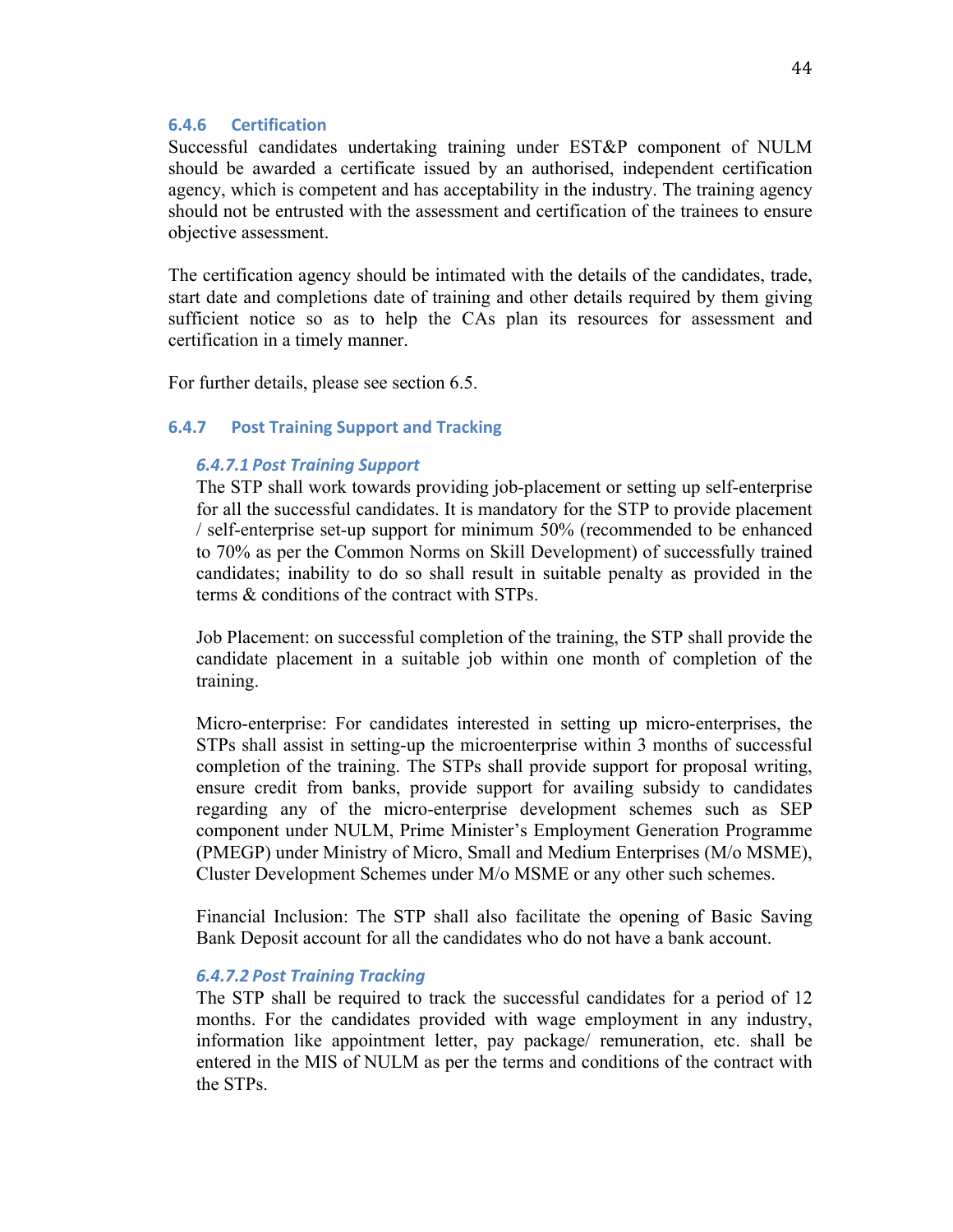### 6.4.6 Certification

Successful candidates undertaking training under EST&P component of NULM should be awarded a certificate issued by an authorised, independent certification agency, which is competent and has acceptability in the industry. The training agency should not be entrusted with the assessment and certification of the trainees to ensure objective assessment.

The certification agency should be intimated with the details of the candidates, trade, start date and completions date of training and other details required by them giving sufficient notice so as to help the CAs plan its resources for assessment and certification in a timely manner.

For further details, please see section 6.5.

### 6.4.7 Post Training Support and Tracking

#### *6.4.7.1 Post Training Support*

The STP shall work towards providing job-placement or setting up self-enterprise for all the successful candidates. It is mandatory for the STP to provide placement / self-enterprise set-up support for minimum 50% (recommended to be enhanced to 70% as per the Common Norms on Skill Development) of successfully trained candidates; inability to do so shall result in suitable penalty as provided in the terms & conditions of the contract with STPs.

Job Placement: on successful completion of the training, the STP shall provide the candidate placement in a suitable job within one month of completion of the training.

Micro-enterprise: For candidates interested in setting up micro-enterprises, the STPs shall assist in setting-up the microenterprise within 3 months of successful completion of the training. The STPs shall provide support for proposal writing, ensure credit from banks, provide support for availing subsidy to candidates regarding any of the micro-enterprise development schemes such as SEP component under NULM, Prime Minister's Employment Generation Programme (PMEGP) under Ministry of Micro, Small and Medium Enterprises (M/o MSME), Cluster Development Schemes under M/o MSME or any other such schemes.

Financial Inclusion: The STP shall also facilitate the opening of Basic Saving Bank Deposit account for all the candidates who do not have a bank account.

#### *6.4.7.2 Post Training Tracking*

The STP shall be required to track the successful candidates for a period of 12 months. For the candidates provided with wage employment in any industry, information like appointment letter, pay package/ remuneration, etc. shall be entered in the MIS of NULM as per the terms and conditions of the contract with the STPs.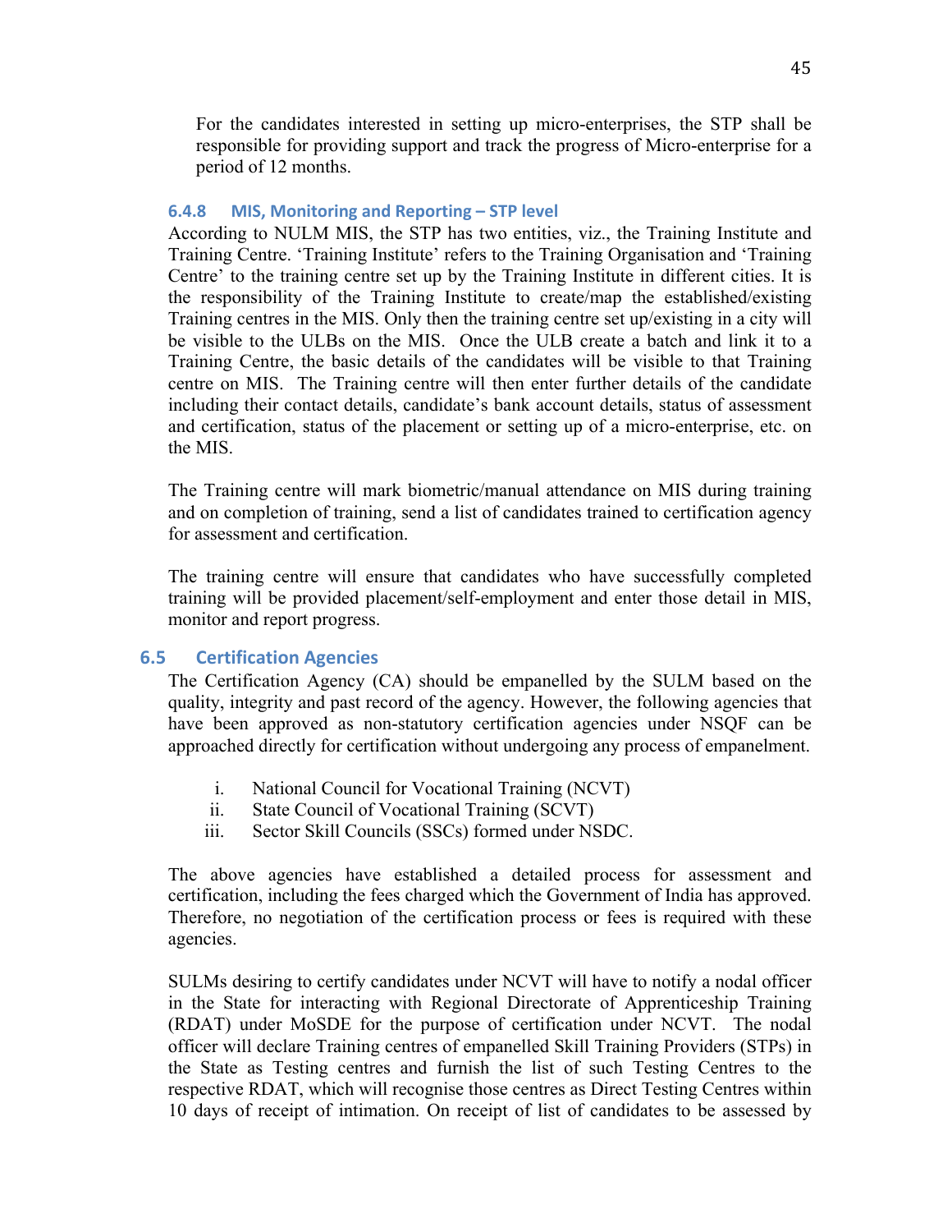For the candidates interested in setting up micro-enterprises, the STP shall be responsible for providing support and track the progress of Micro-enterprise for a period of 12 months.

#### 6.4.8 MIS, Monitoring and Reporting – STP level

According to NULM MIS, the STP has two entities, viz., the Training Institute and Training Centre. 'Training Institute' refers to the Training Organisation and 'Training Centre' to the training centre set up by the Training Institute in different cities. It is the responsibility of the Training Institute to create/map the established/existing Training centres in the MIS. Only then the training centre set up/existing in a city will be visible to the ULBs on the MIS. Once the ULB create a batch and link it to a Training Centre, the basic details of the candidates will be visible to that Training centre on MIS. The Training centre will then enter further details of the candidate including their contact details, candidate's bank account details, status of assessment and certification, status of the placement or setting up of a micro-enterprise, etc. on the MIS.

The Training centre will mark biometric/manual attendance on MIS during training and on completion of training, send a list of candidates trained to certification agency for assessment and certification.

The training centre will ensure that candidates who have successfully completed training will be provided placement/self-employment and enter those detail in MIS, monitor and report progress.

### 6.5 Certification Agencies

The Certification Agency (CA) should be empanelled by the SULM based on the quality, integrity and past record of the agency. However, the following agencies that have been approved as non-statutory certification agencies under NSQF can be approached directly for certification without undergoing any process of empanelment.

i. National Council for Vocational Training (NCVT)
ii. State Council of Vocational Training (SCVT)
iii. Sector Skill Councils (SSCs) formed under NSDC.

The above agencies have established a detailed process for assessment and certification, including the fees charged which the Government of India has approved. Therefore, no negotiation of the certification process or fees is required with these agencies.

SULMs desiring to certify candidates under NCVT will have to notify a nodal officer in the State for interacting with Regional Directorate of Apprenticeship Training (RDAT) under MoSDE for the purpose of certification under NCVT. The nodal officer will declare Training centres of empanelled Skill Training Providers (STPs) in the State as Testing centres and furnish the list of such Testing Centres to the respective RDAT, which will recognise those centres as Direct Testing Centres within 10 days of receipt of intimation. On receipt of list of candidates to be assessed by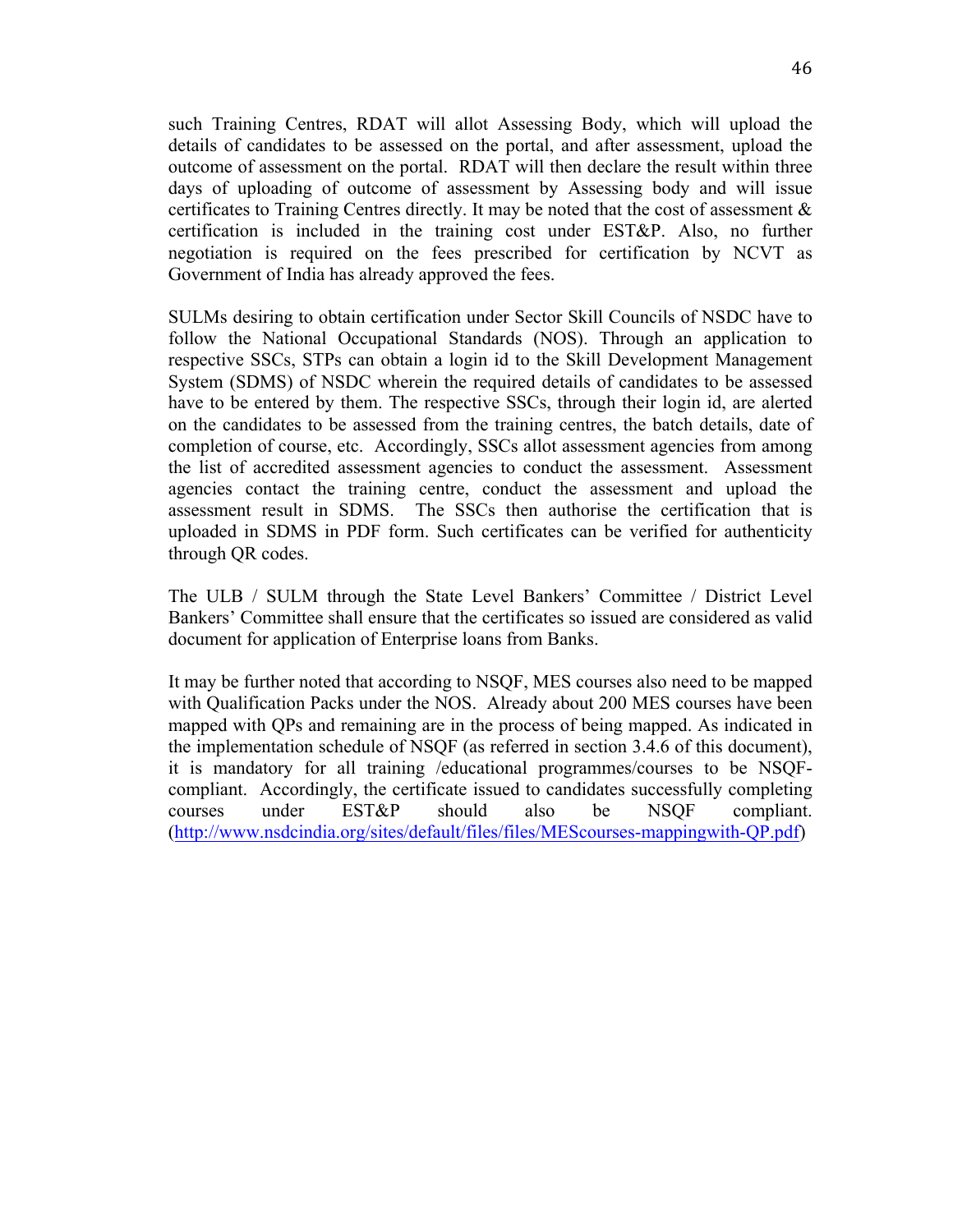such Training Centres, RDAT will allot Assessing Body, which will upload the details of candidates to be assessed on the portal, and after assessment, upload the outcome of assessment on the portal. RDAT will then declare the result within three days of uploading of outcome of assessment by Assessing body and will issue certificates to Training Centres directly. It may be noted that the cost of assessment & certification is included in the training cost under EST&P. Also, no further negotiation is required on the fees prescribed for certification by NCVT as Government of India has already approved the fees.

SULMs desiring to obtain certification under Sector Skill Councils of NSDC have to follow the National Occupational Standards (NOS). Through an application to respective SSCs, STPs can obtain a login id to the Skill Development Management System (SDMS) of NSDC wherein the required details of candidates to be assessed have to be entered by them. The respective SSCs, through their login id, are alerted on the candidates to be assessed from the training centres, the batch details, date of completion of course, etc. Accordingly, SSCs allot assessment agencies from among the list of accredited assessment agencies to conduct the assessment. Assessment agencies contact the training centre, conduct the assessment and upload the assessment result in SDMS. The SSCs then authorise the certification that is uploaded in SDMS in PDF form. Such certificates can be verified for authenticity through QR codes.

The ULB / SULM through the State Level Bankers' Committee / District Level Bankers' Committee shall ensure that the certificates so issued are considered as valid document for application of Enterprise loans from Banks.

It may be further noted that according to NSQF, MES courses also need to be mapped with Qualification Packs under the NOS. Already about 200 MES courses have been mapped with QPs and remaining are in the process of being mapped. As indicated in the implementation schedule of NSQF (as referred in section 3.4.6 of this document), it is mandatory for all training /educational programmes/courses to be NSQF-compliant. Accordingly, the certificate issued to candidates successfully completing courses under EST&P should also be NSQF compliant. (http://www.nsdcindia.org/sites/default/files/files/MEScourses-mappingwith-QP.pdf)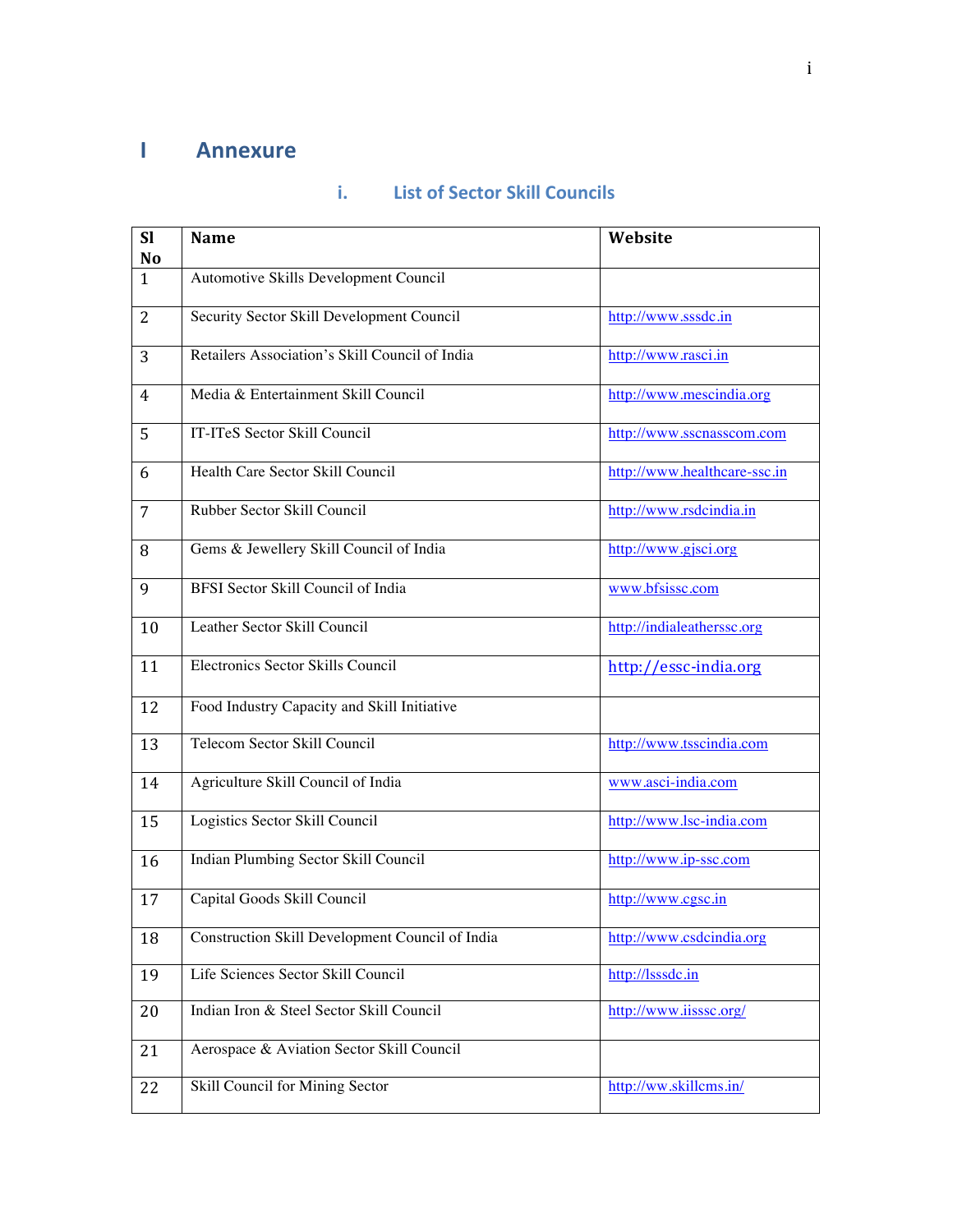# I Annexure

## i. List of Sector Skill Councils

| Sl No | Name | Website |
|---|---|---|
| 1 | Automotive Skills Development Council | |
| 2 | Security Sector Skill Development Council | http://www.sssdc.in |
| 3 | Retailers Association's Skill Council of India | http://www.rasci.in |
| 4 | Media & Entertainment Skill Council | http://www.mescindia.org |
| 5 | IT-ITeS Sector Skill Council | http://www.sscnasscom.com |
| 6 | Health Care Sector Skill Council | http://www.healthcare-ssc.in |
| 7 | Rubber Sector Skill Council | http://www.rsdcindia.in |
| 8 | Gems & Jewellery Skill Council of India | http://www.gjsci.org |
| 9 | BFSI Sector Skill Council of India | www.bfsissc.com |
| 10 | Leather Sector Skill Council | http://indialeatherssc.org |
| 11 | Electronics Sector Skills Council | http://essc-india.org |
| 12 | Food Industry Capacity and Skill Initiative | |
| 13 | Telecom Sector Skill Council | http://www.tsscindia.com |
| 14 | Agriculture Skill Council of India | www.asci-india.com |
| 15 | Logistics Sector Skill Council | http://www.lsc-india.com |
| 16 | Indian Plumbing Sector Skill Council | http://www.ip-ssc.com |
| 17 | Capital Goods Skill Council | http://www.cgsc.in |
| 18 | Construction Skill Development Council of India | http://www.csdcindia.org |
| 19 | Life Sciences Sector Skill Council | http://lsssdc.in |
| 20 | Indian Iron & Steel Sector Skill Council | http://www.iissc.org/ |
| 21 | Aerospace & Aviation Sector Skill Council | |
| 22 | Skill Council for Mining Sector | http://ww.skillcms.in/ |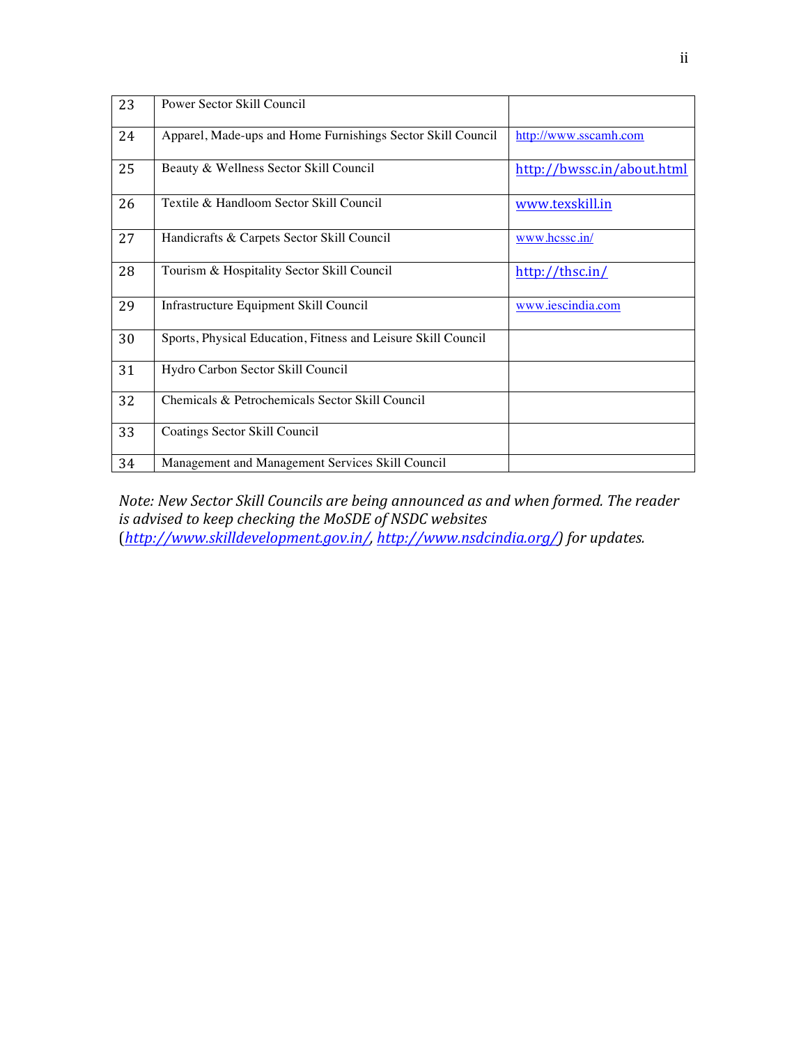| 23 | Power Sector Skill Council | |
|---|---|---|
| 24 | Apparel, Made-ups and Home Furnishings Sector Skill Council | http://www.sscamh.com |
| 25 | Beauty & Wellness Sector Skill Council | http://bwssc.in/about.html |
| 26 | Textile & Handloom Sector Skill Council | www.texskill.in |
| 27 | Handicrafts & Carpets Sector Skill Council | www.hcssc.in/ |
| 28 | Tourism & Hospitality Sector Skill Council | http://thsc.in/ |
| 29 | Infrastructure Equipment Skill Council | www.iescindia.com |
| 30 | Sports, Physical Education, Fitness and Leisure Skill Council | |
| 31 | Hydro Carbon Sector Skill Council | |
| 32 | Chemicals & Petrochemicals Sector Skill Council | |
| 33 | Coatings Sector Skill Council | |
| 34 | Management and Management Services Skill Council | |

*Note: New Sector Skill Councils are being announced as and when formed. The reader is advised to keep checking the MoSDE of NSDC websites (http://www.skilldevelopment.gov.in/, http://www.nsdcindia.org/) for updates.*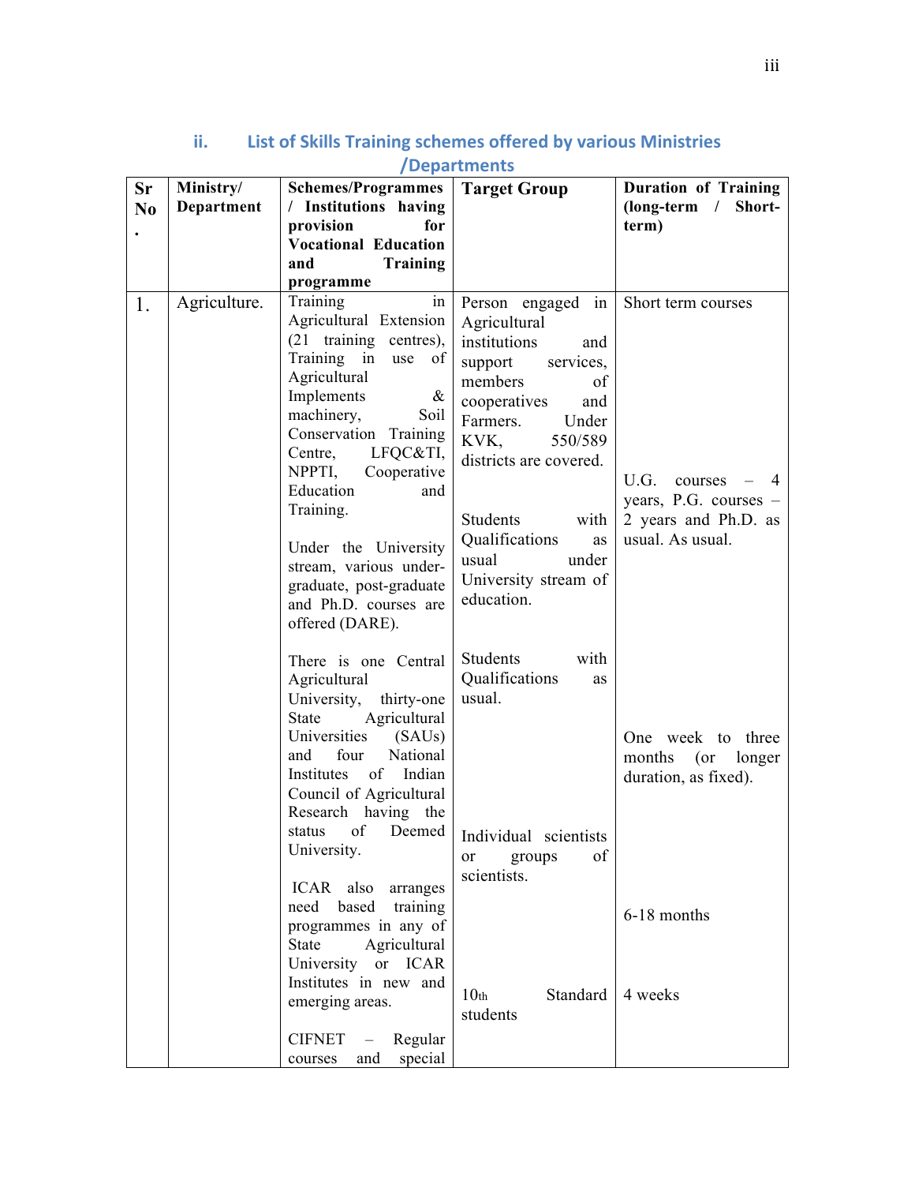## ii. List of Skills Training schemes offered by various Ministries /Departments

| Sr No. | Ministry/ Department | Schemes/Programmes / Institutions having provision for Vocational Education and Training programme | Target Group | Duration of Training (long-term / Short-term) |
|---|---|---|---|---|
| 1. | Agriculture. | Training in Agricultural Extension (21 training centres), Training in use of Agricultural Implements & machinery, Soil Conservation Training Centre, LFQC&TI, NPPTI, Cooperative Education and Training. | Person engaged in Agricultural institutions and support services, members of cooperatives and Farmers. Under KVK, 550/589 districts are covered. | Short term courses |
| | | Under the University stream, various under-graduate, post-graduate and Ph.D. courses are offered (DARE). | Students with Qualifications as usual under University stream of education. | U.G. courses – 4 years, P.G. courses – 2 years and Ph.D. as usual. As usual. |
| | | There is one Central Agricultural University, thirty-one State Agricultural Universities (SAUs) and four National Institutes of Indian Council of Agricultural Research having the status of Deemed University. | Students with Qualifications as usual. | One week to three months (or longer duration, as fixed). |
| | | ICAR also arranges need based training programmes in any of State Agricultural University or ICAR Institutes in new and emerging areas. | Individual scientists or groups of scientists. | 6-18 months |
| | | CIFNET – Regular courses and special | 10th Standard students | 4 weeks |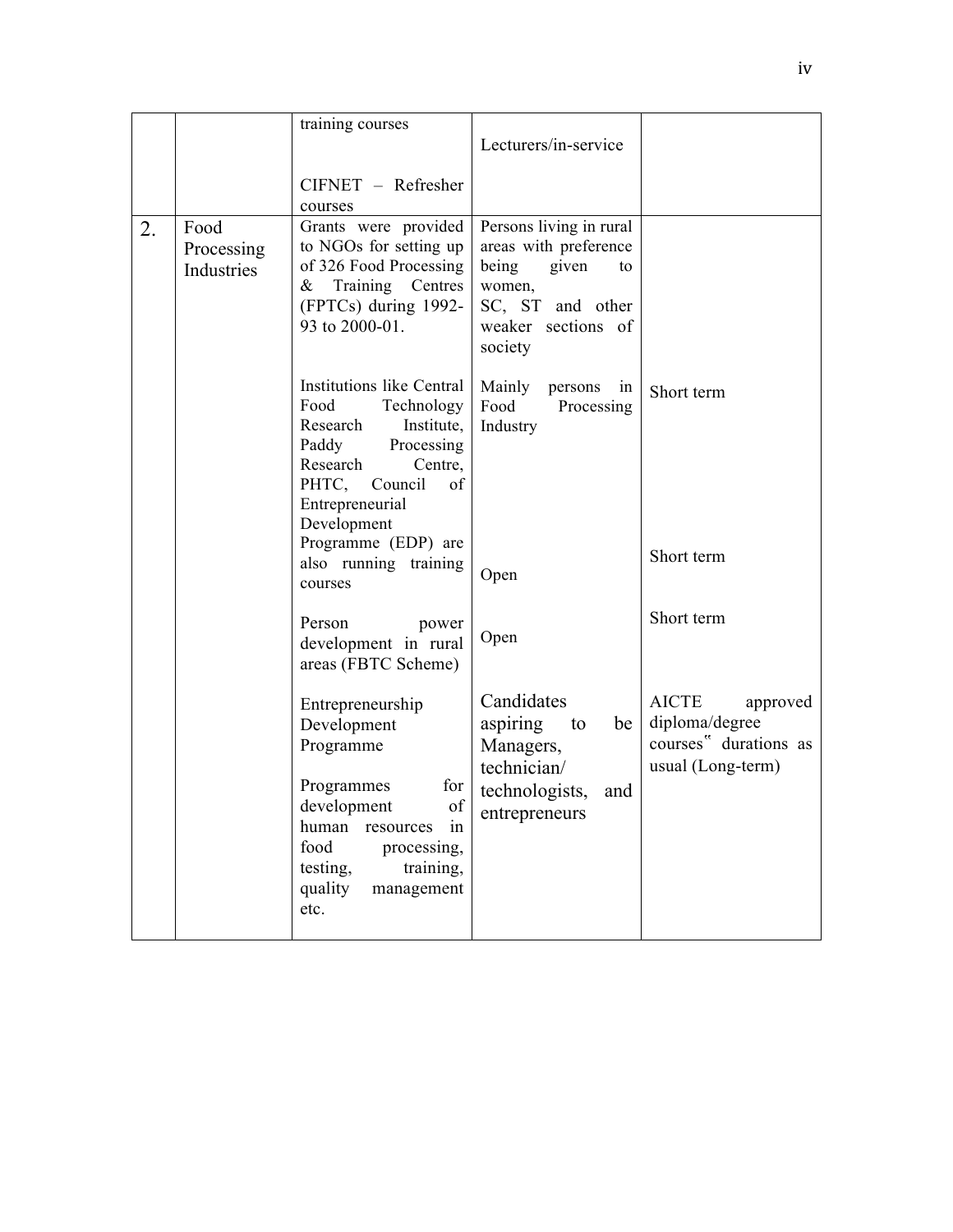|  |  |  |  |  |
|---|---|---|---|---|
|  |  | training courses<br><br>CIFNET – Refresher courses | Lecturers/in-service |  |
| 2. | Food Processing Industries | Grants were provided to NGOs for setting up of 326 Food Processing & Training Centres (FPTCs) during 1992-93 to 2000-01. | Persons living in rural areas with preference being given to women, SC, ST and other weaker sections of society |  |
|  |  | Institutions like Central Food Technology Research Institute, Paddy Processing Research Centre, PHTC, Council of Entrepreneurial Development | Mainly persons in Food Processing Industry | Short term |
|  |  | Programme (EDP) are also running training courses | Open | Short term |
|  |  | Person power development in rural areas (FBTC Scheme) | Open | Short term |
|  |  | Entrepreneurship Development Programme<br><br>Programmes for development of human resources in food processing, testing, training, quality management etc. | Candidates aspiring to be Managers, technician/ technologists, and entrepreneurs | AICTE approved diploma/degree courses‟ durations as usual (Long-term) |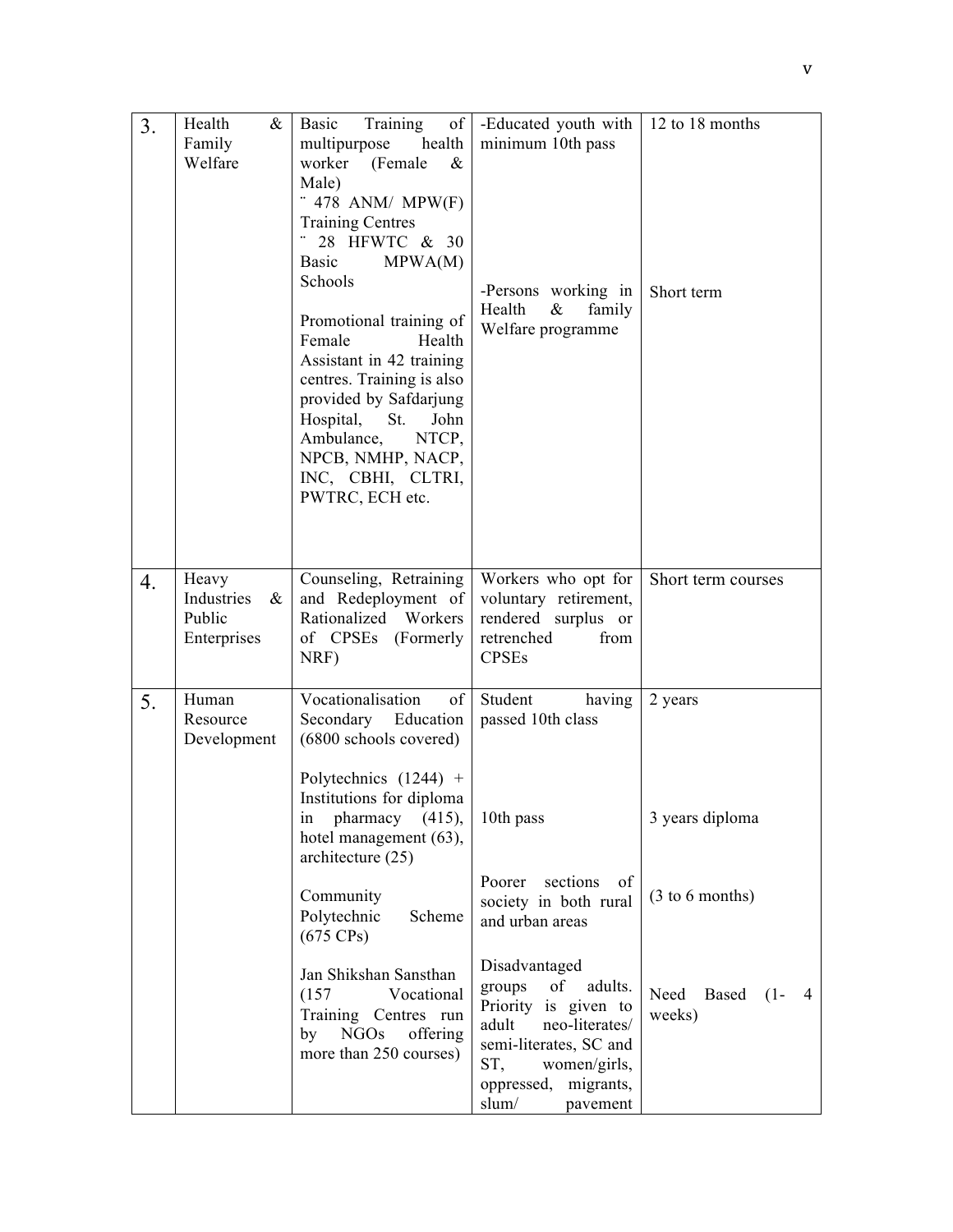| 3. | Health & Family Welfare | Basic Training of multipurpose health worker (Female & Male)<br>¨ 478 ANM/ MPW(F) Training Centres<br>¨ 28 HFWTC & 30 Basic MPWA(M) Schools<br><br>Promotional training of Female Health Assistant in 42 training centres. Training is also provided by Safdarjung Hospital, St. John Ambulance, NTCP, NPCB, NMHP, NACP, INC, CBHI, CLTRI, PWTRC, ECH etc. | -Educated youth with minimum 10th pass<br><br>-Persons working in Health & family Welfare programme | 12 to 18 months<br><br>Short term |
|---|---|---|---|---|
| 4. | Heavy Industries & Public Enterprises | Counseling, Retraining and Redeployment of Rationalized Workers of CPSEs (Formerly NRF) | Workers who opt for voluntary retirement, rendered surplus or retrenched from CPSEs | Short term courses |
| 5. | Human Resource Development | Vocationalisation of Secondary Education (6800 schools covered)<br><br>Polytechnics (1244) + Institutions for diploma in pharmacy (415), hotel management (63), architecture (25)<br><br>Community Polytechnic Scheme (675 CPs)<br><br>Jan Shikshan Sansthan (157 Vocational Training Centres run by NGOs offering more than 250 courses) | Student having passed 10th class<br><br>10th pass<br><br>Poorer sections of society in both rural and urban areas<br><br>Disadvantaged groups of adults. Priority is given to adult neo-literates/ semi-literates, SC and ST, women/girls, oppressed, migrants, slum/ pavement | 2 years<br><br>3 years diploma<br><br>(3 to 6 months)<br><br>Need Based (1- 4 weeks) |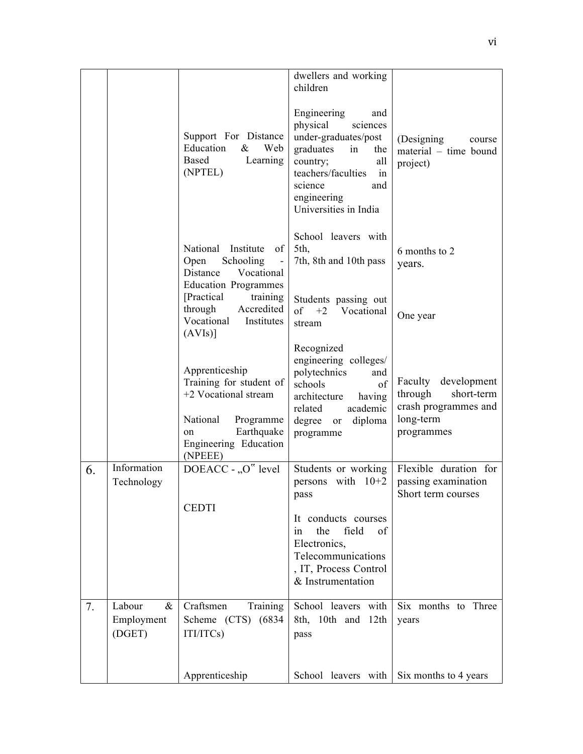| | | | | |
|---|---|---|---|---|
| | | | dwellers and working children | |
| | | Support For Distance Education & Web Based Learning (NPTEL) | Engineering and physical sciences under-graduates/post graduates in the country; all teachers/faculties in science and engineering Universities in India | (Designing course material – time bound project) |
| | | National Institute of Open Schooling - Distance Vocational Education Programmes [Practical training through Accredited Vocational Institutes (AVIs)] | School leavers with 5th, 7th, 8th and 10th pass | 6 months to 2 years. |
| | | Apprenticeship Training for student of +2 Vocational stream | Students passing out of +2 Vocational stream | One year |
| | | National Programme on Earthquake Engineering Education (NPEEE) | Recognized engineering colleges/ polytechnics and schools of architecture having related academic degree or diploma programme | Faculty development through short-term crash programmes and long-term programmes |
| 6. | Information Technology | DOEACC - „O" level | Students or working persons with 10+2 pass | Flexible duration for passing examination |
| | | CEDTI | It conducts courses in the field of Electronics, Telecommunications, IT, Process Control & Instrumentation | Short term courses |
| 7. | Labour & Employment (DGET) | Craftsmen Training Scheme (CTS) (6834 ITI/ITCs) | School leavers with 8th, 10th and 12th pass | Six months to Three years |
| | | Apprenticeship | School leavers with | Six months to 4 years |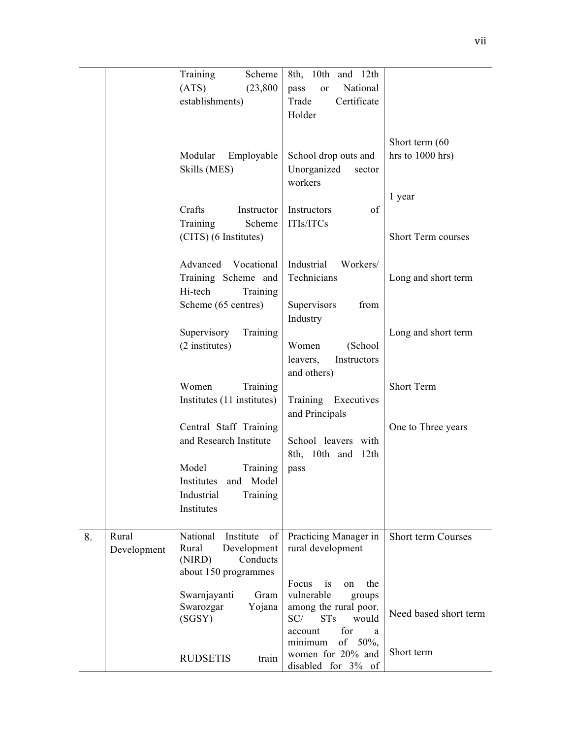| | | Training Scheme (ATS) (23,800 establishments) | 8th, 10th and 12th pass or National Trade Certificate Holder | |
|---|---|---|---|---|
| | | Modular Employable Skills (MES) | School drop outs and Unorganized sector workers | Short term (60 hrs to 1000 hrs) |
| | | Crafts Instructor Training Scheme (CITS) (6 Institutes) | Instructors of ITIs/ITCs | 1 year |
| | | Advanced Vocational Training Scheme and Hi-tech Training Scheme (65 centres) | Industrial Workers/ Technicians | Short Term courses |
| | | Supervisory Training (2 institutes) | Supervisors from Industry | Long and short term |
| | | Women Training Institutes (11 institutes) | Women (School leavers, Instructors and others) | Long and short term |
| | | Central Staff Training and Research Institute | Training Executives and Principals | Short Term |
| | | Model Training Institutes and Model Industrial Training Institutes | School leavers with 8th, 10th and 12th pass | One to Three years |
| 8. | Rural Development | National Institute of Rural Development (NIRD) Conducts about 150 programmes | Practicing Manager in rural development | Short term Courses |
| | | Swarnjayanti Gram Swarozgar Yojana (SGSY) | Focus is on the vulnerable groups among the rural poor. SC/ STs would account for a minimum of 50%, women for 20% and disabled for 3% of | Need based short term |
| | | RUDSETIS train | | Short term |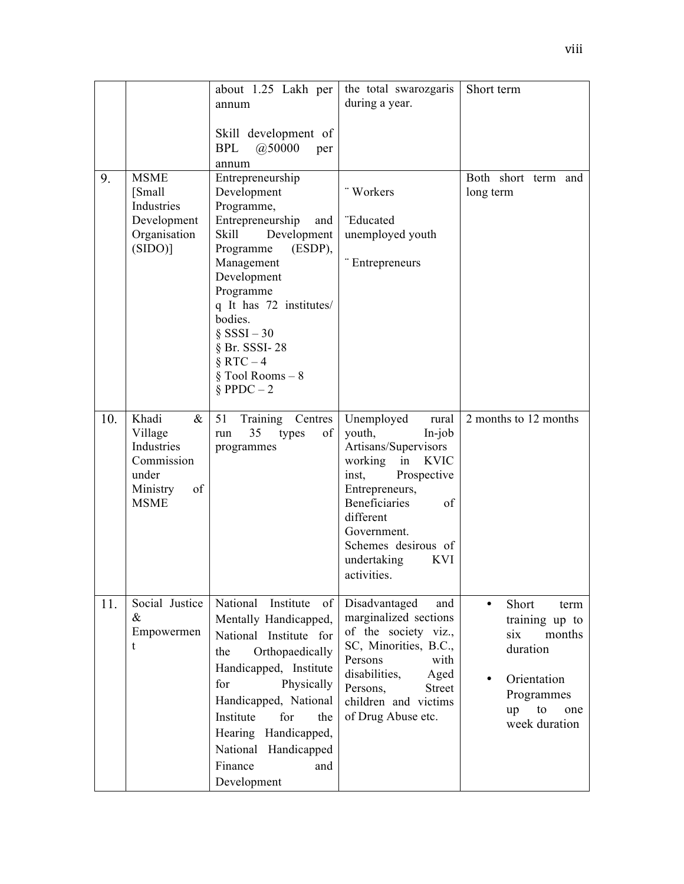| | | | | |
|---|---|---|---|---|
| | | about 1.25 Lakh per annum<br><br>Skill development of BPL @50000 per annum | the total swarozgaris during a year. | Short term |
| 9. | MSME [Small Industries Development Organisation (SIDO)] | Entrepreneurship Development Programme, Entrepreneurship and Skill Development Programme (ESDP), Management Development Programme<br>q It has 72 institutes/ bodies.<br>§ SSSI – 30<br>§ Br. SSSI- 28<br>§ RTC – 4<br>§ Tool Rooms – 8<br>§ PPDC – 2 | ¨ Workers<br><br>¨Educated unemployed youth<br><br>¨ Entrepreneurs | Both short term and long term |
| 10. | Khadi & Village Industries Commission under Ministry of MSME | 51 Training Centres run 35 types of programmes | Unemployed rural youth, In-job Artisans/Supervisors working in KVIC inst, Prospective Entrepreneurs, Beneficiaries of different Government. Schemes desirous of undertaking KVI activities. | 2 months to 12 months |
| 11. | Social Justice & Empowerment | National Institute of Mentally Handicapped, National Institute for the Orthopaedically Handicapped, Institute for Physically Handicapped, National Institute for the Hearing Handicapped, National Handicapped Finance and Development | Disadvantaged and marginalized sections of the society viz., SC, Minorities, B.C., Persons with disabilities, Aged Persons, Street children and victims of Drug Abuse etc. | • Short term training up to six months duration<br><br>• Orientation Programmes up to one week duration |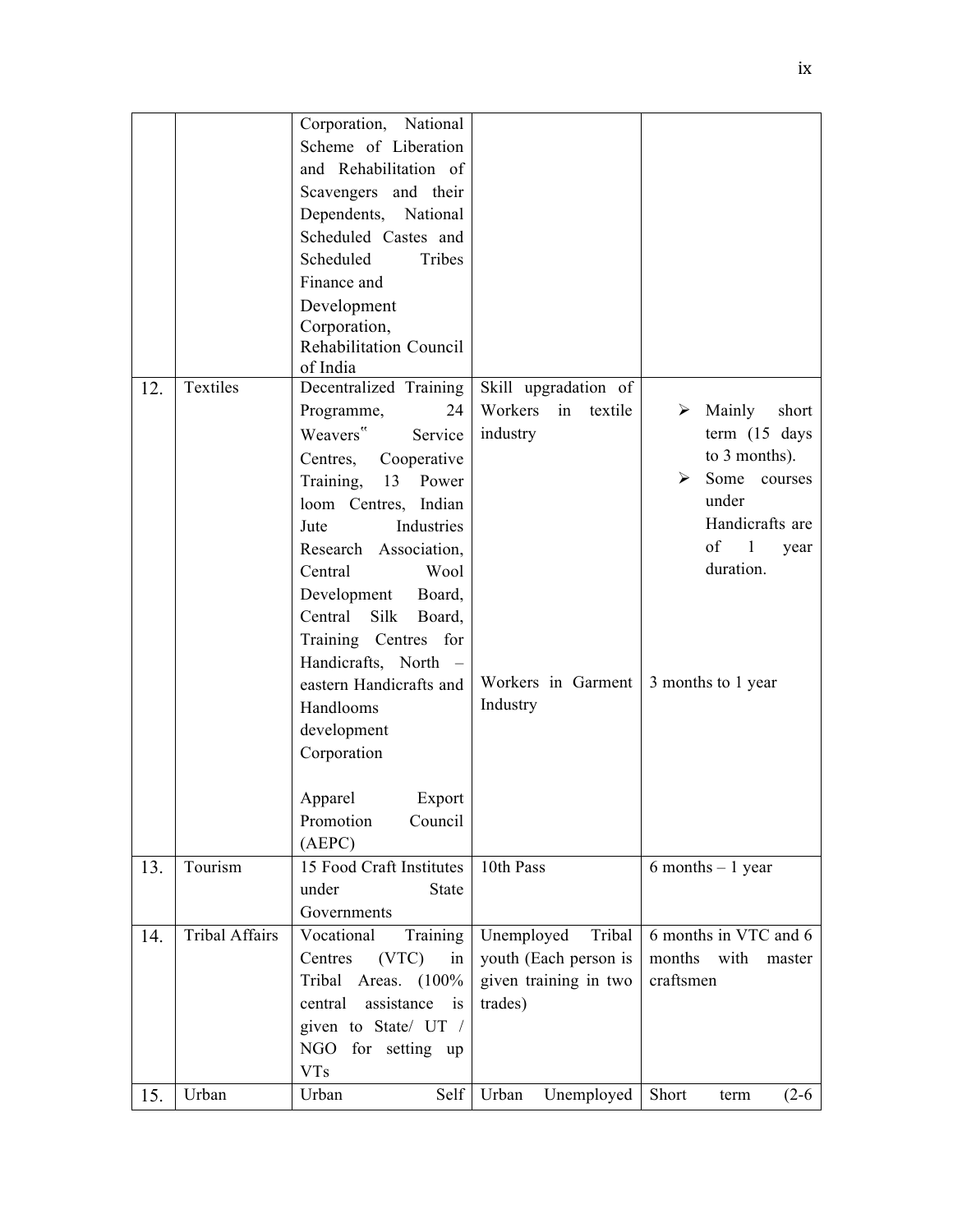| | | | | |
|---|---|---|---|---|
| | | Corporation, National Scheme of Liberation and Rehabilitation of Scavengers and their Dependents, National Scheduled Castes and Scheduled Tribes Finance and Development Corporation, Rehabilitation Council of India | | |
| 12. | Textiles | Decentralized Training Programme, 24 Weavers" Service Centres, Cooperative Training, 13 Power loom Centres, Indian Jute Industries Research Association, Central Wool Development Board, Central Silk Board, Training Centres for Handicrafts, North – eastern Handicrafts and Handlooms development Corporation | Skill upgradation of Workers in textile industry | ➢ Mainly short term (15 days to 3 months).<br>➢ Some courses under Handicrafts are of 1 year duration. |
| | | Apparel Export Promotion Council (AEPC) | Workers in Garment Industry | 3 months to 1 year |
| 13. | Tourism | 15 Food Craft Institutes under State Governments | 10th Pass | 6 months – 1 year |
| 14. | Tribal Affairs | Vocational Training Centres (VTC) in Tribal Areas. (100% central assistance is given to State/ UT / NGO for setting up VTs | Unemployed Tribal youth (Each person is given training in two trades) | 6 months in VTC and 6 months with master craftsmen |
| 15. | Urban | Urban Self | Urban Unemployed | Short term (2-6 |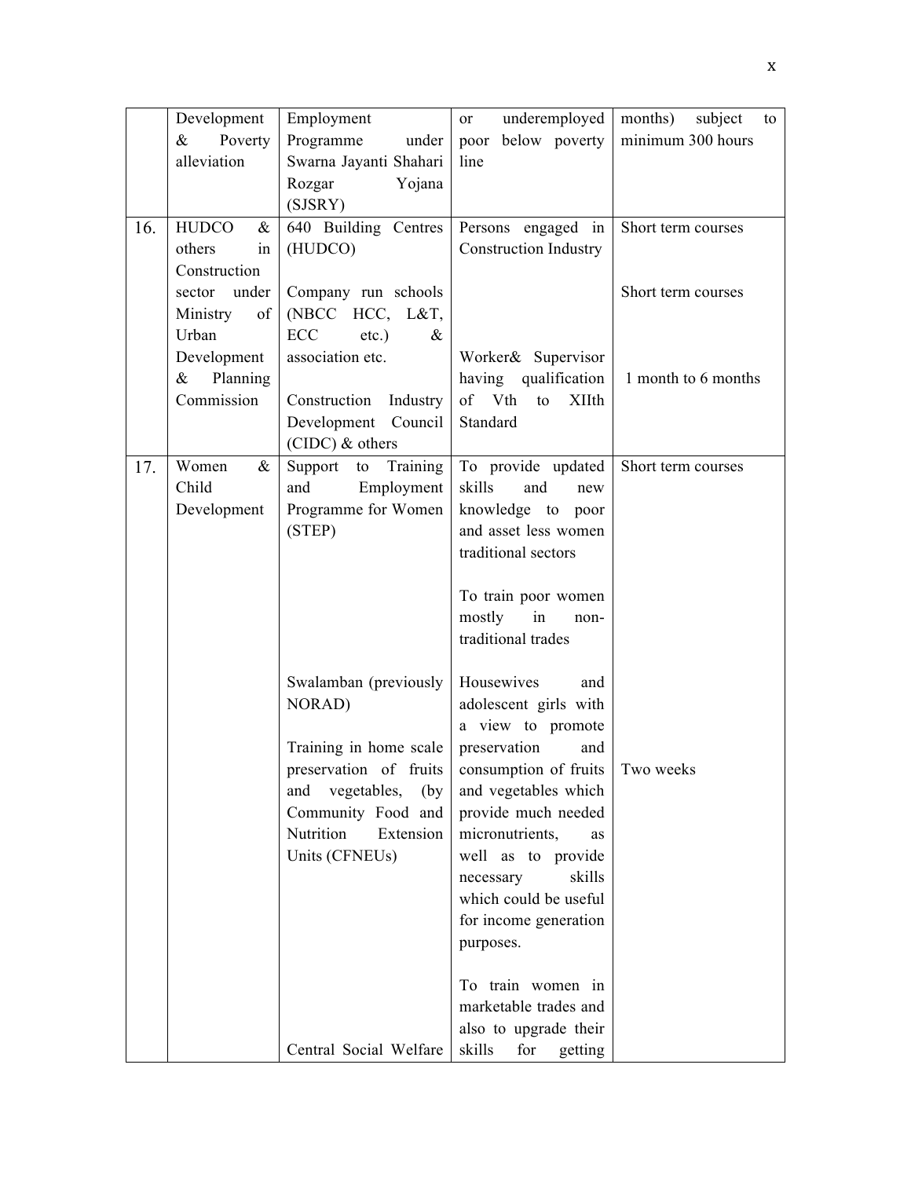|  |  |  |  |  |
|---|---|---|---|---|
|  | Development & Poverty alleviation | Employment Programme under Swarna Jayanti Shahari Rozgar Yojana (SJSRY) | or underemployed poor below poverty line | months) subject to minimum 300 hours |
| 16. | HUDCO & others in Construction sector under Ministry of Urban Development & Planning Commission | 640 Building Centres (HUDCO)<br><br>Company run schools (NBCC HCC, L&T, ECC etc.) & association etc.<br><br>Construction Industry Development Council (CIDC) & others | Persons engaged in Construction Industry<br><br>Worker& Supervisor having qualification of Vth to XIIth Standard | Short term courses<br><br>Short term courses<br><br>1 month to 6 months |
| 17. | Women & Child Development | Support to Training and Employment Programme for Women (STEP)<br><br>Swalamban (previously NORAD)<br><br>Training in home scale preservation of fruits and vegetables, (by Community Food and Nutrition Extension Units (CFNEUs)<br><br>Central Social Welfare | To provide updated skills and new knowledge to poor and asset less women traditional sectors<br><br>To train poor women mostly in non-traditional trades<br><br>Housewives and adolescent girls with a view to promote preservation and consumption of fruits and vegetables which provide much needed micronutrients, as well as to provide necessary skills which could be useful for income generation purposes.<br><br>To train women in marketable trades and also to upgrade their skills for getting | Short term courses<br><br>Two weeks |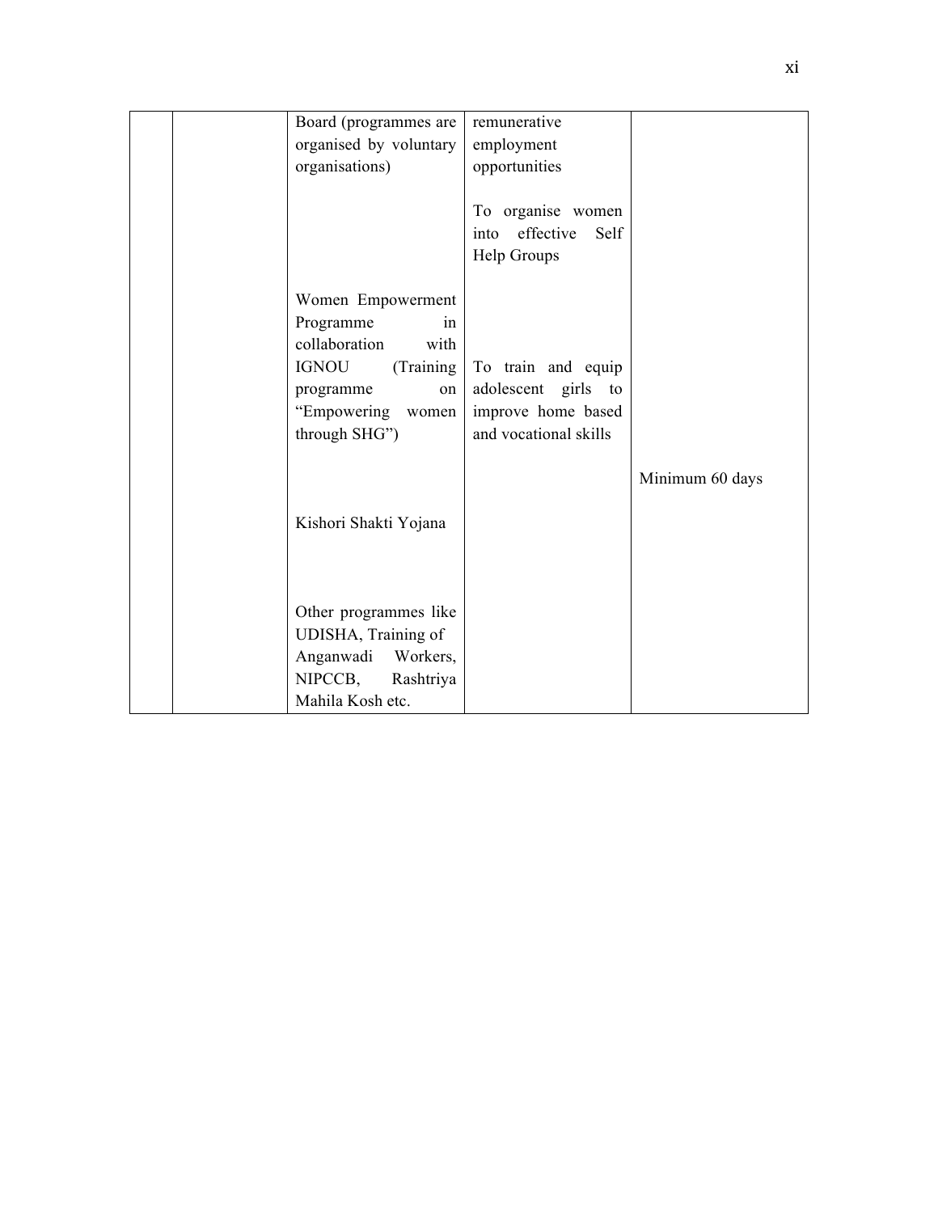| | | | | |
|---|---|---|---|---|
| | | Board (programmes are organised by voluntary organisations) | remunerative employment opportunities<br><br>To organise women into effective Self Help Groups | |
| | | Women Empowerment Programme in collaboration with IGNOU (Training programme on “Empowering women through SHG”) | To train and equip adolescent girls to improve home based and vocational skills | |
| | | Kishori Shakti Yojana | | Minimum 60 days |
| | | Other programmes like UDISHA, Training of Anganwadi Workers, NIPCCB, Rashtriya Mahila Kosh etc. | | |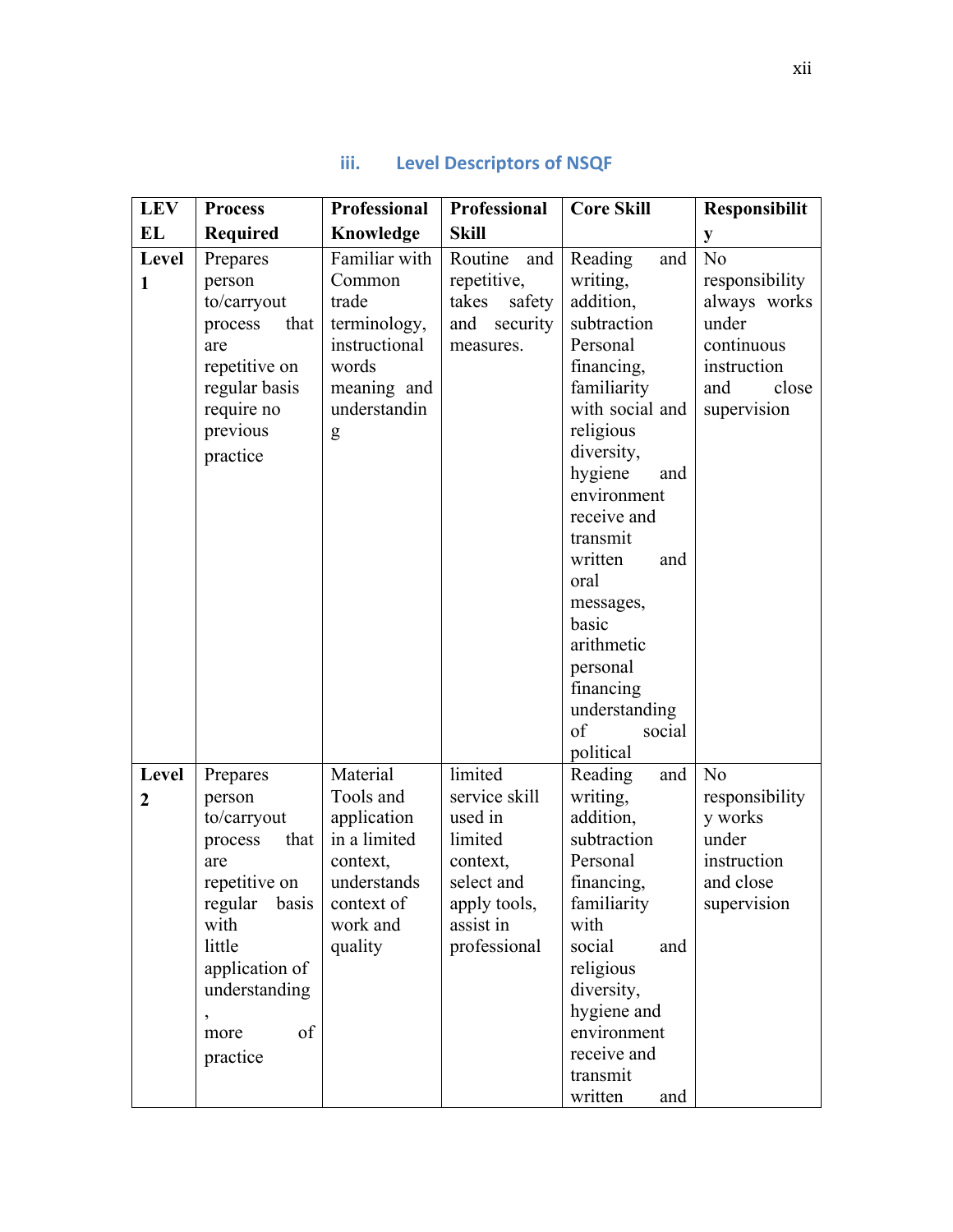### iii. Level Descriptors of NSQF

| LEVEL | Process Required | Professional Knowledge | Professional Skill | Core Skill | Responsibility |
|---|---|---|---|---|---|
| **Level 1** | Prepares person to/carryout process that are repetitive on regular basis require no previous practice | Familiar with Common trade terminology, instructional words meaning and understanding | Routine and repetitive, takes safety and security measures. | Reading and writing, addition, subtraction Personal financing, familiarity with social and religious diversity, hygiene and environment receive and transmit written and oral messages, basic arithmetic personal financing understanding of social political | No responsibility always works under continuous instruction and close supervision |
| **Level 2** | Prepares person to/carryout process that are repetitive on regular basis with little application of understanding, more of practice | Material Tools and application in a limited context, understands context of work and quality | limited service skill used in limited context, select and apply tools, assist in professional | Reading and writing, addition, subtraction Personal financing, familiarity with social and religious diversity, hygiene and environment receive and transmit written and | No responsibility works under instruction and close supervision |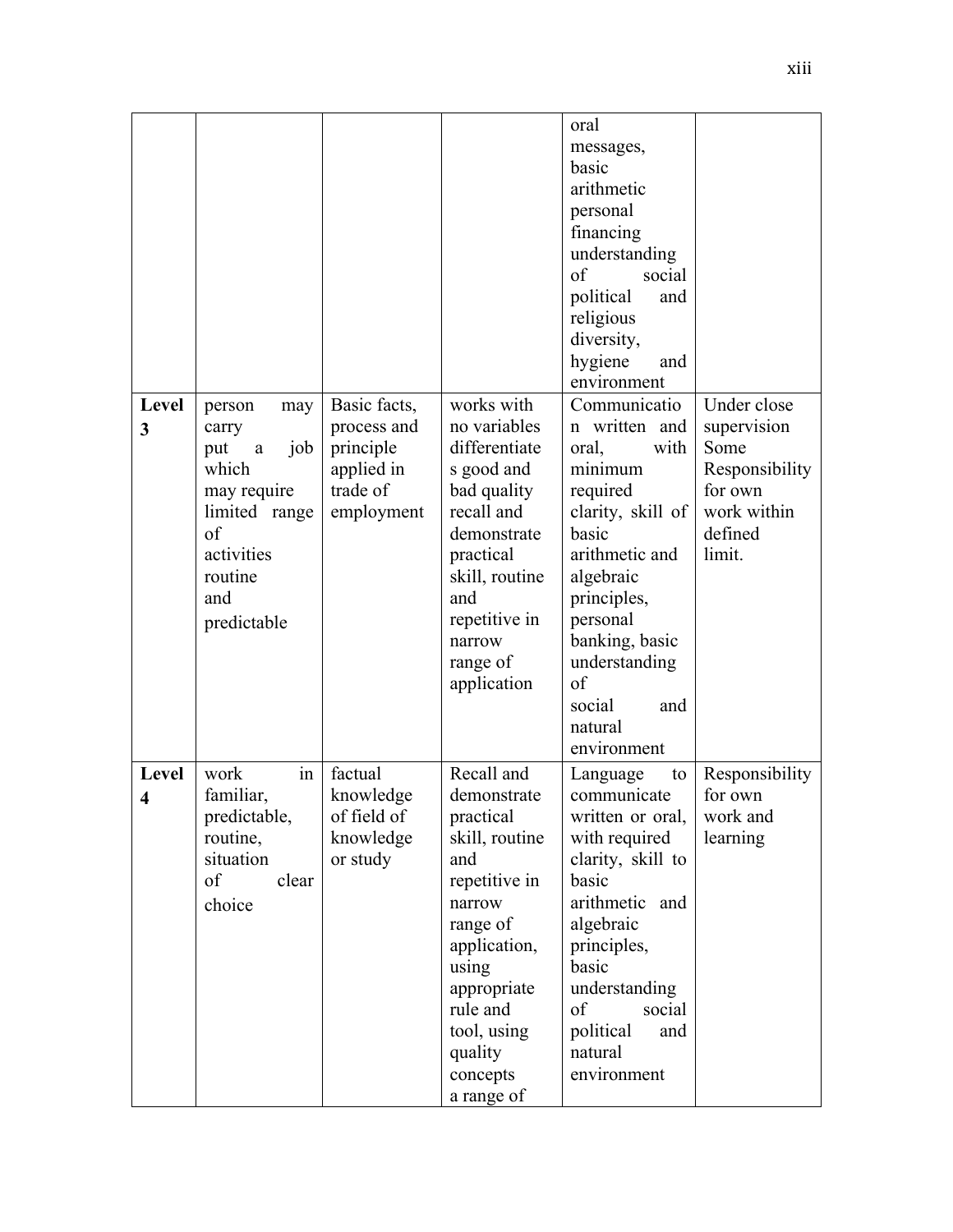| | | | | | |
|---|---|---|---|---|---|
| | | | | oral messages, basic arithmetic personal financing understanding of social political and religious diversity, hygiene and environment | |
| **Level 3** | person may carry put a job which may require limited range of activities routine and predictable | Basic facts, process and principle applied in trade of employment | works with no variables differentiates good and bad quality recall and demonstrate practical skill, routine and repetitive in narrow range of application | Communication written and oral, with minimum required clarity, skill of basic arithmetic and algebraic principles, personal banking, basic understanding of social and natural environment | Under close supervision Some Responsibility for own work within defined limit. |
| **Level 4** | work in familiar, predictable, routine, situation of clear choice | factual knowledge of field of knowledge or study | Recall and demonstrate practical skill, routine and repetitive in narrow range of application, using appropriate rule and tool, using quality concepts a range of | Language to communicate written or oral, with required clarity, skill to basic arithmetic and algebraic principles, basic understanding of social political and natural environment | Responsibility for own work and learning |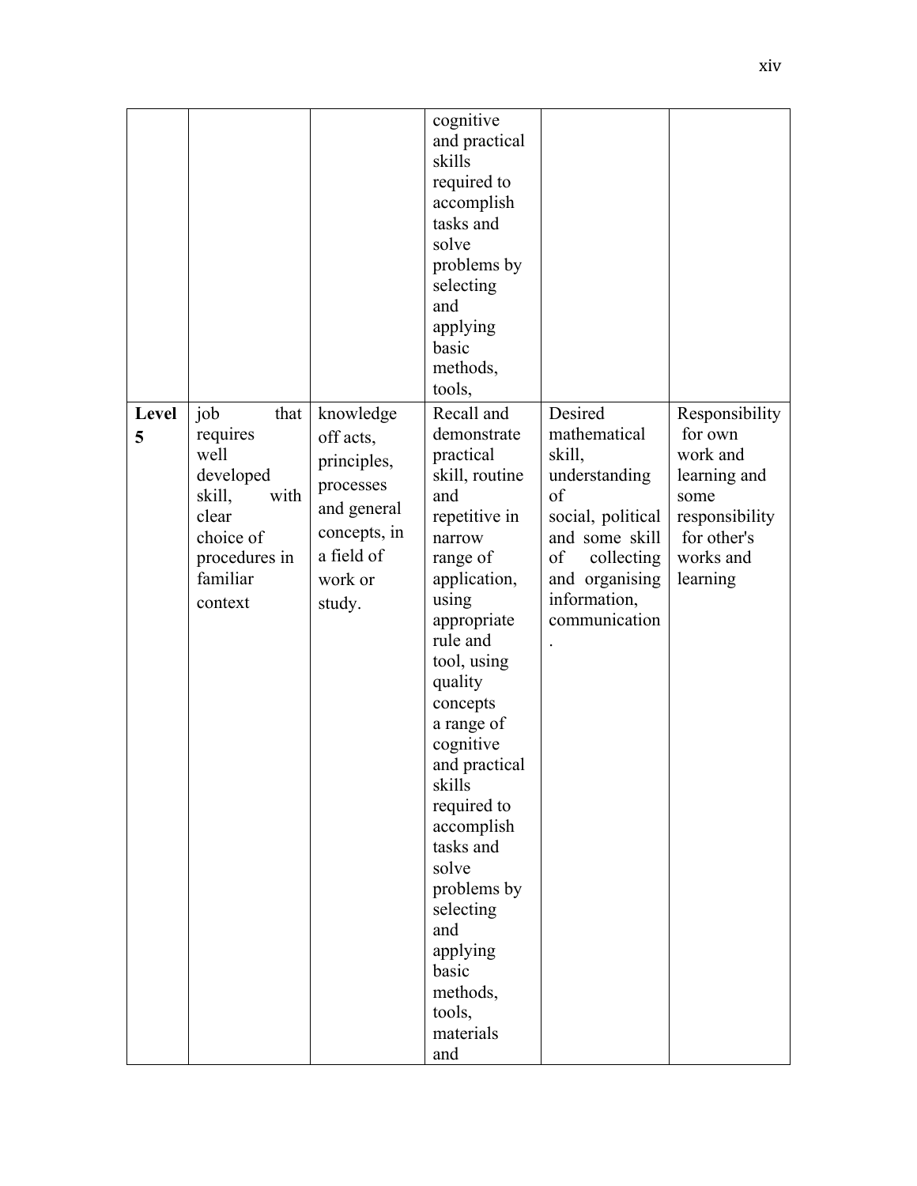| | | | cognitive and practical skills required to accomplish tasks and solve problems by selecting and applying basic methods, tools, | | |
|---|---|---|---|---|---|
| **Level 5** | job that requires well developed skill, with clear choice of procedures in familiar context | knowledge off acts, principles, processes and general concepts, in a field of work or study. | Recall and demonstrate practical skill, routine and repetitive in narrow range of application, using appropriate rule and tool, using quality concepts a range of cognitive and practical skills required to accomplish tasks and solve problems by selecting and applying basic methods, tools, materials and | Desired mathematical skill, understanding of social, political and some skill of collecting and organising information, communication. | Responsibility for own work and learning and some responsibility for other's works and learning |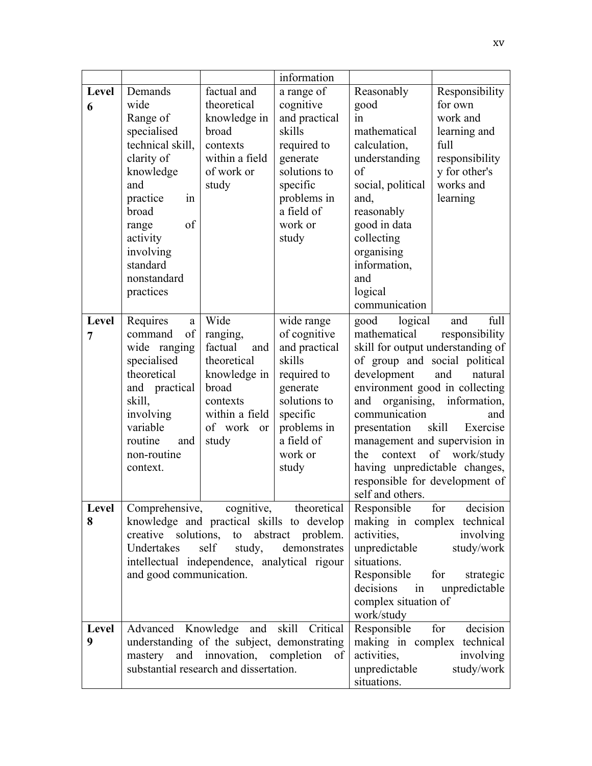| | | | | | |
|---|---|---|---|---|---|
| | | | information | | |
| **Level 6** | Demands wide Range of specialised technical skill, clarity of knowledge and practice in broad range of activity involving standard nonstandard practices | factual and theoretical knowledge in broad contexts within a field of work or study | a range of cognitive and practical skills required to generate solutions to specific problems in a field of work or study | Reasonably good in mathematical calculation, understanding of social, political and, reasonably good in data collecting organising information, and logical communication | Responsibility for own work and learning and full responsibility y for other's works and learning |
| **Level 7** | Requires a command of wide ranging specialised theoretical and practical skill, involving variable routine and non-routine context. | Wide ranging, factual and theoretical knowledge in broad contexts within a field of work or study | wide range of cognitive and practical skills required to generate solutions to specific problems in a field of work or study | good logical and mathematical skill for output understanding of group and social political development and natural environment good in collecting and organising, information, communication and presentation skill | full responsibility Exercise management and supervision in the context of work/study having unpredictable changes, responsible for development of self and others. |
| **Level 8** | Comprehensive, cognitive, theoretical knowledge and practical skills to develop creative solutions, to abstract problem. Undertakes self study, demonstrates intellectual independence, analytical rigour and good communication. | | | Responsible for decision making in complex technical activities, involving unpredictable study/work situations. Responsible for strategic decisions in unpredictable complex situation of work/study | |
| **Level 9** | Advanced Knowledge and skill Critical understanding of the subject, demonstrating mastery and innovation, completion of substantial research and dissertation. | | | Responsible for decision making in complex technical activities, involving unpredictable study/work situations. | |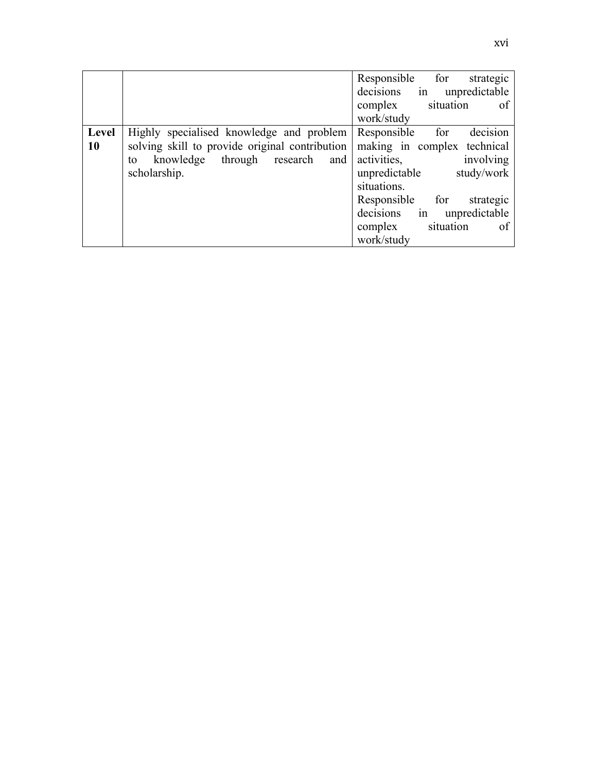| | | |
|---|---|---|
| | | Responsible for strategic decisions in unpredictable complex situation of work/study |
| **Level 10** | Highly specialised knowledge and problem solving skill to provide original contribution to knowledge through research and scholarship. | Responsible for decision making in complex technical activities, involving unpredictable study/work situations.<br>Responsible for strategic decisions in unpredictable complex situation of work/study |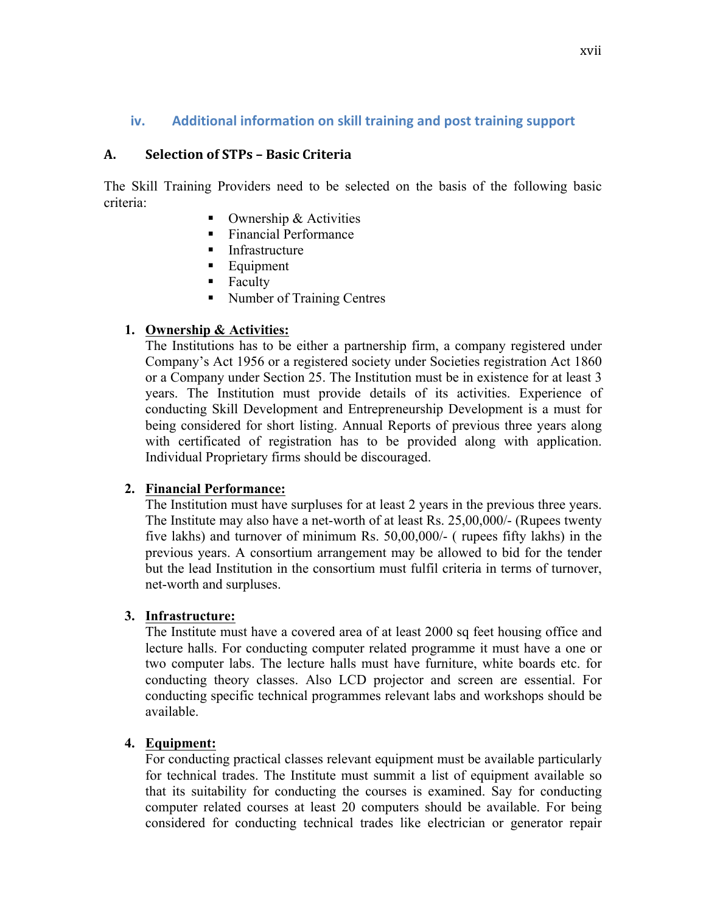## iv. Additional information on skill training and post training support

### A. Selection of STPs – Basic Criteria

The Skill Training Providers need to be selected on the basis of the following basic criteria:

- Ownership & Activities
- Financial Performance
- Infrastructure
- Equipment
- Faculty
- Number of Training Centres

1. **Ownership & Activities:**
   The Institutions has to be either a partnership firm, a company registered under Company's Act 1956 or a registered society under Societies registration Act 1860 or a Company under Section 25. The Institution must be in existence for at least 3 years. The Institution must provide details of its activities. Experience of conducting Skill Development and Entrepreneurship Development is a must for being considered for short listing. Annual Reports of previous three years along with certificated of registration has to be provided along with application. Individual Proprietary firms should be discouraged.

2. **Financial Performance:**
   The Institution must have surpluses for at least 2 years in the previous three years. The Institute may also have a net-worth of at least Rs. 25,00,000/- (Rupees twenty five lakhs) and turnover of minimum Rs. 50,00,000/- ( rupees fifty lakhs) in the previous years. A consortium arrangement may be allowed to bid for the tender but the lead Institution in the consortium must fulfil criteria in terms of turnover, net-worth and surpluses.

3. **Infrastructure:**
   The Institute must have a covered area of at least 2000 sq feet housing office and lecture halls. For conducting computer related programme it must have a one or two computer labs. The lecture halls must have furniture, white boards etc. for conducting theory classes. Also LCD projector and screen are essential. For conducting specific technical programmes relevant labs and workshops should be available.

4. **Equipment:**
   For conducting practical classes relevant equipment must be available particularly for technical trades. The Institute must summit a list of equipment available so that its suitability for conducting the courses is examined. Say for conducting computer related courses at least 20 computers should be available. For being considered for conducting technical trades like electrician or generator repair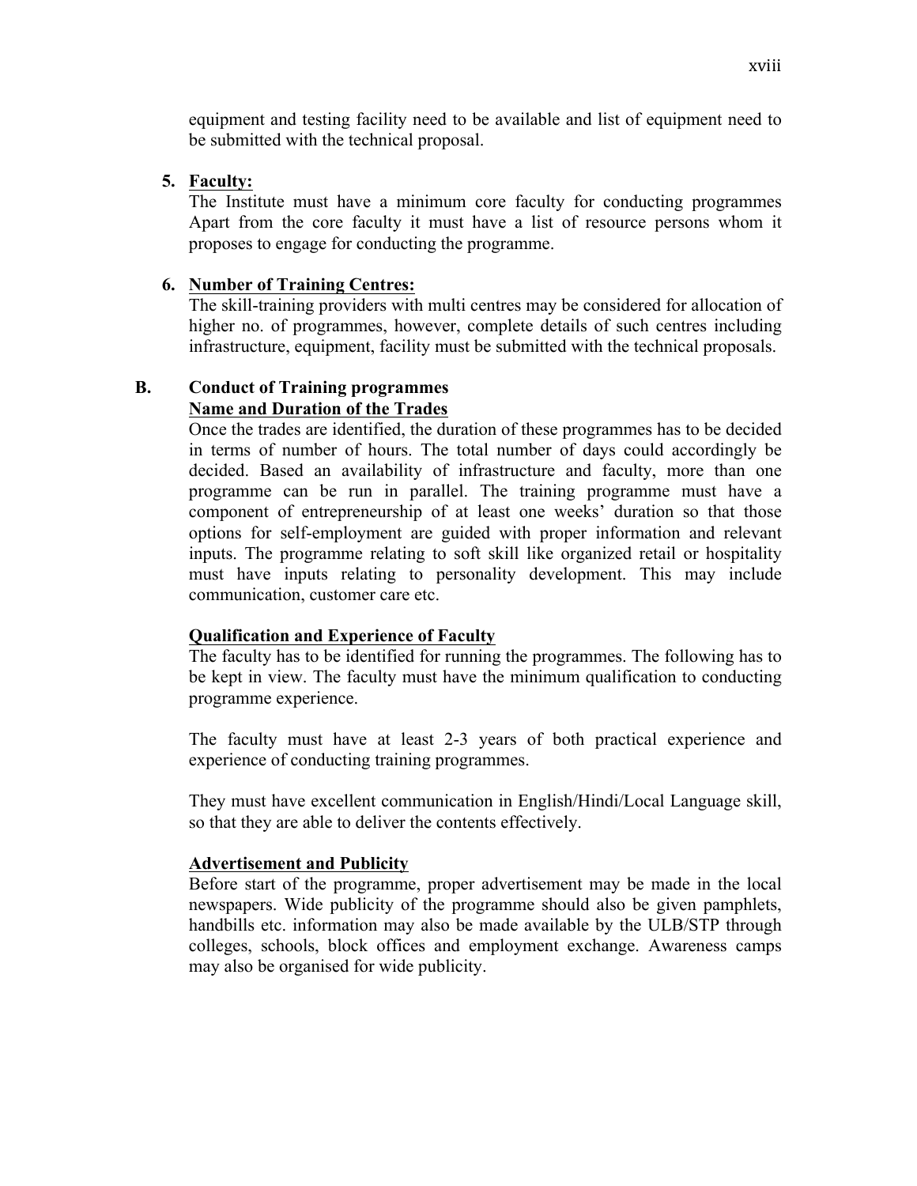equipment and testing facility need to be available and list of equipment need to be submitted with the technical proposal.

5. **Faculty:**
   The Institute must have a minimum core faculty for conducting programmes Apart from the core faculty it must have a list of resource persons whom it proposes to engage for conducting the programme.

6. **Number of Training Centres:**
   The skill-training providers with multi centres may be considered for allocation of higher no. of programmes, however, complete details of such centres including infrastructure, equipment, facility must be submitted with the technical proposals.

## B. Conduct of Training programmes

**Name and Duration of the Trades**

Once the trades are identified, the duration of these programmes has to be decided in terms of number of hours. The total number of days could accordingly be decided. Based an availability of infrastructure and faculty, more than one programme can be run in parallel. The training programme must have a component of entrepreneurship of at least one weeks' duration so that those options for self-employment are guided with proper information and relevant inputs. The programme relating to soft skill like organized retail or hospitality must have inputs relating to personality development. This may include communication, customer care etc.

**Qualification and Experience of Faculty**

The faculty has to be identified for running the programmes. The following has to be kept in view. The faculty must have the minimum qualification to conducting programme experience.

The faculty must have at least 2-3 years of both practical experience and experience of conducting training programmes.

They must have excellent communication in English/Hindi/Local Language skill, so that they are able to deliver the contents effectively.

**Advertisement and Publicity**

Before start of the programme, proper advertisement may be made in the local newspapers. Wide publicity of the programme should also be given pamphlets, handbills etc. information may also be made available by the ULB/STP through colleges, schools, block offices and employment exchange. Awareness camps may also be organised for wide publicity.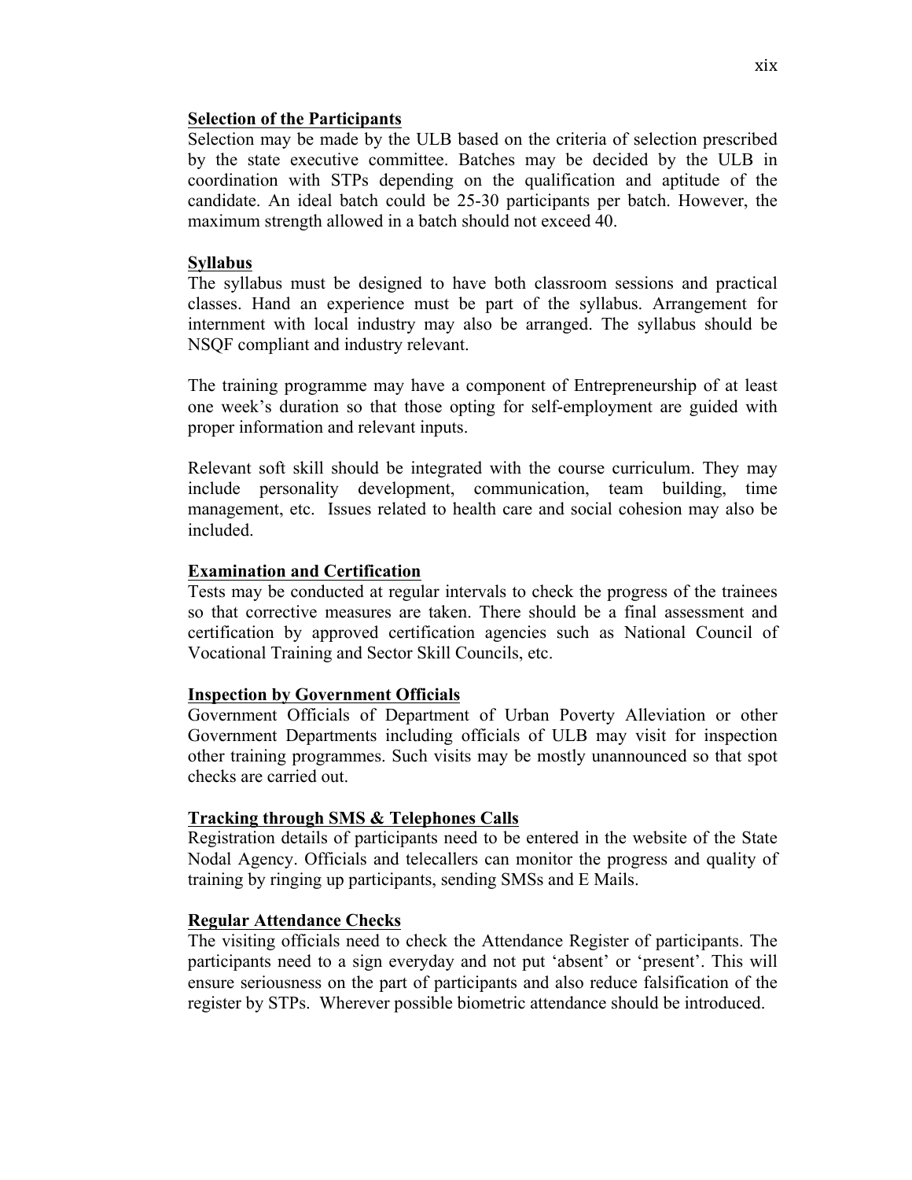**Selection of the Participants**

Selection may be made by the ULB based on the criteria of selection prescribed by the state executive committee. Batches may be decided by the ULB in coordination with STPs depending on the qualification and aptitude of the candidate. An ideal batch could be 25-30 participants per batch. However, the maximum strength allowed in a batch should not exceed 40.

**Syllabus**

The syllabus must be designed to have both classroom sessions and practical classes. Hand an experience must be part of the syllabus. Arrangement for internment with local industry may also be arranged. The syllabus should be NSQF compliant and industry relevant.

The training programme may have a component of Entrepreneurship of at least one week's duration so that those opting for self-employment are guided with proper information and relevant inputs.

Relevant soft skill should be integrated with the course curriculum. They may include personality development, communication, team building, time management, etc. Issues related to health care and social cohesion may also be included.

**Examination and Certification**

Tests may be conducted at regular intervals to check the progress of the trainees so that corrective measures are taken. There should be a final assessment and certification by approved certification agencies such as National Council of Vocational Training and Sector Skill Councils, etc.

**Inspection by Government Officials**

Government Officials of Department of Urban Poverty Alleviation or other Government Departments including officials of ULB may visit for inspection other training programmes. Such visits may be mostly unannounced so that spot checks are carried out.

**Tracking through SMS & Telephones Calls**

Registration details of participants need to be entered in the website of the State Nodal Agency. Officials and telecallers can monitor the progress and quality of training by ringing up participants, sending SMSs and E Mails.

**Regular Attendance Checks**

The visiting officials need to check the Attendance Register of participants. The participants need to a sign everyday and not put 'absent' or 'present'. This will ensure seriousness on the part of participants and also reduce falsification of the register by STPs. Wherever possible biometric attendance should be introduced.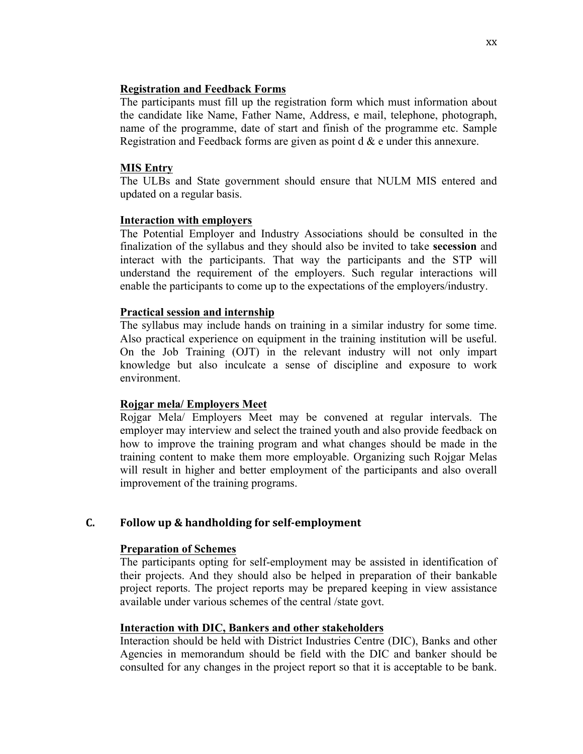**Registration and Feedback Forms**

The participants must fill up the registration form which must information about the candidate like Name, Father Name, Address, e mail, telephone, photograph, name of the programme, date of start and finish of the programme etc. Sample Registration and Feedback forms are given as point d & e under this annexure.

**MIS Entry**

The ULBs and State government should ensure that NULM MIS entered and updated on a regular basis.

**Interaction with employers**

The Potential Employer and Industry Associations should be consulted in the finalization of the syllabus and they should also be invited to take **secession** and interact with the participants. That way the participants and the STP will understand the requirement of the employers. Such regular interactions will enable the participants to come up to the expectations of the employers/industry.

**Practical session and internship**

The syllabus may include hands on training in a similar industry for some time. Also practical experience on equipment in the training institution will be useful. On the Job Training (OJT) in the relevant industry will not only impart knowledge but also inculcate a sense of discipline and exposure to work environment.

**Rojgar mela/ Employers Meet**

Rojgar Mela/ Employers Meet may be convened at regular intervals. The employer may interview and select the trained youth and also provide feedback on how to improve the training program and what changes should be made in the training content to make them more employable. Organizing such Rojgar Melas will result in higher and better employment of the participants and also overall improvement of the training programs.

## C. Follow up & handholding for self-employment

**Preparation of Schemes**

The participants opting for self-employment may be assisted in identification of their projects. And they should also be helped in preparation of their bankable project reports. The project reports may be prepared keeping in view assistance available under various schemes of the central /state govt.

**Interaction with DIC, Bankers and other stakeholders**

Interaction should be held with District Industries Centre (DIC), Banks and other Agencies in memorandum should be field with the DIC and banker should be consulted for any changes in the project report so that it is acceptable to be bank.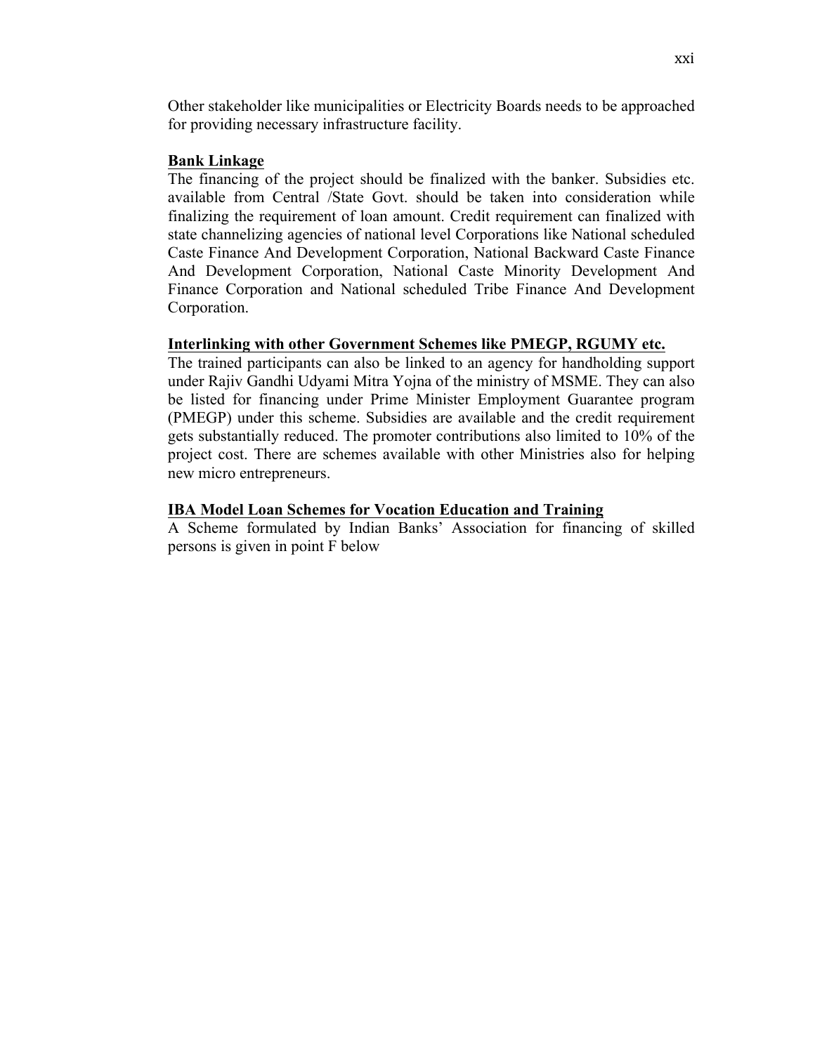Other stakeholder like municipalities or Electricity Boards needs to be approached for providing necessary infrastructure facility.

**Bank Linkage**

The financing of the project should be finalized with the banker. Subsidies etc. available from Central /State Govt. should be taken into consideration while finalizing the requirement of loan amount. Credit requirement can finalized with state channelizing agencies of national level Corporations like National scheduled Caste Finance And Development Corporation, National Backward Caste Finance And Development Corporation, National Caste Minority Development And Finance Corporation and National scheduled Tribe Finance And Development Corporation.

**Interlinking with other Government Schemes like PMEGP, RGUMY etc.**

The trained participants can also be linked to an agency for handholding support under Rajiv Gandhi Udyami Mitra Yojna of the ministry of MSME. They can also be listed for financing under Prime Minister Employment Guarantee program (PMEGP) under this scheme. Subsidies are available and the credit requirement gets substantially reduced. The promoter contributions also limited to 10% of the project cost. There are schemes available with other Ministries also for helping new micro entrepreneurs.

**IBA Model Loan Schemes for Vocation Education and Training**

A Scheme formulated by Indian Banks' Association for financing of skilled persons is given in point F below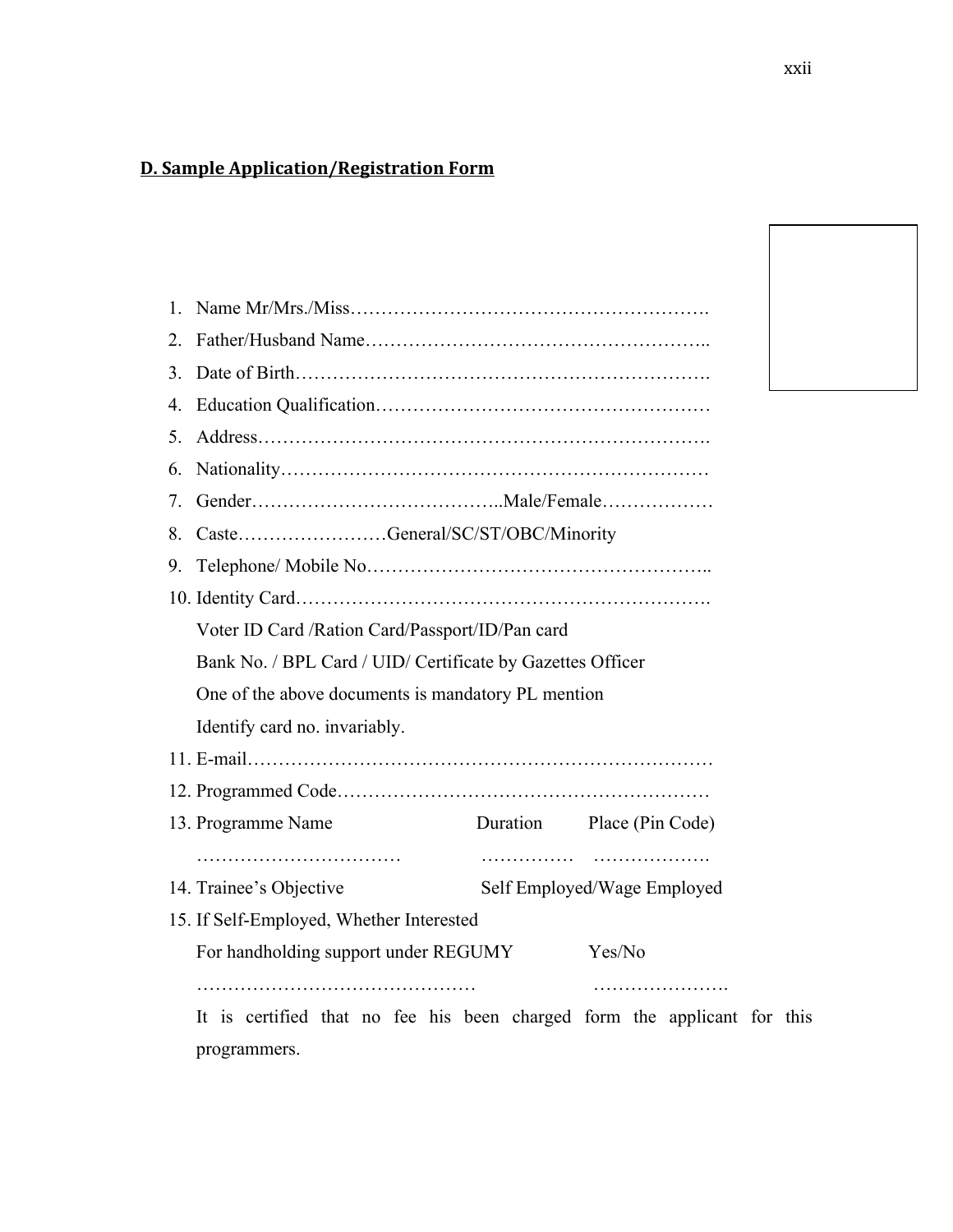**D. Sample Application/Registration Form**

1. Name Mr/Mrs./Miss……………………………………………….
2. Father/Husband Name………………………………………………..
3. Date of Birth……………………………………………………….
4. Education Qualification……………………………………………
5. Address…………………………………………………………….
6. Nationality……………………………………………………………
7. Gender…………………………………..Male/Female………………
8. Caste……………………General/SC/ST/OBC/Minority
9. Telephone/ Mobile No………………………………………………..
10. Identity Card……………………………………………………….

    Voter ID Card /Ration Card/Passport/ID/Pan card

    Bank No. / BPL Card / UID/ Certificate by Gazettes Officer

    One of the above documents is mandatory PL mention

    Identify card no. invariably.
11. E-mail…………………………………………………………………
12. Programmed Code…………………………………………………
13. Programme Name Duration Place (Pin Code)

    …………………………… …………… ……………….
14. Trainee's Objective Self Employed/Wage Employed
15. If Self-Employed, Whether Interested

    For handholding support under REGUMY Yes/No

    ……………………………………… ………………….

    It is certified that no fee his been charged form the applicant for this programmers.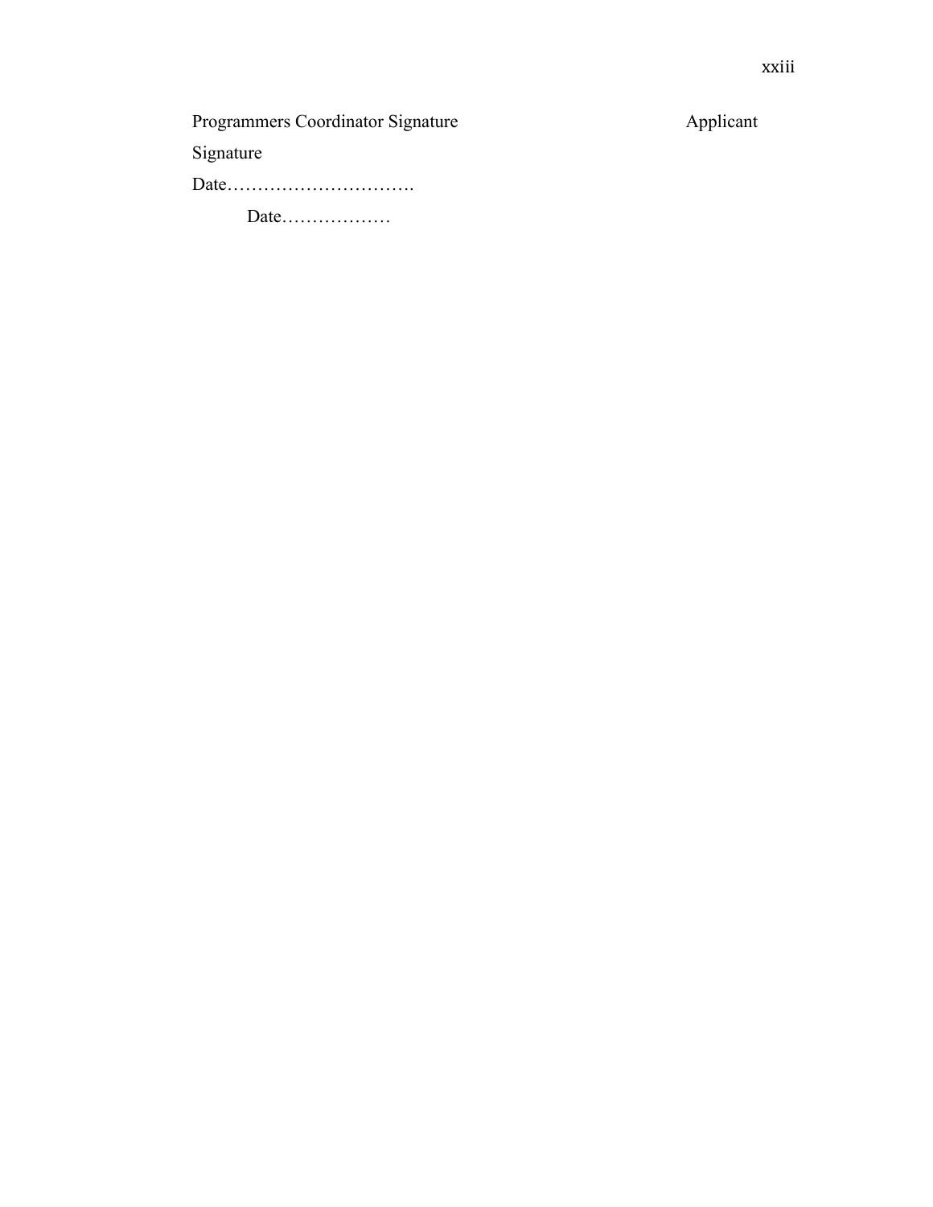Programmers Coordinator Signature                                    Applicant Signature

Date………………………….

Date………………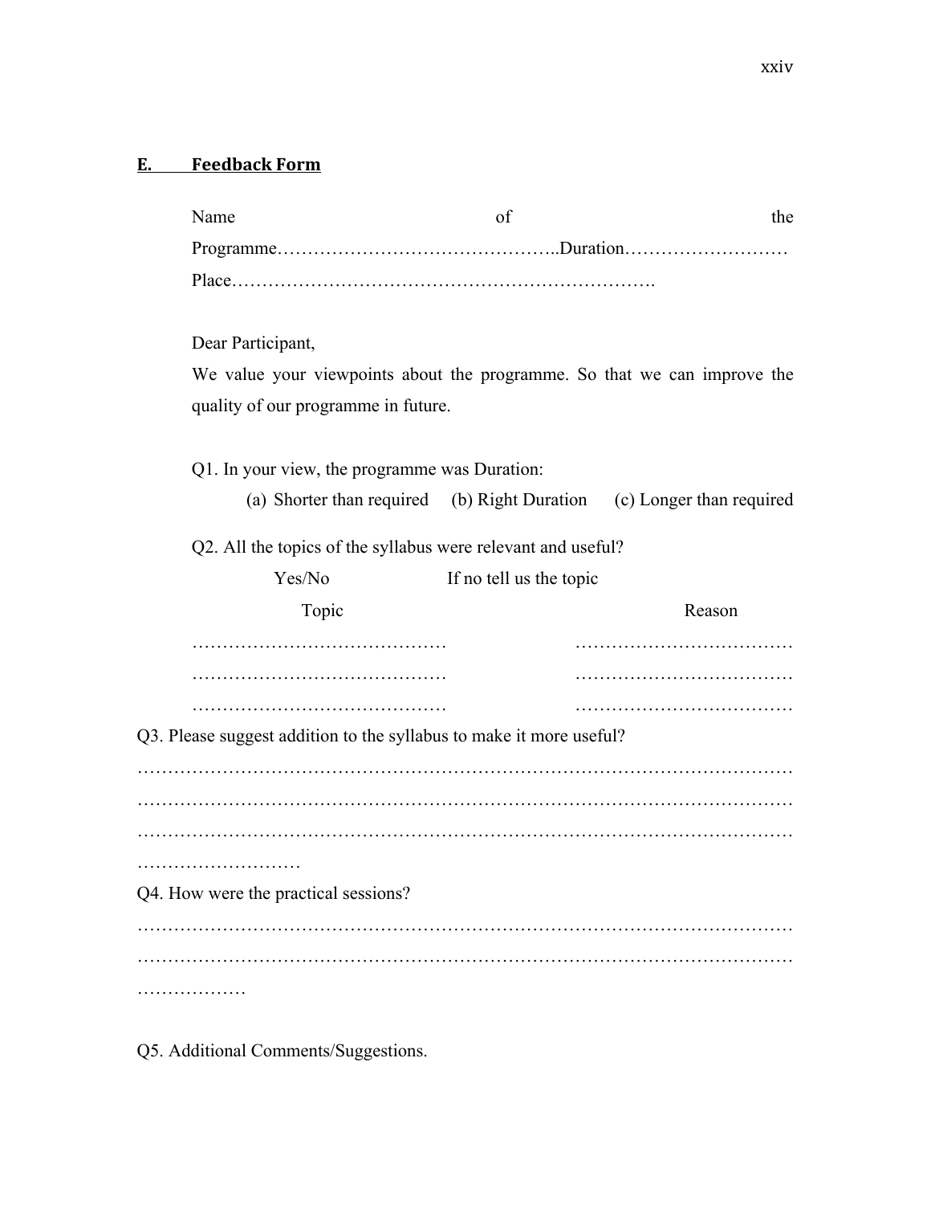## E. Feedback Form

Name of the Programme……………………………………..Duration……………………… Place…………………………………………………………….

Dear Participant,

We value your viewpoints about the programme. So that we can improve the quality of our programme in future.

Q1. In your view, the programme was Duration:

(a) Shorter than required (b) Right Duration (c) Longer than required

Q2. All the topics of the syllabus were relevant and useful?

Yes/No If no tell us the topic

| Topic | Reason |
|---|---|
| …………………………………… | ……………………………… |
| …………………………………… | ……………………………… |
| …………………………………… | ……………………………… |

Q3. Please suggest addition to the syllabus to make it more useful?

……………………………………………………………………………………………
……………………………………………………………………………………………
……………………………………………………………………………………………
………………………

Q4. How were the practical sessions?

……………………………………………………………………………………………
……………………………………………………………………………………………
………………

Q5. Additional Comments/Suggestions.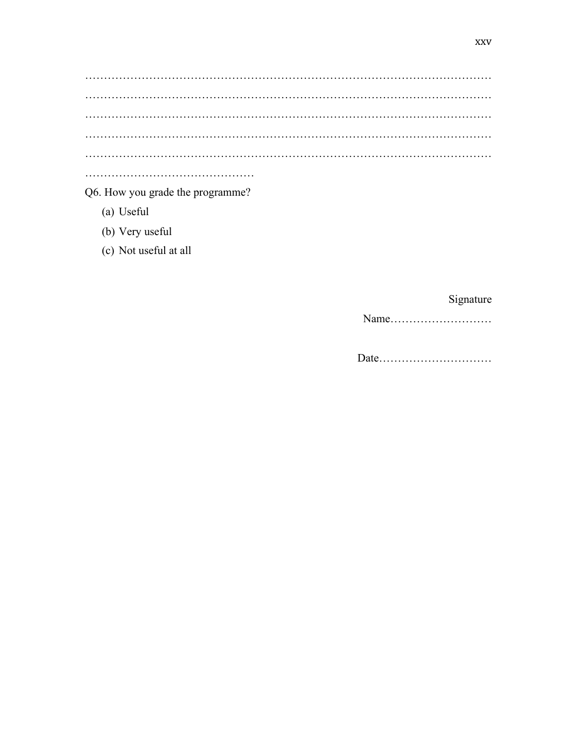…………………………………………………………………………………………………
…………………………………………………………………………………………………
…………………………………………………………………………………………………
…………………………………………………………………………………………………
…………………………………………………………………………………………………
………………………………………

Q6. How you grade the programme?

(a) Useful

(b) Very useful

(c) Not useful at all

Signature

Name………………………

Date…………………………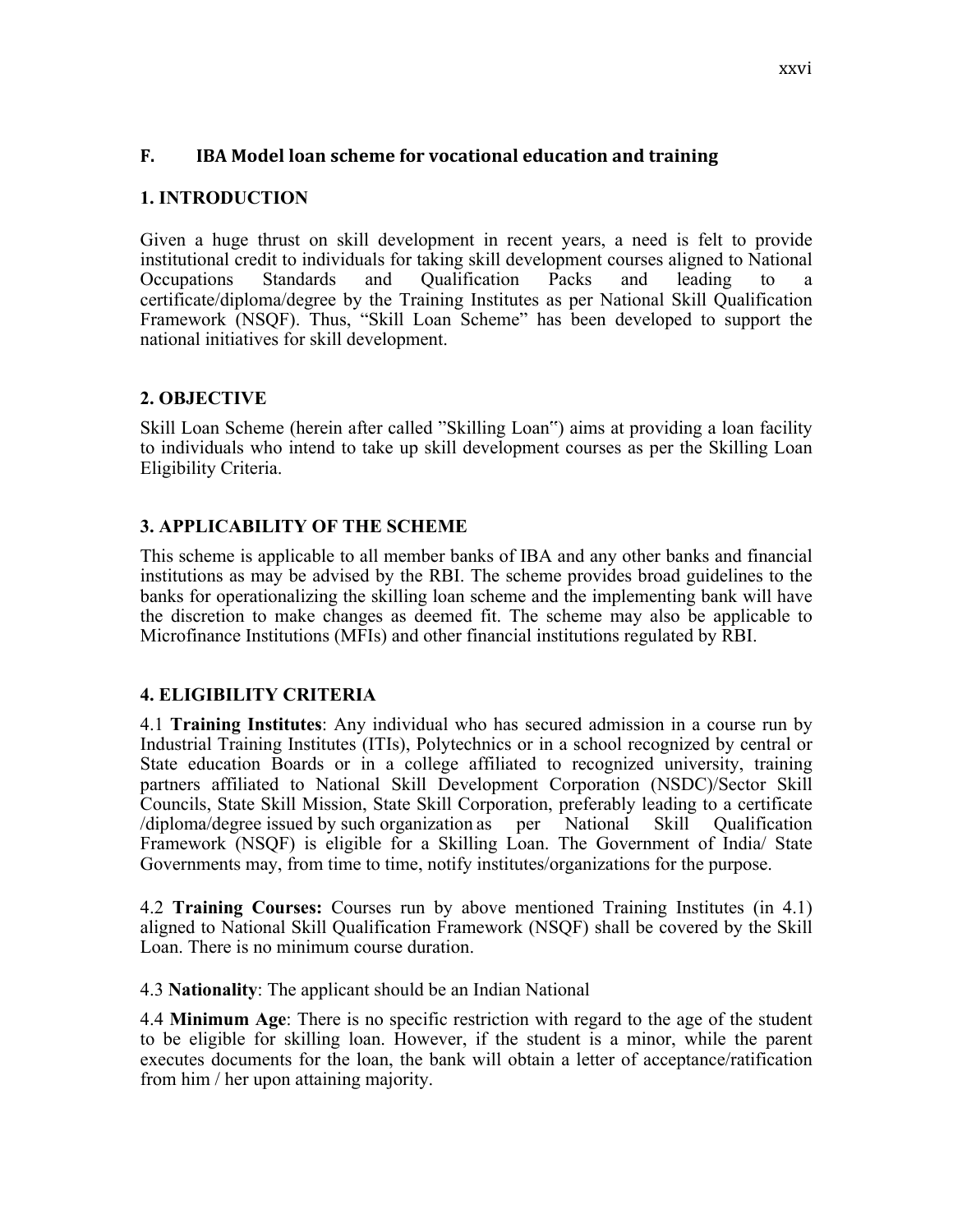## F. IBA Model loan scheme for vocational education and training

### 1. INTRODUCTION

Given a huge thrust on skill development in recent years, a need is felt to provide institutional credit to individuals for taking skill development courses aligned to National Occupations Standards and Qualification Packs and leading to a certificate/diploma/degree by the Training Institutes as per National Skill Qualification Framework (NSQF). Thus, "Skill Loan Scheme" has been developed to support the national initiatives for skill development.

### 2. OBJECTIVE

Skill Loan Scheme (herein after called "Skilling Loan") aims at providing a loan facility to individuals who intend to take up skill development courses as per the Skilling Loan Eligibility Criteria.

### 3. APPLICABILITY OF THE SCHEME

This scheme is applicable to all member banks of IBA and any other banks and financial institutions as may be advised by the RBI. The scheme provides broad guidelines to the banks for operationalizing the skilling loan scheme and the implementing bank will have the discretion to make changes as deemed fit. The scheme may also be applicable to Microfinance Institutions (MFIs) and other financial institutions regulated by RBI.

### 4. ELIGIBILITY CRITERIA

4.1 **Training Institutes**: Any individual who has secured admission in a course run by Industrial Training Institutes (ITIs), Polytechnics or in a school recognized by central or State education Boards or in a college affiliated to recognized university, training partners affiliated to National Skill Development Corporation (NSDC)/Sector Skill Councils, State Skill Mission, State Skill Corporation, preferably leading to a certificate /diploma/degree issued by such organization as per National Skill Qualification Framework (NSQF) is eligible for a Skilling Loan. The Government of India/ State Governments may, from time to time, notify institutes/organizations for the purpose.

4.2 **Training Courses:** Courses run by above mentioned Training Institutes (in 4.1) aligned to National Skill Qualification Framework (NSQF) shall be covered by the Skill Loan. There is no minimum course duration.

4.3 **Nationality**: The applicant should be an Indian National

4.4 **Minimum Age**: There is no specific restriction with regard to the age of the student to be eligible for skilling loan. However, if the student is a minor, while the parent executes documents for the loan, the bank will obtain a letter of acceptance/ratification from him / her upon attaining majority.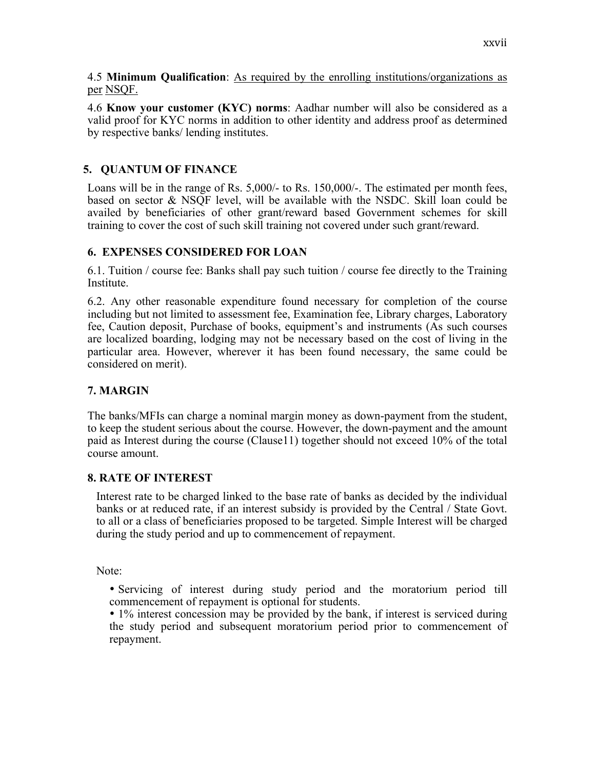4.5 **Minimum Qualification**: As required by the enrolling institutions/organizations as per NSQF.

4.6 **Know your customer (KYC) norms**: Aadhar number will also be considered as a valid proof for KYC norms in addition to other identity and address proof as determined by respective banks/ lending institutes.

## 5. QUANTUM OF FINANCE

Loans will be in the range of Rs. 5,000/- to Rs. 150,000/-. The estimated per month fees, based on sector & NSQF level, will be available with the NSDC. Skill loan could be availed by beneficiaries of other grant/reward based Government schemes for skill training to cover the cost of such skill training not covered under such grant/reward.

## 6. EXPENSES CONSIDERED FOR LOAN

6.1. Tuition / course fee: Banks shall pay such tuition / course fee directly to the Training Institute.

6.2. Any other reasonable expenditure found necessary for completion of the course including but not limited to assessment fee, Examination fee, Library charges, Laboratory fee, Caution deposit, Purchase of books, equipment's and instruments (As such courses are localized boarding, lodging may not be necessary based on the cost of living in the particular area. However, wherever it has been found necessary, the same could be considered on merit).

## 7. MARGIN

The banks/MFIs can charge a nominal margin money as down-payment from the student, to keep the student serious about the course. However, the down-payment and the amount paid as Interest during the course (Clause11) together should not exceed 10% of the total course amount.

## 8. RATE OF INTEREST

Interest rate to be charged linked to the base rate of banks as decided by the individual banks or at reduced rate, if an interest subsidy is provided by the Central / State Govt. to all or a class of beneficiaries proposed to be targeted. Simple Interest will be charged during the study period and up to commencement of repayment.

Note:

- Servicing of interest during study period and the moratorium period till commencement of repayment is optional for students.
- 1% interest concession may be provided by the bank, if interest is serviced during the study period and subsequent moratorium period prior to commencement of repayment.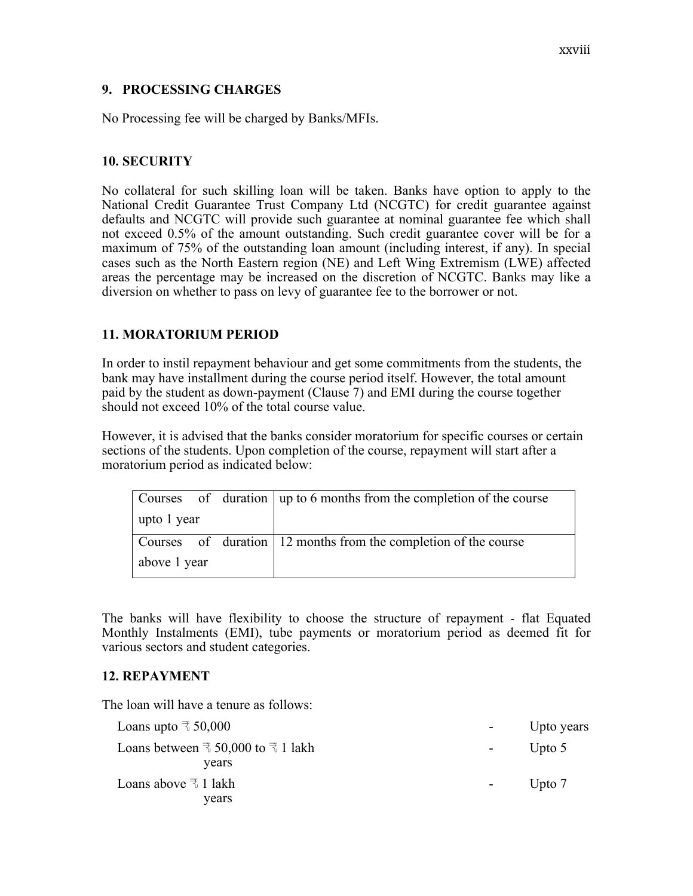## 9. PROCESSING CHARGES

No Processing fee will be charged by Banks/MFIs.

## 10. SECURITY

No collateral for such skilling loan will be taken. Banks have option to apply to the National Credit Guarantee Trust Company Ltd (NCGTC) for credit guarantee against defaults and NCGTC will provide such guarantee at nominal guarantee fee which shall not exceed 0.5% of the amount outstanding. Such credit guarantee cover will be for a maximum of 75% of the outstanding loan amount (including interest, if any). In special cases such as the North Eastern region (NE) and Left Wing Extremism (LWE) affected areas the percentage may be increased on the discretion of NCGTC. Banks may like a diversion on whether to pass on levy of guarantee fee to the borrower or not.

## 11. MORATORIUM PERIOD

In order to instil repayment behaviour and get some commitments from the students, the bank may have installment during the course period itself. However, the total amount paid by the student as down-payment (Clause 7) and EMI during the course together should not exceed 10% of the total course value.

However, it is advised that the banks consider moratorium for specific courses or certain sections of the students. Upon completion of the course, repayment will start after a moratorium period as indicated below:

| | |
|---|---|
| Courses of duration upto 1 year | up to 6 months from the completion of the course |
| Courses of duration above 1 year | 12 months from the completion of the course |

The banks will have flexibility to choose the structure of repayment - flat Equated Monthly Instalments (EMI), tube payments or moratorium period as deemed fit for various sectors and student categories.

## 12. REPAYMENT

The loan will have a tenure as follows:

| | | |
|---|---|---|
| Loans upto ₹ 50,000 | - | Upto years |
| Loans between ₹ 50,000 to ₹ 1 lakh | - | Upto 5 years |
| Loans above ₹ 1 lakh | - | Upto 7 years |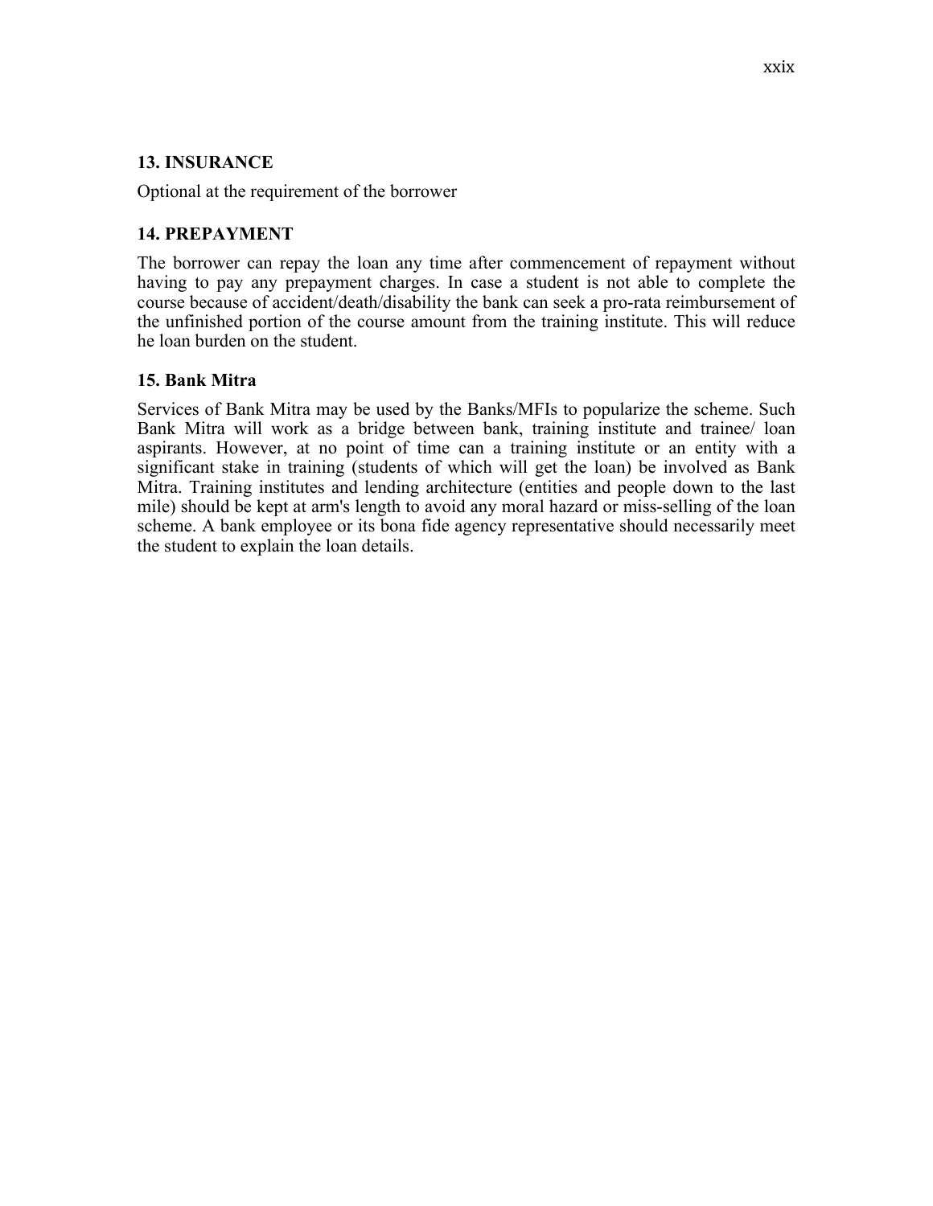### 13. INSURANCE

Optional at the requirement of the borrower

### 14. PREPAYMENT

The borrower can repay the loan any time after commencement of repayment without having to pay any prepayment charges. In case a student is not able to complete the course because of accident/death/disability the bank can seek a pro-rata reimbursement of the unfinished portion of the course amount from the training institute. This will reduce he loan burden on the student.

### 15. Bank Mitra

Services of Bank Mitra may be used by the Banks/MFIs to popularize the scheme. Such Bank Mitra will work as a bridge between bank, training institute and trainee/ loan aspirants. However, at no point of time can a training institute or an entity with a significant stake in training (students of which will get the loan) be involved as Bank Mitra. Training institutes and lending architecture (entities and people down to the last mile) should be kept at arm's length to avoid any moral hazard or miss-selling of the loan scheme. A bank employee or its bona fide agency representative should necessarily meet the student to explain the loan details.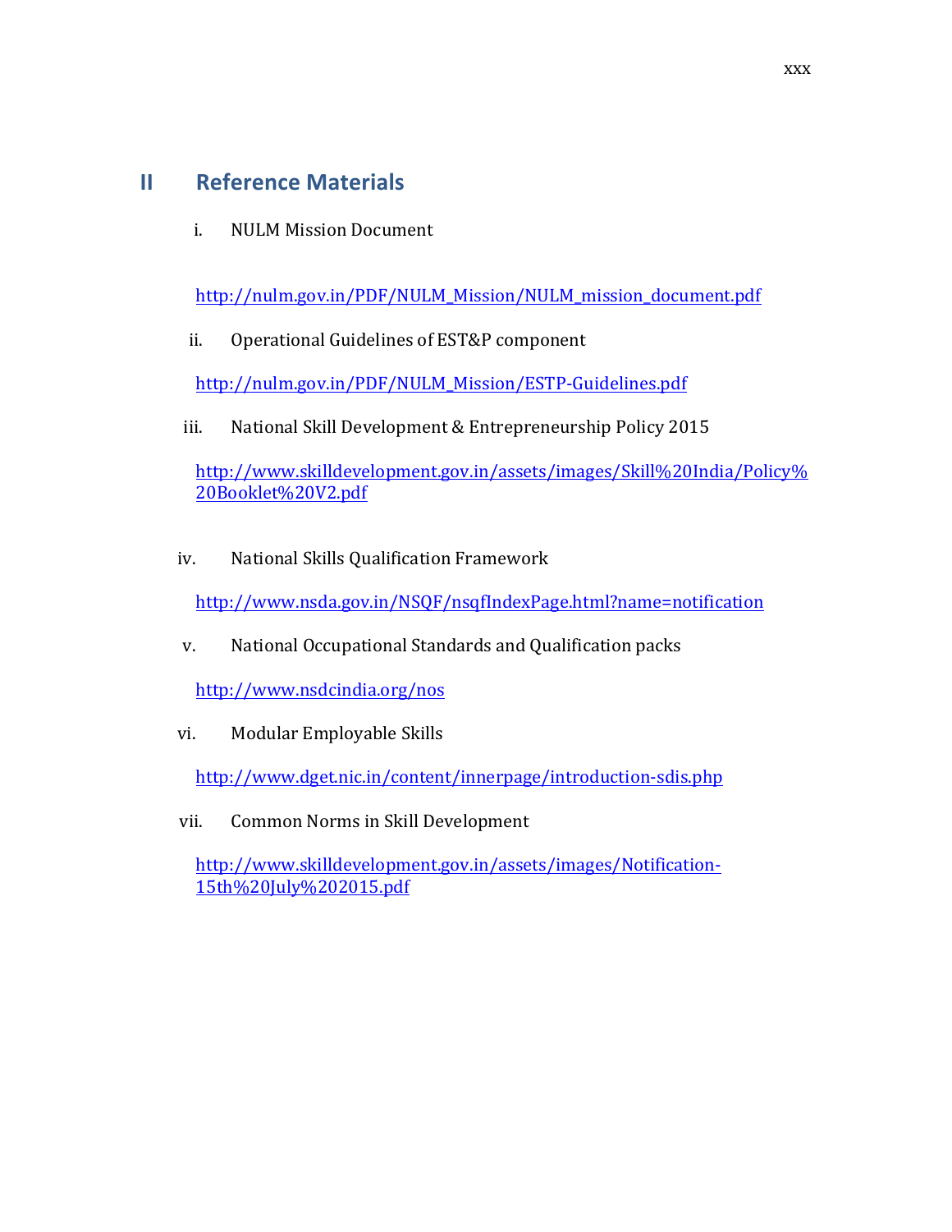## II Reference Materials

i. NULM Mission Document

http://nulm.gov.in/PDF/NULM_Mission/NULM_mission_document.pdf

ii. Operational Guidelines of EST&P component

http://nulm.gov.in/PDF/NULM_Mission/ESTP-Guidelines.pdf

iii. National Skill Development & Entrepreneurship Policy 2015

http://www.skilldevelopment.gov.in/assets/images/Skill%20India/Policy%20Booklet%20V2.pdf

iv. National Skills Qualification Framework

http://www.nsda.gov.in/NSQF/nsqfIndexPage.html?name=notification

v. National Occupational Standards and Qualification packs

http://www.nsdcindia.org/nos

vi. Modular Employable Skills

http://www.dget.nic.in/content/innerpage/introduction-sdis.php

vii. Common Norms in Skill Development

http://www.skilldevelopment.gov.in/assets/images/Notification-15th%20July%202015.pdf